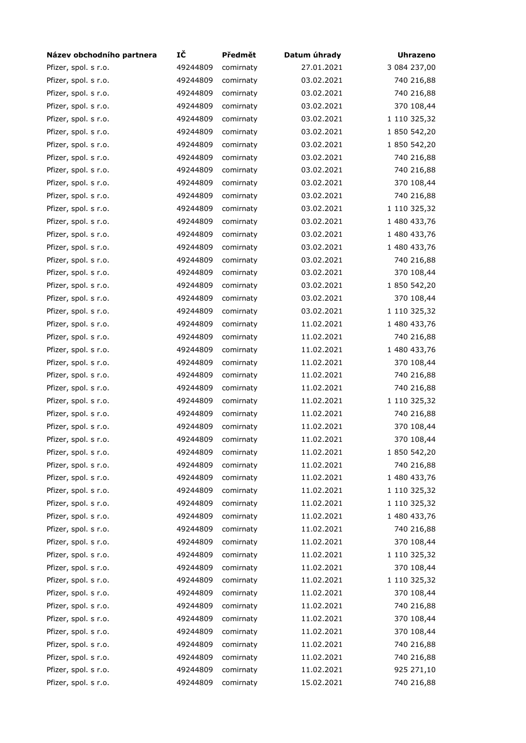| Název obchodního partnera | IČ | Předmět | Datum úhrady | Uhrazeno |
|---|---|---|---|---|
| Pfizer, spol. s r.o. | 49244809 | comirnaty | 27.01.2021 | 3 084 237,00 |
| Pfizer, spol. s r.o. | 49244809 | comirnaty | 03.02.2021 | 740 216,88 |
| Pfizer, spol. s r.o. | 49244809 | comirnaty | 03.02.2021 | 740 216,88 |
| Pfizer, spol. s r.o. | 49244809 | comirnaty | 03.02.2021 | 370 108,44 |
| Pfizer, spol. s r.o. | 49244809 | comirnaty | 03.02.2021 | 1 110 325,32 |
| Pfizer, spol. s r.o. | 49244809 | comirnaty | 03.02.2021 | 1 850 542,20 |
| Pfizer, spol. s r.o. | 49244809 | comirnaty | 03.02.2021 | 1 850 542,20 |
| Pfizer, spol. s r.o. | 49244809 | comirnaty | 03.02.2021 | 740 216,88 |
| Pfizer, spol. s r.o. | 49244809 | comirnaty | 03.02.2021 | 740 216,88 |
| Pfizer, spol. s r.o. | 49244809 | comirnaty | 03.02.2021 | 370 108,44 |
| Pfizer, spol. s r.o. | 49244809 | comirnaty | 03.02.2021 | 740 216,88 |
| Pfizer, spol. s r.o. | 49244809 | comirnaty | 03.02.2021 | 1 110 325,32 |
| Pfizer, spol. s r.o. | 49244809 | comirnaty | 03.02.2021 | 1 480 433,76 |
| Pfizer, spol. s r.o. | 49244809 | comirnaty | 03.02.2021 | 1 480 433,76 |
| Pfizer, spol. s r.o. | 49244809 | comirnaty | 03.02.2021 | 1 480 433,76 |
| Pfizer, spol. s r.o. | 49244809 | comirnaty | 03.02.2021 | 740 216,88 |
| Pfizer, spol. s r.o. | 49244809 | comirnaty | 03.02.2021 | 370 108,44 |
| Pfizer, spol. s r.o. | 49244809 | comirnaty | 03.02.2021 | 1 850 542,20 |
| Pfizer, spol. s r.o. | 49244809 | comirnaty | 03.02.2021 | 370 108,44 |
| Pfizer, spol. s r.o. | 49244809 | comirnaty | 03.02.2021 | 1 110 325,32 |
| Pfizer, spol. s r.o. | 49244809 | comirnaty | 11.02.2021 | 1 480 433,76 |
| Pfizer, spol. s r.o. | 49244809 | comirnaty | 11.02.2021 | 740 216,88 |
| Pfizer, spol. s r.o. | 49244809 | comirnaty | 11.02.2021 | 1 480 433,76 |
| Pfizer, spol. s r.o. | 49244809 | comirnaty | 11.02.2021 | 370 108,44 |
| Pfizer, spol. s r.o. | 49244809 | comirnaty | 11.02.2021 | 740 216,88 |
| Pfizer, spol. s r.o. | 49244809 | comirnaty | 11.02.2021 | 740 216,88 |
| Pfizer, spol. s r.o. | 49244809 | comirnaty | 11.02.2021 | 1 110 325,32 |
| Pfizer, spol. s r.o. | 49244809 | comirnaty | 11.02.2021 | 740 216,88 |
| Pfizer, spol. s r.o. | 49244809 | comirnaty | 11.02.2021 | 370 108,44 |
| Pfizer, spol. s r.o. | 49244809 | comirnaty | 11.02.2021 | 370 108,44 |
| Pfizer, spol. s r.o. | 49244809 | comirnaty | 11.02.2021 | 1 850 542,20 |
| Pfizer, spol. s r.o. | 49244809 | comirnaty | 11.02.2021 | 740 216,88 |
| Pfizer, spol. s r.o. | 49244809 | comirnaty | 11.02.2021 | 1 480 433,76 |
| Pfizer, spol. s r.o. | 49244809 | comirnaty | 11.02.2021 | 1 110 325,32 |
| Pfizer, spol. s r.o. | 49244809 | comirnaty | 11.02.2021 | 1 110 325,32 |
| Pfizer, spol. s r.o. | 49244809 | comirnaty | 11.02.2021 | 1 480 433,76 |
| Pfizer, spol. s r.o. | 49244809 | comirnaty | 11.02.2021 | 740 216,88 |
| Pfizer, spol. s r.o. | 49244809 | comirnaty | 11.02.2021 | 370 108,44 |
| Pfizer, spol. s r.o. | 49244809 | comirnaty | 11.02.2021 | 1 110 325,32 |
| Pfizer, spol. s r.o. | 49244809 | comirnaty | 11.02.2021 | 370 108,44 |
| Pfizer, spol. s r.o. | 49244809 | comirnaty | 11.02.2021 | 1 110 325,32 |
| Pfizer, spol. s r.o. | 49244809 | comirnaty | 11.02.2021 | 370 108,44 |
| Pfizer, spol. s r.o. | 49244809 | comirnaty | 11.02.2021 | 740 216,88 |
| Pfizer, spol. s r.o. | 49244809 | comirnaty | 11.02.2021 | 370 108,44 |
| Pfizer, spol. s r.o. | 49244809 | comirnaty | 11.02.2021 | 370 108,44 |
| Pfizer, spol. s r.o. | 49244809 | comirnaty | 11.02.2021 | 740 216,88 |
| Pfizer, spol. s r.o. | 49244809 | comirnaty | 11.02.2021 | 740 216,88 |
| Pfizer, spol. s r.o. | 49244809 | comirnaty | 11.02.2021 | 925 271,10 |
| Pfizer, spol. s r.o. | 49244809 | comirnaty | 15.02.2021 | 740 216,88 |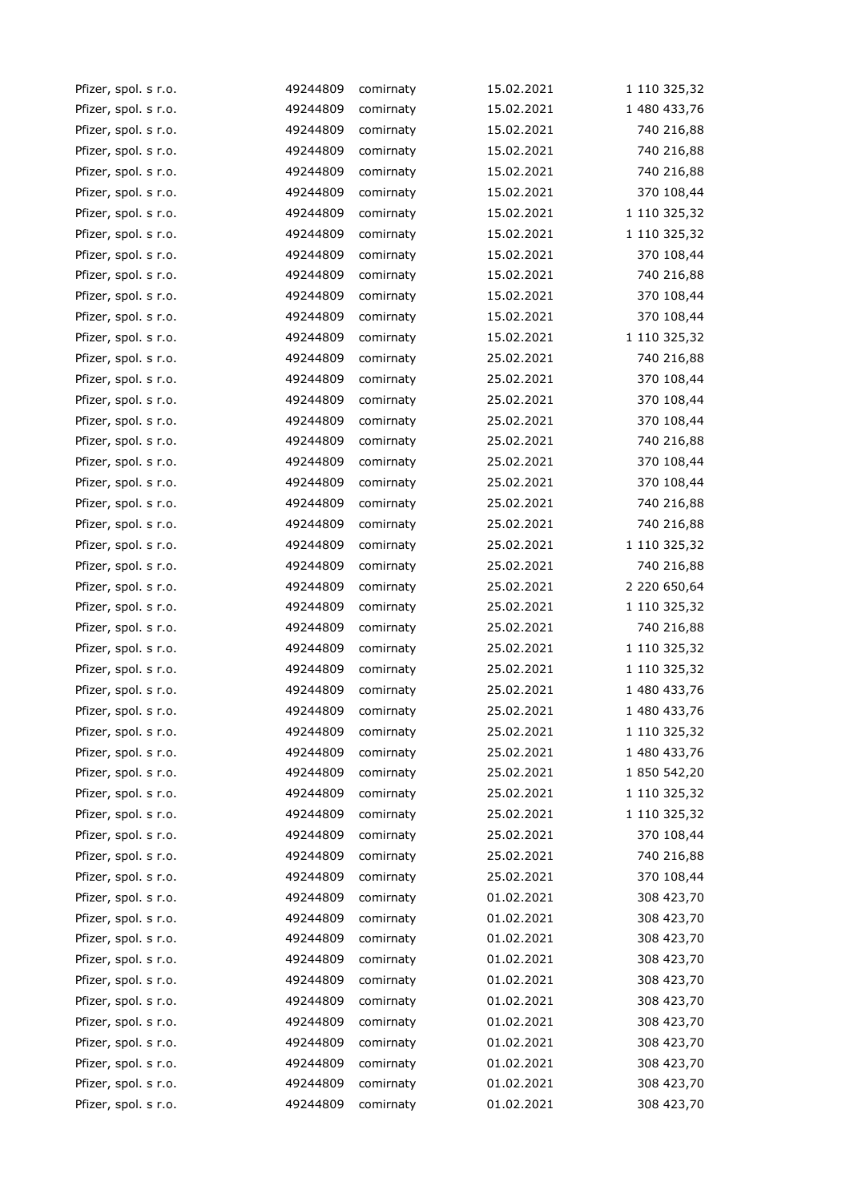| | | | | |
|---|---|---|---|---|
| Pfizer, spol. s r.o. | 49244809 | comirnaty | 15.02.2021 | 1 110 325,32 |
| Pfizer, spol. s r.o. | 49244809 | comirnaty | 15.02.2021 | 1 480 433,76 |
| Pfizer, spol. s r.o. | 49244809 | comirnaty | 15.02.2021 | 740 216,88 |
| Pfizer, spol. s r.o. | 49244809 | comirnaty | 15.02.2021 | 740 216,88 |
| Pfizer, spol. s r.o. | 49244809 | comirnaty | 15.02.2021 | 740 216,88 |
| Pfizer, spol. s r.o. | 49244809 | comirnaty | 15.02.2021 | 370 108,44 |
| Pfizer, spol. s r.o. | 49244809 | comirnaty | 15.02.2021 | 1 110 325,32 |
| Pfizer, spol. s r.o. | 49244809 | comirnaty | 15.02.2021 | 1 110 325,32 |
| Pfizer, spol. s r.o. | 49244809 | comirnaty | 15.02.2021 | 370 108,44 |
| Pfizer, spol. s r.o. | 49244809 | comirnaty | 15.02.2021 | 740 216,88 |
| Pfizer, spol. s r.o. | 49244809 | comirnaty | 15.02.2021 | 370 108,44 |
| Pfizer, spol. s r.o. | 49244809 | comirnaty | 15.02.2021 | 370 108,44 |
| Pfizer, spol. s r.o. | 49244809 | comirnaty | 15.02.2021 | 1 110 325,32 |
| Pfizer, spol. s r.o. | 49244809 | comirnaty | 25.02.2021 | 740 216,88 |
| Pfizer, spol. s r.o. | 49244809 | comirnaty | 25.02.2021 | 370 108,44 |
| Pfizer, spol. s r.o. | 49244809 | comirnaty | 25.02.2021 | 370 108,44 |
| Pfizer, spol. s r.o. | 49244809 | comirnaty | 25.02.2021 | 370 108,44 |
| Pfizer, spol. s r.o. | 49244809 | comirnaty | 25.02.2021 | 740 216,88 |
| Pfizer, spol. s r.o. | 49244809 | comirnaty | 25.02.2021 | 370 108,44 |
| Pfizer, spol. s r.o. | 49244809 | comirnaty | 25.02.2021 | 370 108,44 |
| Pfizer, spol. s r.o. | 49244809 | comirnaty | 25.02.2021 | 740 216,88 |
| Pfizer, spol. s r.o. | 49244809 | comirnaty | 25.02.2021 | 740 216,88 |
| Pfizer, spol. s r.o. | 49244809 | comirnaty | 25.02.2021 | 1 110 325,32 |
| Pfizer, spol. s r.o. | 49244809 | comirnaty | 25.02.2021 | 740 216,88 |
| Pfizer, spol. s r.o. | 49244809 | comirnaty | 25.02.2021 | 2 220 650,64 |
| Pfizer, spol. s r.o. | 49244809 | comirnaty | 25.02.2021 | 1 110 325,32 |
| Pfizer, spol. s r.o. | 49244809 | comirnaty | 25.02.2021 | 740 216,88 |
| Pfizer, spol. s r.o. | 49244809 | comirnaty | 25.02.2021 | 1 110 325,32 |
| Pfizer, spol. s r.o. | 49244809 | comirnaty | 25.02.2021 | 1 110 325,32 |
| Pfizer, spol. s r.o. | 49244809 | comirnaty | 25.02.2021 | 1 480 433,76 |
| Pfizer, spol. s r.o. | 49244809 | comirnaty | 25.02.2021 | 1 480 433,76 |
| Pfizer, spol. s r.o. | 49244809 | comirnaty | 25.02.2021 | 1 110 325,32 |
| Pfizer, spol. s r.o. | 49244809 | comirnaty | 25.02.2021 | 1 480 433,76 |
| Pfizer, spol. s r.o. | 49244809 | comirnaty | 25.02.2021 | 1 850 542,20 |
| Pfizer, spol. s r.o. | 49244809 | comirnaty | 25.02.2021 | 1 110 325,32 |
| Pfizer, spol. s r.o. | 49244809 | comirnaty | 25.02.2021 | 1 110 325,32 |
| Pfizer, spol. s r.o. | 49244809 | comirnaty | 25.02.2021 | 370 108,44 |
| Pfizer, spol. s r.o. | 49244809 | comirnaty | 25.02.2021 | 740 216,88 |
| Pfizer, spol. s r.o. | 49244809 | comirnaty | 25.02.2021 | 370 108,44 |
| Pfizer, spol. s r.o. | 49244809 | comirnaty | 01.02.2021 | 308 423,70 |
| Pfizer, spol. s r.o. | 49244809 | comirnaty | 01.02.2021 | 308 423,70 |
| Pfizer, spol. s r.o. | 49244809 | comirnaty | 01.02.2021 | 308 423,70 |
| Pfizer, spol. s r.o. | 49244809 | comirnaty | 01.02.2021 | 308 423,70 |
| Pfizer, spol. s r.o. | 49244809 | comirnaty | 01.02.2021 | 308 423,70 |
| Pfizer, spol. s r.o. | 49244809 | comirnaty | 01.02.2021 | 308 423,70 |
| Pfizer, spol. s r.o. | 49244809 | comirnaty | 01.02.2021 | 308 423,70 |
| Pfizer, spol. s r.o. | 49244809 | comirnaty | 01.02.2021 | 308 423,70 |
| Pfizer, spol. s r.o. | 49244809 | comirnaty | 01.02.2021 | 308 423,70 |
| Pfizer, spol. s r.o. | 49244809 | comirnaty | 01.02.2021 | 308 423,70 |
| Pfizer, spol. s r.o. | 49244809 | comirnaty | 01.02.2021 | 308 423,70 |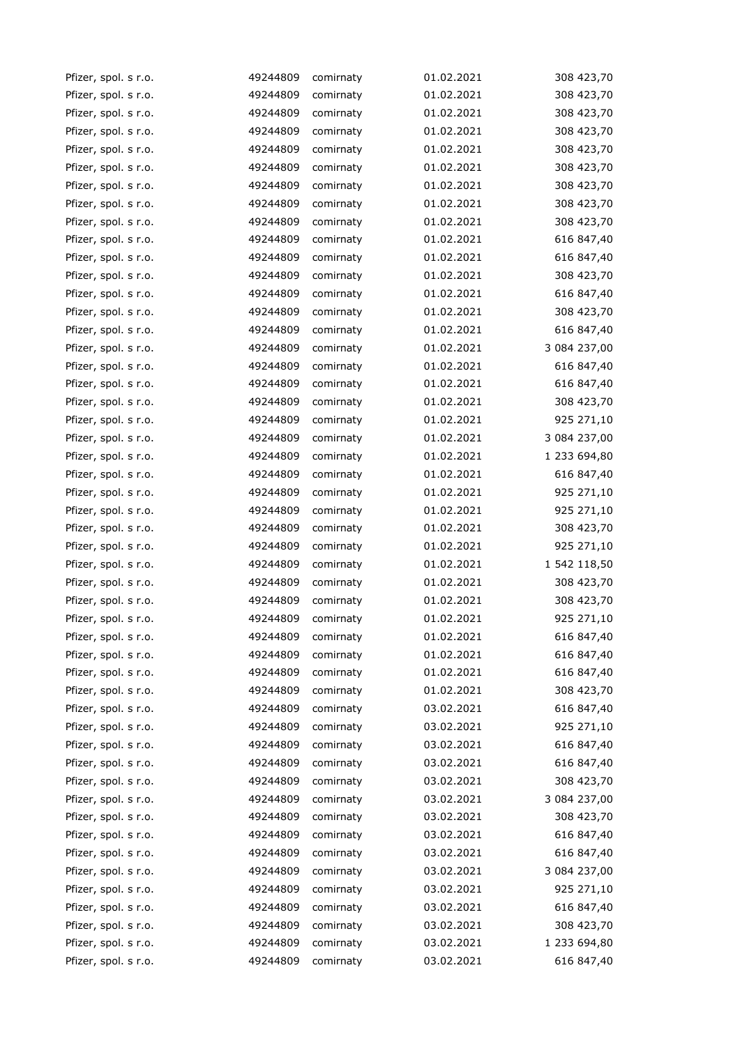| | | | | |
|---|---|---|---|---|
| Pfizer, spol. s r.o. | 49244809 | comirnaty | 01.02.2021 | 308 423,70 |
| Pfizer, spol. s r.o. | 49244809 | comirnaty | 01.02.2021 | 308 423,70 |
| Pfizer, spol. s r.o. | 49244809 | comirnaty | 01.02.2021 | 308 423,70 |
| Pfizer, spol. s r.o. | 49244809 | comirnaty | 01.02.2021 | 308 423,70 |
| Pfizer, spol. s r.o. | 49244809 | comirnaty | 01.02.2021 | 308 423,70 |
| Pfizer, spol. s r.o. | 49244809 | comirnaty | 01.02.2021 | 308 423,70 |
| Pfizer, spol. s r.o. | 49244809 | comirnaty | 01.02.2021 | 308 423,70 |
| Pfizer, spol. s r.o. | 49244809 | comirnaty | 01.02.2021 | 308 423,70 |
| Pfizer, spol. s r.o. | 49244809 | comirnaty | 01.02.2021 | 308 423,70 |
| Pfizer, spol. s r.o. | 49244809 | comirnaty | 01.02.2021 | 616 847,40 |
| Pfizer, spol. s r.o. | 49244809 | comirnaty | 01.02.2021 | 616 847,40 |
| Pfizer, spol. s r.o. | 49244809 | comirnaty | 01.02.2021 | 308 423,70 |
| Pfizer, spol. s r.o. | 49244809 | comirnaty | 01.02.2021 | 616 847,40 |
| Pfizer, spol. s r.o. | 49244809 | comirnaty | 01.02.2021 | 308 423,70 |
| Pfizer, spol. s r.o. | 49244809 | comirnaty | 01.02.2021 | 616 847,40 |
| Pfizer, spol. s r.o. | 49244809 | comirnaty | 01.02.2021 | 3 084 237,00 |
| Pfizer, spol. s r.o. | 49244809 | comirnaty | 01.02.2021 | 616 847,40 |
| Pfizer, spol. s r.o. | 49244809 | comirnaty | 01.02.2021 | 616 847,40 |
| Pfizer, spol. s r.o. | 49244809 | comirnaty | 01.02.2021 | 308 423,70 |
| Pfizer, spol. s r.o. | 49244809 | comirnaty | 01.02.2021 | 925 271,10 |
| Pfizer, spol. s r.o. | 49244809 | comirnaty | 01.02.2021 | 3 084 237,00 |
| Pfizer, spol. s r.o. | 49244809 | comirnaty | 01.02.2021 | 1 233 694,80 |
| Pfizer, spol. s r.o. | 49244809 | comirnaty | 01.02.2021 | 616 847,40 |
| Pfizer, spol. s r.o. | 49244809 | comirnaty | 01.02.2021 | 925 271,10 |
| Pfizer, spol. s r.o. | 49244809 | comirnaty | 01.02.2021 | 925 271,10 |
| Pfizer, spol. s r.o. | 49244809 | comirnaty | 01.02.2021 | 308 423,70 |
| Pfizer, spol. s r.o. | 49244809 | comirnaty | 01.02.2021 | 925 271,10 |
| Pfizer, spol. s r.o. | 49244809 | comirnaty | 01.02.2021 | 1 542 118,50 |
| Pfizer, spol. s r.o. | 49244809 | comirnaty | 01.02.2021 | 308 423,70 |
| Pfizer, spol. s r.o. | 49244809 | comirnaty | 01.02.2021 | 308 423,70 |
| Pfizer, spol. s r.o. | 49244809 | comirnaty | 01.02.2021 | 925 271,10 |
| Pfizer, spol. s r.o. | 49244809 | comirnaty | 01.02.2021 | 616 847,40 |
| Pfizer, spol. s r.o. | 49244809 | comirnaty | 01.02.2021 | 616 847,40 |
| Pfizer, spol. s r.o. | 49244809 | comirnaty | 01.02.2021 | 616 847,40 |
| Pfizer, spol. s r.o. | 49244809 | comirnaty | 01.02.2021 | 308 423,70 |
| Pfizer, spol. s r.o. | 49244809 | comirnaty | 03.02.2021 | 616 847,40 |
| Pfizer, spol. s r.o. | 49244809 | comirnaty | 03.02.2021 | 925 271,10 |
| Pfizer, spol. s r.o. | 49244809 | comirnaty | 03.02.2021 | 616 847,40 |
| Pfizer, spol. s r.o. | 49244809 | comirnaty | 03.02.2021 | 616 847,40 |
| Pfizer, spol. s r.o. | 49244809 | comirnaty | 03.02.2021 | 308 423,70 |
| Pfizer, spol. s r.o. | 49244809 | comirnaty | 03.02.2021 | 3 084 237,00 |
| Pfizer, spol. s r.o. | 49244809 | comirnaty | 03.02.2021 | 308 423,70 |
| Pfizer, spol. s r.o. | 49244809 | comirnaty | 03.02.2021 | 616 847,40 |
| Pfizer, spol. s r.o. | 49244809 | comirnaty | 03.02.2021 | 616 847,40 |
| Pfizer, spol. s r.o. | 49244809 | comirnaty | 03.02.2021 | 3 084 237,00 |
| Pfizer, spol. s r.o. | 49244809 | comirnaty | 03.02.2021 | 925 271,10 |
| Pfizer, spol. s r.o. | 49244809 | comirnaty | 03.02.2021 | 616 847,40 |
| Pfizer, spol. s r.o. | 49244809 | comirnaty | 03.02.2021 | 308 423,70 |
| Pfizer, spol. s r.o. | 49244809 | comirnaty | 03.02.2021 | 1 233 694,80 |
| Pfizer, spol. s r.o. | 49244809 | comirnaty | 03.02.2021 | 616 847,40 |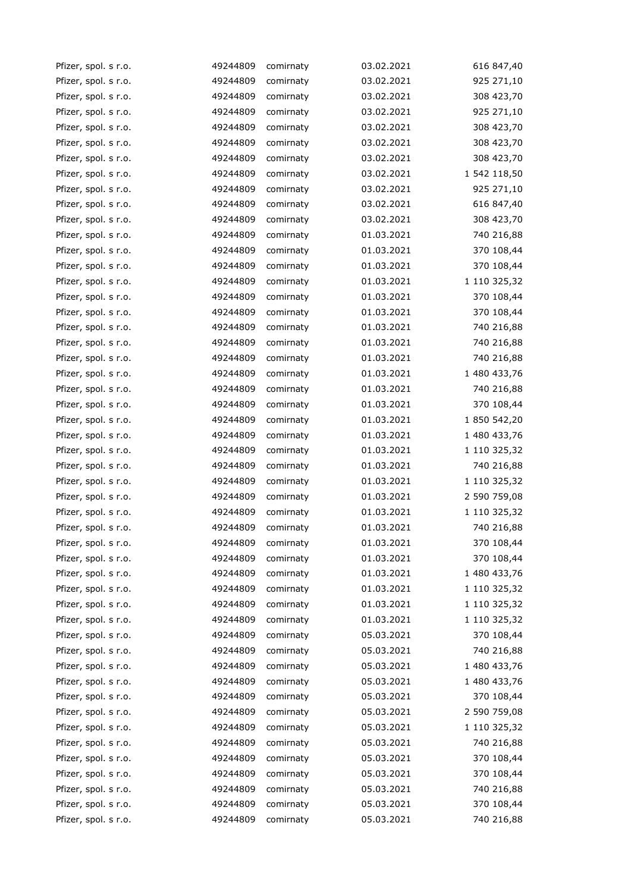| | | | | |
|---|---|---|---|---|
| Pfizer, spol. s r.o. | 49244809 | comirnaty | 03.02.2021 | 616 847,40 |
| Pfizer, spol. s r.o. | 49244809 | comirnaty | 03.02.2021 | 925 271,10 |
| Pfizer, spol. s r.o. | 49244809 | comirnaty | 03.02.2021 | 308 423,70 |
| Pfizer, spol. s r.o. | 49244809 | comirnaty | 03.02.2021 | 925 271,10 |
| Pfizer, spol. s r.o. | 49244809 | comirnaty | 03.02.2021 | 308 423,70 |
| Pfizer, spol. s r.o. | 49244809 | comirnaty | 03.02.2021 | 308 423,70 |
| Pfizer, spol. s r.o. | 49244809 | comirnaty | 03.02.2021 | 308 423,70 |
| Pfizer, spol. s r.o. | 49244809 | comirnaty | 03.02.2021 | 1 542 118,50 |
| Pfizer, spol. s r.o. | 49244809 | comirnaty | 03.02.2021 | 925 271,10 |
| Pfizer, spol. s r.o. | 49244809 | comirnaty | 03.02.2021 | 616 847,40 |
| Pfizer, spol. s r.o. | 49244809 | comirnaty | 03.02.2021 | 308 423,70 |
| Pfizer, spol. s r.o. | 49244809 | comirnaty | 01.03.2021 | 740 216,88 |
| Pfizer, spol. s r.o. | 49244809 | comirnaty | 01.03.2021 | 370 108,44 |
| Pfizer, spol. s r.o. | 49244809 | comirnaty | 01.03.2021 | 370 108,44 |
| Pfizer, spol. s r.o. | 49244809 | comirnaty | 01.03.2021 | 1 110 325,32 |
| Pfizer, spol. s r.o. | 49244809 | comirnaty | 01.03.2021 | 370 108,44 |
| Pfizer, spol. s r.o. | 49244809 | comirnaty | 01.03.2021 | 370 108,44 |
| Pfizer, spol. s r.o. | 49244809 | comirnaty | 01.03.2021 | 740 216,88 |
| Pfizer, spol. s r.o. | 49244809 | comirnaty | 01.03.2021 | 740 216,88 |
| Pfizer, spol. s r.o. | 49244809 | comirnaty | 01.03.2021 | 740 216,88 |
| Pfizer, spol. s r.o. | 49244809 | comirnaty | 01.03.2021 | 1 480 433,76 |
| Pfizer, spol. s r.o. | 49244809 | comirnaty | 01.03.2021 | 740 216,88 |
| Pfizer, spol. s r.o. | 49244809 | comirnaty | 01.03.2021 | 370 108,44 |
| Pfizer, spol. s r.o. | 49244809 | comirnaty | 01.03.2021 | 1 850 542,20 |
| Pfizer, spol. s r.o. | 49244809 | comirnaty | 01.03.2021 | 1 480 433,76 |
| Pfizer, spol. s r.o. | 49244809 | comirnaty | 01.03.2021 | 1 110 325,32 |
| Pfizer, spol. s r.o. | 49244809 | comirnaty | 01.03.2021 | 740 216,88 |
| Pfizer, spol. s r.o. | 49244809 | comirnaty | 01.03.2021 | 1 110 325,32 |
| Pfizer, spol. s r.o. | 49244809 | comirnaty | 01.03.2021 | 2 590 759,08 |
| Pfizer, spol. s r.o. | 49244809 | comirnaty | 01.03.2021 | 1 110 325,32 |
| Pfizer, spol. s r.o. | 49244809 | comirnaty | 01.03.2021 | 740 216,88 |
| Pfizer, spol. s r.o. | 49244809 | comirnaty | 01.03.2021 | 370 108,44 |
| Pfizer, spol. s r.o. | 49244809 | comirnaty | 01.03.2021 | 370 108,44 |
| Pfizer, spol. s r.o. | 49244809 | comirnaty | 01.03.2021 | 1 480 433,76 |
| Pfizer, spol. s r.o. | 49244809 | comirnaty | 01.03.2021 | 1 110 325,32 |
| Pfizer, spol. s r.o. | 49244809 | comirnaty | 01.03.2021 | 1 110 325,32 |
| Pfizer, spol. s r.o. | 49244809 | comirnaty | 01.03.2021 | 1 110 325,32 |
| Pfizer, spol. s r.o. | 49244809 | comirnaty | 05.03.2021 | 370 108,44 |
| Pfizer, spol. s r.o. | 49244809 | comirnaty | 05.03.2021 | 740 216,88 |
| Pfizer, spol. s r.o. | 49244809 | comirnaty | 05.03.2021 | 1 480 433,76 |
| Pfizer, spol. s r.o. | 49244809 | comirnaty | 05.03.2021 | 1 480 433,76 |
| Pfizer, spol. s r.o. | 49244809 | comirnaty | 05.03.2021 | 370 108,44 |
| Pfizer, spol. s r.o. | 49244809 | comirnaty | 05.03.2021 | 2 590 759,08 |
| Pfizer, spol. s r.o. | 49244809 | comirnaty | 05.03.2021 | 1 110 325,32 |
| Pfizer, spol. s r.o. | 49244809 | comirnaty | 05.03.2021 | 740 216,88 |
| Pfizer, spol. s r.o. | 49244809 | comirnaty | 05.03.2021 | 370 108,44 |
| Pfizer, spol. s r.o. | 49244809 | comirnaty | 05.03.2021 | 370 108,44 |
| Pfizer, spol. s r.o. | 49244809 | comirnaty | 05.03.2021 | 740 216,88 |
| Pfizer, spol. s r.o. | 49244809 | comirnaty | 05.03.2021 | 370 108,44 |
| Pfizer, spol. s r.o. | 49244809 | comirnaty | 05.03.2021 | 740 216,88 |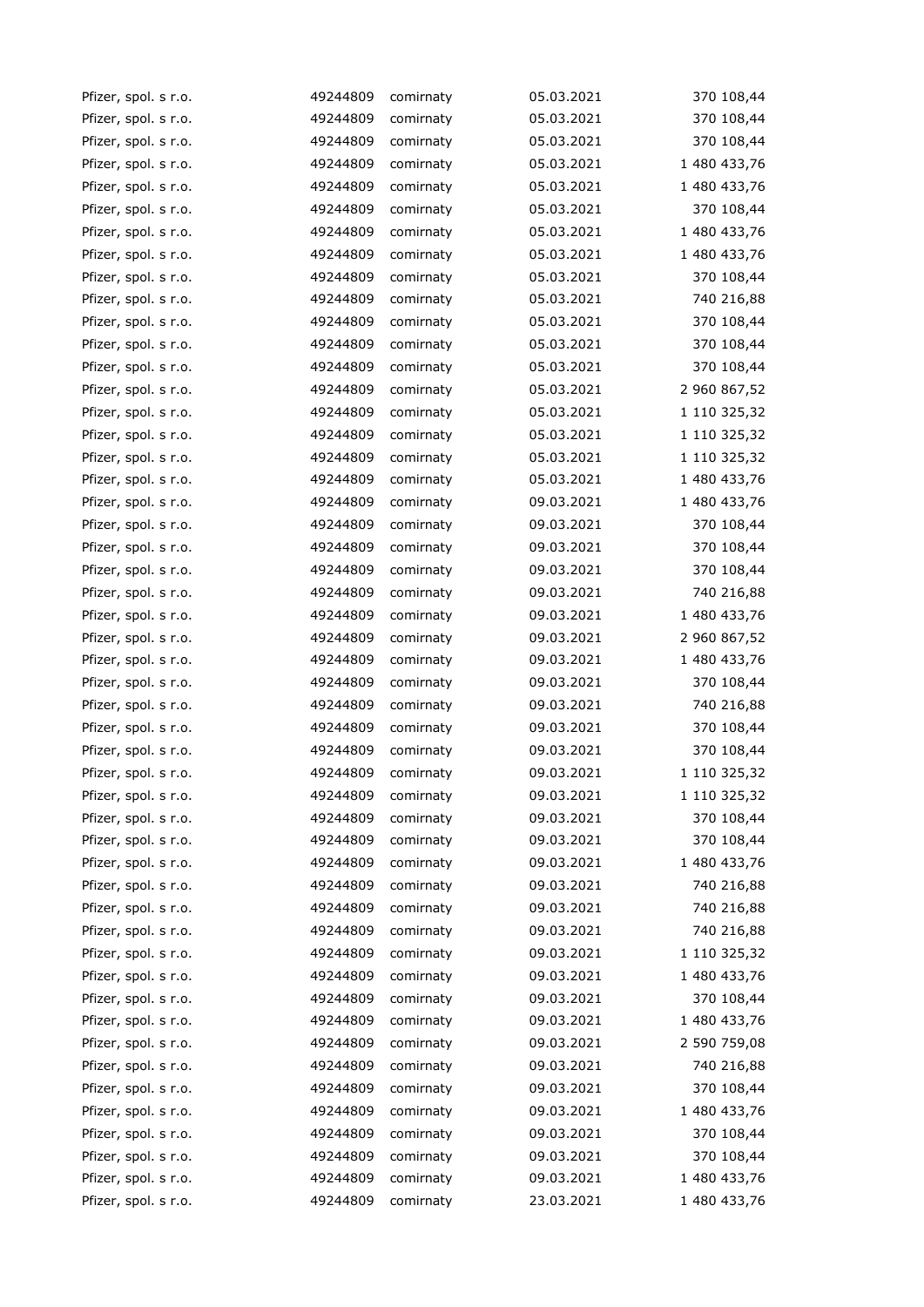| | | | | |
|---|---|---|---|---|
| Pfizer, spol. s r.o. | 49244809 | comirnaty | 05.03.2021 | 370 108,44 |
| Pfizer, spol. s r.o. | 49244809 | comirnaty | 05.03.2021 | 370 108,44 |
| Pfizer, spol. s r.o. | 49244809 | comirnaty | 05.03.2021 | 370 108,44 |
| Pfizer, spol. s r.o. | 49244809 | comirnaty | 05.03.2021 | 1 480 433,76 |
| Pfizer, spol. s r.o. | 49244809 | comirnaty | 05.03.2021 | 1 480 433,76 |
| Pfizer, spol. s r.o. | 49244809 | comirnaty | 05.03.2021 | 370 108,44 |
| Pfizer, spol. s r.o. | 49244809 | comirnaty | 05.03.2021 | 1 480 433,76 |
| Pfizer, spol. s r.o. | 49244809 | comirnaty | 05.03.2021 | 1 480 433,76 |
| Pfizer, spol. s r.o. | 49244809 | comirnaty | 05.03.2021 | 370 108,44 |
| Pfizer, spol. s r.o. | 49244809 | comirnaty | 05.03.2021 | 740 216,88 |
| Pfizer, spol. s r.o. | 49244809 | comirnaty | 05.03.2021 | 370 108,44 |
| Pfizer, spol. s r.o. | 49244809 | comirnaty | 05.03.2021 | 370 108,44 |
| Pfizer, spol. s r.o. | 49244809 | comirnaty | 05.03.2021 | 370 108,44 |
| Pfizer, spol. s r.o. | 49244809 | comirnaty | 05.03.2021 | 2 960 867,52 |
| Pfizer, spol. s r.o. | 49244809 | comirnaty | 05.03.2021 | 1 110 325,32 |
| Pfizer, spol. s r.o. | 49244809 | comirnaty | 05.03.2021 | 1 110 325,32 |
| Pfizer, spol. s r.o. | 49244809 | comirnaty | 05.03.2021 | 1 110 325,32 |
| Pfizer, spol. s r.o. | 49244809 | comirnaty | 05.03.2021 | 1 480 433,76 |
| Pfizer, spol. s r.o. | 49244809 | comirnaty | 09.03.2021 | 1 480 433,76 |
| Pfizer, spol. s r.o. | 49244809 | comirnaty | 09.03.2021 | 370 108,44 |
| Pfizer, spol. s r.o. | 49244809 | comirnaty | 09.03.2021 | 370 108,44 |
| Pfizer, spol. s r.o. | 49244809 | comirnaty | 09.03.2021 | 370 108,44 |
| Pfizer, spol. s r.o. | 49244809 | comirnaty | 09.03.2021 | 740 216,88 |
| Pfizer, spol. s r.o. | 49244809 | comirnaty | 09.03.2021 | 1 480 433,76 |
| Pfizer, spol. s r.o. | 49244809 | comirnaty | 09.03.2021 | 2 960 867,52 |
| Pfizer, spol. s r.o. | 49244809 | comirnaty | 09.03.2021 | 1 480 433,76 |
| Pfizer, spol. s r.o. | 49244809 | comirnaty | 09.03.2021 | 370 108,44 |
| Pfizer, spol. s r.o. | 49244809 | comirnaty | 09.03.2021 | 740 216,88 |
| Pfizer, spol. s r.o. | 49244809 | comirnaty | 09.03.2021 | 370 108,44 |
| Pfizer, spol. s r.o. | 49244809 | comirnaty | 09.03.2021 | 370 108,44 |
| Pfizer, spol. s r.o. | 49244809 | comirnaty | 09.03.2021 | 1 110 325,32 |
| Pfizer, spol. s r.o. | 49244809 | comirnaty | 09.03.2021 | 1 110 325,32 |
| Pfizer, spol. s r.o. | 49244809 | comirnaty | 09.03.2021 | 370 108,44 |
| Pfizer, spol. s r.o. | 49244809 | comirnaty | 09.03.2021 | 370 108,44 |
| Pfizer, spol. s r.o. | 49244809 | comirnaty | 09.03.2021 | 1 480 433,76 |
| Pfizer, spol. s r.o. | 49244809 | comirnaty | 09.03.2021 | 740 216,88 |
| Pfizer, spol. s r.o. | 49244809 | comirnaty | 09.03.2021 | 740 216,88 |
| Pfizer, spol. s r.o. | 49244809 | comirnaty | 09.03.2021 | 740 216,88 |
| Pfizer, spol. s r.o. | 49244809 | comirnaty | 09.03.2021 | 1 110 325,32 |
| Pfizer, spol. s r.o. | 49244809 | comirnaty | 09.03.2021 | 1 480 433,76 |
| Pfizer, spol. s r.o. | 49244809 | comirnaty | 09.03.2021 | 370 108,44 |
| Pfizer, spol. s r.o. | 49244809 | comirnaty | 09.03.2021 | 1 480 433,76 |
| Pfizer, spol. s r.o. | 49244809 | comirnaty | 09.03.2021 | 2 590 759,08 |
| Pfizer, spol. s r.o. | 49244809 | comirnaty | 09.03.2021 | 740 216,88 |
| Pfizer, spol. s r.o. | 49244809 | comirnaty | 09.03.2021 | 370 108,44 |
| Pfizer, spol. s r.o. | 49244809 | comirnaty | 09.03.2021 | 1 480 433,76 |
| Pfizer, spol. s r.o. | 49244809 | comirnaty | 09.03.2021 | 370 108,44 |
| Pfizer, spol. s r.o. | 49244809 | comirnaty | 09.03.2021 | 370 108,44 |
| Pfizer, spol. s r.o. | 49244809 | comirnaty | 09.03.2021 | 1 480 433,76 |
| Pfizer, spol. s r.o. | 49244809 | comirnaty | 23.03.2021 | 1 480 433,76 |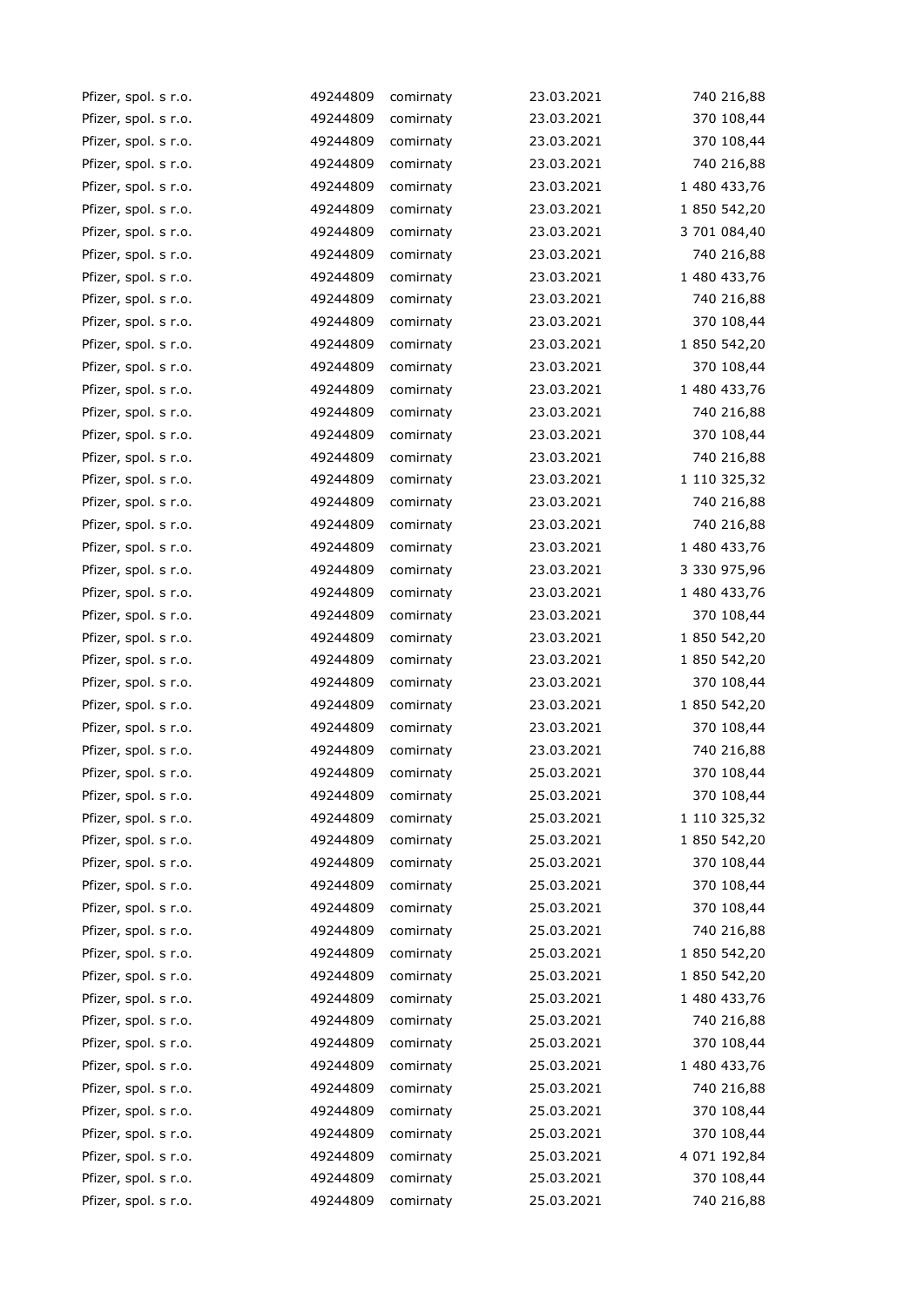| | | | | |
|---|---|---|---|---|
| Pfizer, spol. s r.o. | 49244809 | comirnaty | 23.03.2021 | 740 216,88 |
| Pfizer, spol. s r.o. | 49244809 | comirnaty | 23.03.2021 | 370 108,44 |
| Pfizer, spol. s r.o. | 49244809 | comirnaty | 23.03.2021 | 370 108,44 |
| Pfizer, spol. s r.o. | 49244809 | comirnaty | 23.03.2021 | 740 216,88 |
| Pfizer, spol. s r.o. | 49244809 | comirnaty | 23.03.2021 | 1 480 433,76 |
| Pfizer, spol. s r.o. | 49244809 | comirnaty | 23.03.2021 | 1 850 542,20 |
| Pfizer, spol. s r.o. | 49244809 | comirnaty | 23.03.2021 | 3 701 084,40 |
| Pfizer, spol. s r.o. | 49244809 | comirnaty | 23.03.2021 | 740 216,88 |
| Pfizer, spol. s r.o. | 49244809 | comirnaty | 23.03.2021 | 1 480 433,76 |
| Pfizer, spol. s r.o. | 49244809 | comirnaty | 23.03.2021 | 740 216,88 |
| Pfizer, spol. s r.o. | 49244809 | comirnaty | 23.03.2021 | 370 108,44 |
| Pfizer, spol. s r.o. | 49244809 | comirnaty | 23.03.2021 | 1 850 542,20 |
| Pfizer, spol. s r.o. | 49244809 | comirnaty | 23.03.2021 | 370 108,44 |
| Pfizer, spol. s r.o. | 49244809 | comirnaty | 23.03.2021 | 1 480 433,76 |
| Pfizer, spol. s r.o. | 49244809 | comirnaty | 23.03.2021 | 740 216,88 |
| Pfizer, spol. s r.o. | 49244809 | comirnaty | 23.03.2021 | 370 108,44 |
| Pfizer, spol. s r.o. | 49244809 | comirnaty | 23.03.2021 | 740 216,88 |
| Pfizer, spol. s r.o. | 49244809 | comirnaty | 23.03.2021 | 1 110 325,32 |
| Pfizer, spol. s r.o. | 49244809 | comirnaty | 23.03.2021 | 740 216,88 |
| Pfizer, spol. s r.o. | 49244809 | comirnaty | 23.03.2021 | 740 216,88 |
| Pfizer, spol. s r.o. | 49244809 | comirnaty | 23.03.2021 | 1 480 433,76 |
| Pfizer, spol. s r.o. | 49244809 | comirnaty | 23.03.2021 | 3 330 975,96 |
| Pfizer, spol. s r.o. | 49244809 | comirnaty | 23.03.2021 | 1 480 433,76 |
| Pfizer, spol. s r.o. | 49244809 | comirnaty | 23.03.2021 | 370 108,44 |
| Pfizer, spol. s r.o. | 49244809 | comirnaty | 23.03.2021 | 1 850 542,20 |
| Pfizer, spol. s r.o. | 49244809 | comirnaty | 23.03.2021 | 1 850 542,20 |
| Pfizer, spol. s r.o. | 49244809 | comirnaty | 23.03.2021 | 370 108,44 |
| Pfizer, spol. s r.o. | 49244809 | comirnaty | 23.03.2021 | 1 850 542,20 |
| Pfizer, spol. s r.o. | 49244809 | comirnaty | 23.03.2021 | 370 108,44 |
| Pfizer, spol. s r.o. | 49244809 | comirnaty | 23.03.2021 | 740 216,88 |
| Pfizer, spol. s r.o. | 49244809 | comirnaty | 25.03.2021 | 370 108,44 |
| Pfizer, spol. s r.o. | 49244809 | comirnaty | 25.03.2021 | 370 108,44 |
| Pfizer, spol. s r.o. | 49244809 | comirnaty | 25.03.2021 | 1 110 325,32 |
| Pfizer, spol. s r.o. | 49244809 | comirnaty | 25.03.2021 | 1 850 542,20 |
| Pfizer, spol. s r.o. | 49244809 | comirnaty | 25.03.2021 | 370 108,44 |
| Pfizer, spol. s r.o. | 49244809 | comirnaty | 25.03.2021 | 370 108,44 |
| Pfizer, spol. s r.o. | 49244809 | comirnaty | 25.03.2021 | 370 108,44 |
| Pfizer, spol. s r.o. | 49244809 | comirnaty | 25.03.2021 | 740 216,88 |
| Pfizer, spol. s r.o. | 49244809 | comirnaty | 25.03.2021 | 1 850 542,20 |
| Pfizer, spol. s r.o. | 49244809 | comirnaty | 25.03.2021 | 1 850 542,20 |
| Pfizer, spol. s r.o. | 49244809 | comirnaty | 25.03.2021 | 1 480 433,76 |
| Pfizer, spol. s r.o. | 49244809 | comirnaty | 25.03.2021 | 740 216,88 |
| Pfizer, spol. s r.o. | 49244809 | comirnaty | 25.03.2021 | 370 108,44 |
| Pfizer, spol. s r.o. | 49244809 | comirnaty | 25.03.2021 | 1 480 433,76 |
| Pfizer, spol. s r.o. | 49244809 | comirnaty | 25.03.2021 | 740 216,88 |
| Pfizer, spol. s r.o. | 49244809 | comirnaty | 25.03.2021 | 370 108,44 |
| Pfizer, spol. s r.o. | 49244809 | comirnaty | 25.03.2021 | 370 108,44 |
| Pfizer, spol. s r.o. | 49244809 | comirnaty | 25.03.2021 | 4 071 192,84 |
| Pfizer, spol. s r.o. | 49244809 | comirnaty | 25.03.2021 | 370 108,44 |
| Pfizer, spol. s r.o. | 49244809 | comirnaty | 25.03.2021 | 740 216,88 |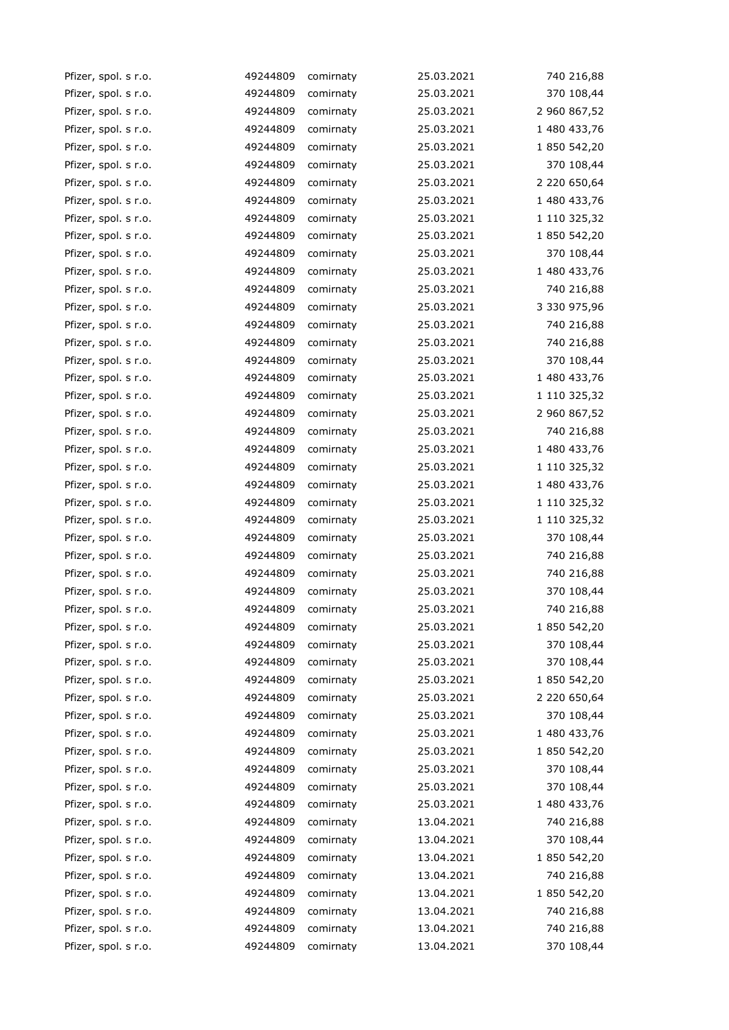| | | | | |
|---|---|---|---|---|
| Pfizer, spol. s r.o. | 49244809 | comirnaty | 25.03.2021 | 740 216,88 |
| Pfizer, spol. s r.o. | 49244809 | comirnaty | 25.03.2021 | 370 108,44 |
| Pfizer, spol. s r.o. | 49244809 | comirnaty | 25.03.2021 | 2 960 867,52 |
| Pfizer, spol. s r.o. | 49244809 | comirnaty | 25.03.2021 | 1 480 433,76 |
| Pfizer, spol. s r.o. | 49244809 | comirnaty | 25.03.2021 | 1 850 542,20 |
| Pfizer, spol. s r.o. | 49244809 | comirnaty | 25.03.2021 | 370 108,44 |
| Pfizer, spol. s r.o. | 49244809 | comirnaty | 25.03.2021 | 2 220 650,64 |
| Pfizer, spol. s r.o. | 49244809 | comirnaty | 25.03.2021 | 1 480 433,76 |
| Pfizer, spol. s r.o. | 49244809 | comirnaty | 25.03.2021 | 1 110 325,32 |
| Pfizer, spol. s r.o. | 49244809 | comirnaty | 25.03.2021 | 1 850 542,20 |
| Pfizer, spol. s r.o. | 49244809 | comirnaty | 25.03.2021 | 370 108,44 |
| Pfizer, spol. s r.o. | 49244809 | comirnaty | 25.03.2021 | 1 480 433,76 |
| Pfizer, spol. s r.o. | 49244809 | comirnaty | 25.03.2021 | 740 216,88 |
| Pfizer, spol. s r.o. | 49244809 | comirnaty | 25.03.2021 | 3 330 975,96 |
| Pfizer, spol. s r.o. | 49244809 | comirnaty | 25.03.2021 | 740 216,88 |
| Pfizer, spol. s r.o. | 49244809 | comirnaty | 25.03.2021 | 740 216,88 |
| Pfizer, spol. s r.o. | 49244809 | comirnaty | 25.03.2021 | 370 108,44 |
| Pfizer, spol. s r.o. | 49244809 | comirnaty | 25.03.2021 | 1 480 433,76 |
| Pfizer, spol. s r.o. | 49244809 | comirnaty | 25.03.2021 | 1 110 325,32 |
| Pfizer, spol. s r.o. | 49244809 | comirnaty | 25.03.2021 | 2 960 867,52 |
| Pfizer, spol. s r.o. | 49244809 | comirnaty | 25.03.2021 | 740 216,88 |
| Pfizer, spol. s r.o. | 49244809 | comirnaty | 25.03.2021 | 1 480 433,76 |
| Pfizer, spol. s r.o. | 49244809 | comirnaty | 25.03.2021 | 1 110 325,32 |
| Pfizer, spol. s r.o. | 49244809 | comirnaty | 25.03.2021 | 1 480 433,76 |
| Pfizer, spol. s r.o. | 49244809 | comirnaty | 25.03.2021 | 1 110 325,32 |
| Pfizer, spol. s r.o. | 49244809 | comirnaty | 25.03.2021 | 1 110 325,32 |
| Pfizer, spol. s r.o. | 49244809 | comirnaty | 25.03.2021 | 370 108,44 |
| Pfizer, spol. s r.o. | 49244809 | comirnaty | 25.03.2021 | 740 216,88 |
| Pfizer, spol. s r.o. | 49244809 | comirnaty | 25.03.2021 | 740 216,88 |
| Pfizer, spol. s r.o. | 49244809 | comirnaty | 25.03.2021 | 370 108,44 |
| Pfizer, spol. s r.o. | 49244809 | comirnaty | 25.03.2021 | 740 216,88 |
| Pfizer, spol. s r.o. | 49244809 | comirnaty | 25.03.2021 | 1 850 542,20 |
| Pfizer, spol. s r.o. | 49244809 | comirnaty | 25.03.2021 | 370 108,44 |
| Pfizer, spol. s r.o. | 49244809 | comirnaty | 25.03.2021 | 370 108,44 |
| Pfizer, spol. s r.o. | 49244809 | comirnaty | 25.03.2021 | 1 850 542,20 |
| Pfizer, spol. s r.o. | 49244809 | comirnaty | 25.03.2021 | 2 220 650,64 |
| Pfizer, spol. s r.o. | 49244809 | comirnaty | 25.03.2021 | 370 108,44 |
| Pfizer, spol. s r.o. | 49244809 | comirnaty | 25.03.2021 | 1 480 433,76 |
| Pfizer, spol. s r.o. | 49244809 | comirnaty | 25.03.2021 | 1 850 542,20 |
| Pfizer, spol. s r.o. | 49244809 | comirnaty | 25.03.2021 | 370 108,44 |
| Pfizer, spol. s r.o. | 49244809 | comirnaty | 25.03.2021 | 370 108,44 |
| Pfizer, spol. s r.o. | 49244809 | comirnaty | 25.03.2021 | 1 480 433,76 |
| Pfizer, spol. s r.o. | 49244809 | comirnaty | 13.04.2021 | 740 216,88 |
| Pfizer, spol. s r.o. | 49244809 | comirnaty | 13.04.2021 | 370 108,44 |
| Pfizer, spol. s r.o. | 49244809 | comirnaty | 13.04.2021 | 1 850 542,20 |
| Pfizer, spol. s r.o. | 49244809 | comirnaty | 13.04.2021 | 740 216,88 |
| Pfizer, spol. s r.o. | 49244809 | comirnaty | 13.04.2021 | 1 850 542,20 |
| Pfizer, spol. s r.o. | 49244809 | comirnaty | 13.04.2021 | 740 216,88 |
| Pfizer, spol. s r.o. | 49244809 | comirnaty | 13.04.2021 | 740 216,88 |
| Pfizer, spol. s r.o. | 49244809 | comirnaty | 13.04.2021 | 370 108,44 |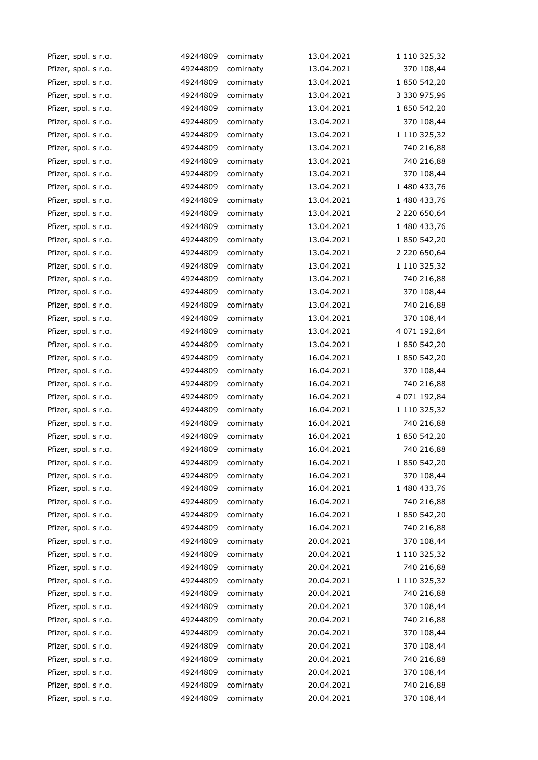| | | | | |
|---|---|---|---|---|
| Pfizer, spol. s r.o. | 49244809 | comirnaty | 13.04.2021 | 1 110 325,32 |
| Pfizer, spol. s r.o. | 49244809 | comirnaty | 13.04.2021 | 370 108,44 |
| Pfizer, spol. s r.o. | 49244809 | comirnaty | 13.04.2021 | 1 850 542,20 |
| Pfizer, spol. s r.o. | 49244809 | comirnaty | 13.04.2021 | 3 330 975,96 |
| Pfizer, spol. s r.o. | 49244809 | comirnaty | 13.04.2021 | 1 850 542,20 |
| Pfizer, spol. s r.o. | 49244809 | comirnaty | 13.04.2021 | 370 108,44 |
| Pfizer, spol. s r.o. | 49244809 | comirnaty | 13.04.2021 | 1 110 325,32 |
| Pfizer, spol. s r.o. | 49244809 | comirnaty | 13.04.2021 | 740 216,88 |
| Pfizer, spol. s r.o. | 49244809 | comirnaty | 13.04.2021 | 740 216,88 |
| Pfizer, spol. s r.o. | 49244809 | comirnaty | 13.04.2021 | 370 108,44 |
| Pfizer, spol. s r.o. | 49244809 | comirnaty | 13.04.2021 | 1 480 433,76 |
| Pfizer, spol. s r.o. | 49244809 | comirnaty | 13.04.2021 | 1 480 433,76 |
| Pfizer, spol. s r.o. | 49244809 | comirnaty | 13.04.2021 | 2 220 650,64 |
| Pfizer, spol. s r.o. | 49244809 | comirnaty | 13.04.2021 | 1 480 433,76 |
| Pfizer, spol. s r.o. | 49244809 | comirnaty | 13.04.2021 | 1 850 542,20 |
| Pfizer, spol. s r.o. | 49244809 | comirnaty | 13.04.2021 | 2 220 650,64 |
| Pfizer, spol. s r.o. | 49244809 | comirnaty | 13.04.2021 | 1 110 325,32 |
| Pfizer, spol. s r.o. | 49244809 | comirnaty | 13.04.2021 | 740 216,88 |
| Pfizer, spol. s r.o. | 49244809 | comirnaty | 13.04.2021 | 370 108,44 |
| Pfizer, spol. s r.o. | 49244809 | comirnaty | 13.04.2021 | 740 216,88 |
| Pfizer, spol. s r.o. | 49244809 | comirnaty | 13.04.2021 | 370 108,44 |
| Pfizer, spol. s r.o. | 49244809 | comirnaty | 13.04.2021 | 4 071 192,84 |
| Pfizer, spol. s r.o. | 49244809 | comirnaty | 13.04.2021 | 1 850 542,20 |
| Pfizer, spol. s r.o. | 49244809 | comirnaty | 16.04.2021 | 1 850 542,20 |
| Pfizer, spol. s r.o. | 49244809 | comirnaty | 16.04.2021 | 370 108,44 |
| Pfizer, spol. s r.o. | 49244809 | comirnaty | 16.04.2021 | 740 216,88 |
| Pfizer, spol. s r.o. | 49244809 | comirnaty | 16.04.2021 | 4 071 192,84 |
| Pfizer, spol. s r.o. | 49244809 | comirnaty | 16.04.2021 | 1 110 325,32 |
| Pfizer, spol. s r.o. | 49244809 | comirnaty | 16.04.2021 | 740 216,88 |
| Pfizer, spol. s r.o. | 49244809 | comirnaty | 16.04.2021 | 1 850 542,20 |
| Pfizer, spol. s r.o. | 49244809 | comirnaty | 16.04.2021 | 740 216,88 |
| Pfizer, spol. s r.o. | 49244809 | comirnaty | 16.04.2021 | 1 850 542,20 |
| Pfizer, spol. s r.o. | 49244809 | comirnaty | 16.04.2021 | 370 108,44 |
| Pfizer, spol. s r.o. | 49244809 | comirnaty | 16.04.2021 | 1 480 433,76 |
| Pfizer, spol. s r.o. | 49244809 | comirnaty | 16.04.2021 | 740 216,88 |
| Pfizer, spol. s r.o. | 49244809 | comirnaty | 16.04.2021 | 1 850 542,20 |
| Pfizer, spol. s r.o. | 49244809 | comirnaty | 16.04.2021 | 740 216,88 |
| Pfizer, spol. s r.o. | 49244809 | comirnaty | 20.04.2021 | 370 108,44 |
| Pfizer, spol. s r.o. | 49244809 | comirnaty | 20.04.2021 | 1 110 325,32 |
| Pfizer, spol. s r.o. | 49244809 | comirnaty | 20.04.2021 | 740 216,88 |
| Pfizer, spol. s r.o. | 49244809 | comirnaty | 20.04.2021 | 1 110 325,32 |
| Pfizer, spol. s r.o. | 49244809 | comirnaty | 20.04.2021 | 740 216,88 |
| Pfizer, spol. s r.o. | 49244809 | comirnaty | 20.04.2021 | 370 108,44 |
| Pfizer, spol. s r.o. | 49244809 | comirnaty | 20.04.2021 | 740 216,88 |
| Pfizer, spol. s r.o. | 49244809 | comirnaty | 20.04.2021 | 370 108,44 |
| Pfizer, spol. s r.o. | 49244809 | comirnaty | 20.04.2021 | 370 108,44 |
| Pfizer, spol. s r.o. | 49244809 | comirnaty | 20.04.2021 | 740 216,88 |
| Pfizer, spol. s r.o. | 49244809 | comirnaty | 20.04.2021 | 370 108,44 |
| Pfizer, spol. s r.o. | 49244809 | comirnaty | 20.04.2021 | 740 216,88 |
| Pfizer, spol. s r.o. | 49244809 | comirnaty | 20.04.2021 | 370 108,44 |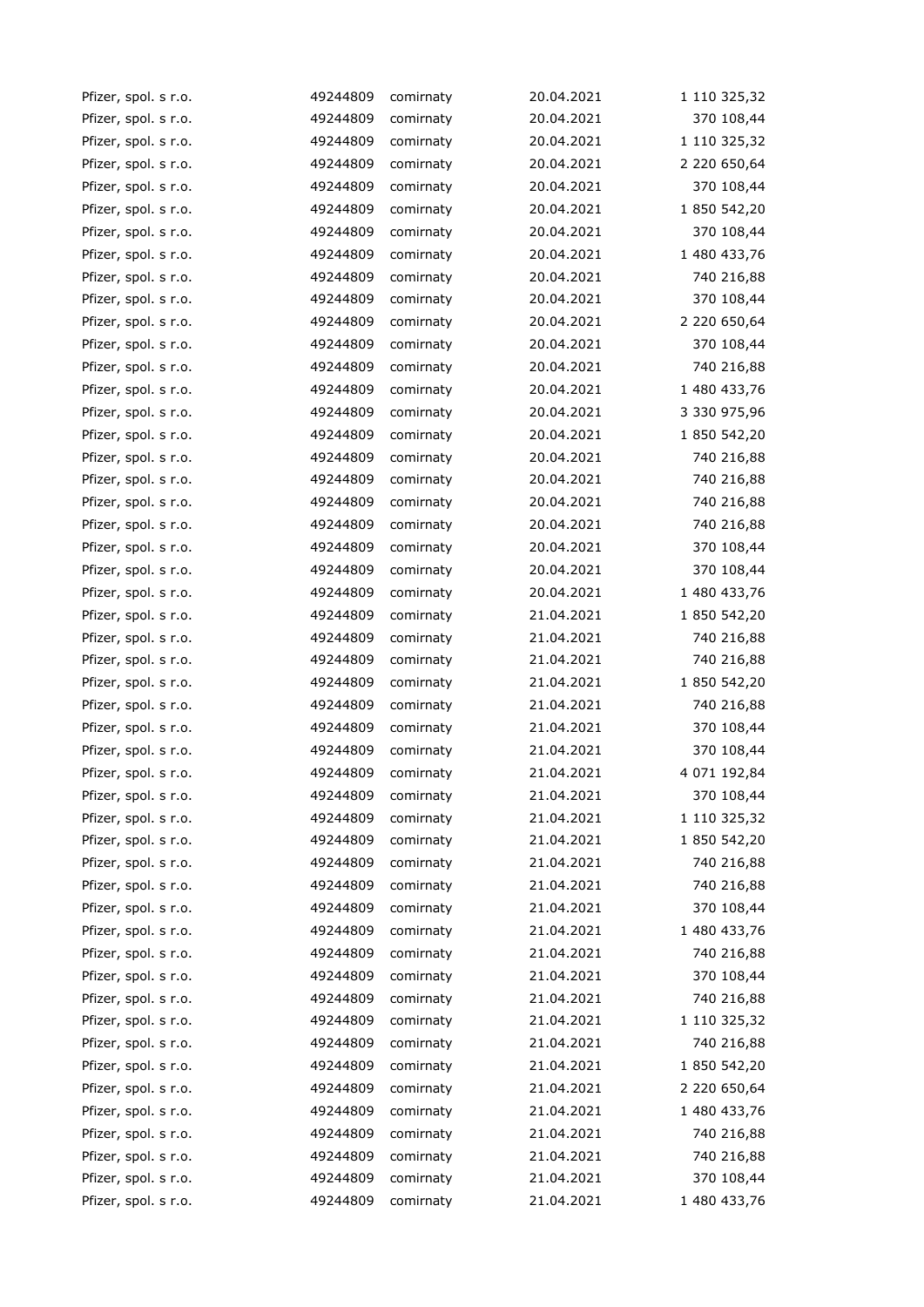| | | | | |
|---|---|---|---|---|
| Pfizer, spol. s r.o. | 49244809 | comirnaty | 20.04.2021 | 1 110 325,32 |
| Pfizer, spol. s r.o. | 49244809 | comirnaty | 20.04.2021 | 370 108,44 |
| Pfizer, spol. s r.o. | 49244809 | comirnaty | 20.04.2021 | 1 110 325,32 |
| Pfizer, spol. s r.o. | 49244809 | comirnaty | 20.04.2021 | 2 220 650,64 |
| Pfizer, spol. s r.o. | 49244809 | comirnaty | 20.04.2021 | 370 108,44 |
| Pfizer, spol. s r.o. | 49244809 | comirnaty | 20.04.2021 | 1 850 542,20 |
| Pfizer, spol. s r.o. | 49244809 | comirnaty | 20.04.2021 | 370 108,44 |
| Pfizer, spol. s r.o. | 49244809 | comirnaty | 20.04.2021 | 1 480 433,76 |
| Pfizer, spol. s r.o. | 49244809 | comirnaty | 20.04.2021 | 740 216,88 |
| Pfizer, spol. s r.o. | 49244809 | comirnaty | 20.04.2021 | 370 108,44 |
| Pfizer, spol. s r.o. | 49244809 | comirnaty | 20.04.2021 | 2 220 650,64 |
| Pfizer, spol. s r.o. | 49244809 | comirnaty | 20.04.2021 | 370 108,44 |
| Pfizer, spol. s r.o. | 49244809 | comirnaty | 20.04.2021 | 740 216,88 |
| Pfizer, spol. s r.o. | 49244809 | comirnaty | 20.04.2021 | 1 480 433,76 |
| Pfizer, spol. s r.o. | 49244809 | comirnaty | 20.04.2021 | 3 330 975,96 |
| Pfizer, spol. s r.o. | 49244809 | comirnaty | 20.04.2021 | 1 850 542,20 |
| Pfizer, spol. s r.o. | 49244809 | comirnaty | 20.04.2021 | 740 216,88 |
| Pfizer, spol. s r.o. | 49244809 | comirnaty | 20.04.2021 | 740 216,88 |
| Pfizer, spol. s r.o. | 49244809 | comirnaty | 20.04.2021 | 740 216,88 |
| Pfizer, spol. s r.o. | 49244809 | comirnaty | 20.04.2021 | 740 216,88 |
| Pfizer, spol. s r.o. | 49244809 | comirnaty | 20.04.2021 | 370 108,44 |
| Pfizer, spol. s r.o. | 49244809 | comirnaty | 20.04.2021 | 370 108,44 |
| Pfizer, spol. s r.o. | 49244809 | comirnaty | 20.04.2021 | 1 480 433,76 |
| Pfizer, spol. s r.o. | 49244809 | comirnaty | 21.04.2021 | 1 850 542,20 |
| Pfizer, spol. s r.o. | 49244809 | comirnaty | 21.04.2021 | 740 216,88 |
| Pfizer, spol. s r.o. | 49244809 | comirnaty | 21.04.2021 | 740 216,88 |
| Pfizer, spol. s r.o. | 49244809 | comirnaty | 21.04.2021 | 1 850 542,20 |
| Pfizer, spol. s r.o. | 49244809 | comirnaty | 21.04.2021 | 740 216,88 |
| Pfizer, spol. s r.o. | 49244809 | comirnaty | 21.04.2021 | 370 108,44 |
| Pfizer, spol. s r.o. | 49244809 | comirnaty | 21.04.2021 | 370 108,44 |
| Pfizer, spol. s r.o. | 49244809 | comirnaty | 21.04.2021 | 4 071 192,84 |
| Pfizer, spol. s r.o. | 49244809 | comirnaty | 21.04.2021 | 370 108,44 |
| Pfizer, spol. s r.o. | 49244809 | comirnaty | 21.04.2021 | 1 110 325,32 |
| Pfizer, spol. s r.o. | 49244809 | comirnaty | 21.04.2021 | 1 850 542,20 |
| Pfizer, spol. s r.o. | 49244809 | comirnaty | 21.04.2021 | 740 216,88 |
| Pfizer, spol. s r.o. | 49244809 | comirnaty | 21.04.2021 | 740 216,88 |
| Pfizer, spol. s r.o. | 49244809 | comirnaty | 21.04.2021 | 370 108,44 |
| Pfizer, spol. s r.o. | 49244809 | comirnaty | 21.04.2021 | 1 480 433,76 |
| Pfizer, spol. s r.o. | 49244809 | comirnaty | 21.04.2021 | 740 216,88 |
| Pfizer, spol. s r.o. | 49244809 | comirnaty | 21.04.2021 | 370 108,44 |
| Pfizer, spol. s r.o. | 49244809 | comirnaty | 21.04.2021 | 740 216,88 |
| Pfizer, spol. s r.o. | 49244809 | comirnaty | 21.04.2021 | 1 110 325,32 |
| Pfizer, spol. s r.o. | 49244809 | comirnaty | 21.04.2021 | 740 216,88 |
| Pfizer, spol. s r.o. | 49244809 | comirnaty | 21.04.2021 | 1 850 542,20 |
| Pfizer, spol. s r.o. | 49244809 | comirnaty | 21.04.2021 | 2 220 650,64 |
| Pfizer, spol. s r.o. | 49244809 | comirnaty | 21.04.2021 | 1 480 433,76 |
| Pfizer, spol. s r.o. | 49244809 | comirnaty | 21.04.2021 | 740 216,88 |
| Pfizer, spol. s r.o. | 49244809 | comirnaty | 21.04.2021 | 740 216,88 |
| Pfizer, spol. s r.o. | 49244809 | comirnaty | 21.04.2021 | 370 108,44 |
| Pfizer, spol. s r.o. | 49244809 | comirnaty | 21.04.2021 | 1 480 433,76 |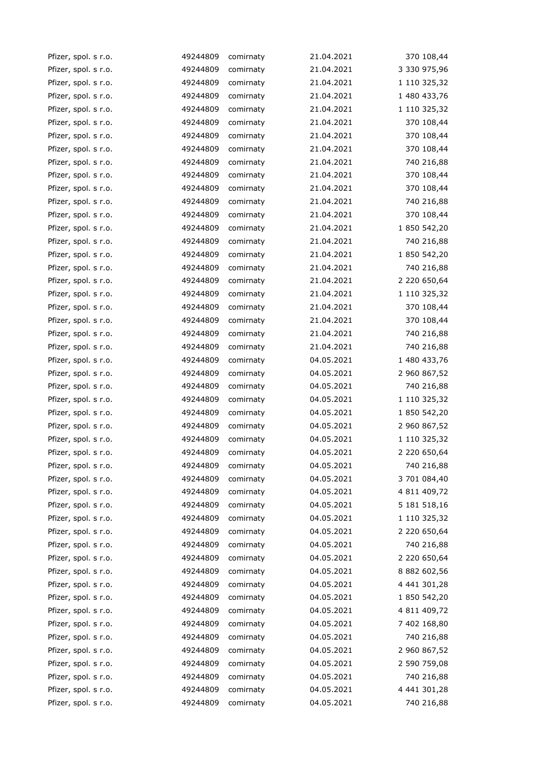| | | | | |
|---|---|---|---|---|
| Pfizer, spol. s r.o. | 49244809 | comirnaty | 21.04.2021 | 370 108,44 |
| Pfizer, spol. s r.o. | 49244809 | comirnaty | 21.04.2021 | 3 330 975,96 |
| Pfizer, spol. s r.o. | 49244809 | comirnaty | 21.04.2021 | 1 110 325,32 |
| Pfizer, spol. s r.o. | 49244809 | comirnaty | 21.04.2021 | 1 480 433,76 |
| Pfizer, spol. s r.o. | 49244809 | comirnaty | 21.04.2021 | 1 110 325,32 |
| Pfizer, spol. s r.o. | 49244809 | comirnaty | 21.04.2021 | 370 108,44 |
| Pfizer, spol. s r.o. | 49244809 | comirnaty | 21.04.2021 | 370 108,44 |
| Pfizer, spol. s r.o. | 49244809 | comirnaty | 21.04.2021 | 370 108,44 |
| Pfizer, spol. s r.o. | 49244809 | comirnaty | 21.04.2021 | 740 216,88 |
| Pfizer, spol. s r.o. | 49244809 | comirnaty | 21.04.2021 | 370 108,44 |
| Pfizer, spol. s r.o. | 49244809 | comirnaty | 21.04.2021 | 370 108,44 |
| Pfizer, spol. s r.o. | 49244809 | comirnaty | 21.04.2021 | 740 216,88 |
| Pfizer, spol. s r.o. | 49244809 | comirnaty | 21.04.2021 | 370 108,44 |
| Pfizer, spol. s r.o. | 49244809 | comirnaty | 21.04.2021 | 1 850 542,20 |
| Pfizer, spol. s r.o. | 49244809 | comirnaty | 21.04.2021 | 740 216,88 |
| Pfizer, spol. s r.o. | 49244809 | comirnaty | 21.04.2021 | 1 850 542,20 |
| Pfizer, spol. s r.o. | 49244809 | comirnaty | 21.04.2021 | 740 216,88 |
| Pfizer, spol. s r.o. | 49244809 | comirnaty | 21.04.2021 | 2 220 650,64 |
| Pfizer, spol. s r.o. | 49244809 | comirnaty | 21.04.2021 | 1 110 325,32 |
| Pfizer, spol. s r.o. | 49244809 | comirnaty | 21.04.2021 | 370 108,44 |
| Pfizer, spol. s r.o. | 49244809 | comirnaty | 21.04.2021 | 370 108,44 |
| Pfizer, spol. s r.o. | 49244809 | comirnaty | 21.04.2021 | 740 216,88 |
| Pfizer, spol. s r.o. | 49244809 | comirnaty | 21.04.2021 | 740 216,88 |
| Pfizer, spol. s r.o. | 49244809 | comirnaty | 04.05.2021 | 1 480 433,76 |
| Pfizer, spol. s r.o. | 49244809 | comirnaty | 04.05.2021 | 2 960 867,52 |
| Pfizer, spol. s r.o. | 49244809 | comirnaty | 04.05.2021 | 740 216,88 |
| Pfizer, spol. s r.o. | 49244809 | comirnaty | 04.05.2021 | 1 110 325,32 |
| Pfizer, spol. s r.o. | 49244809 | comirnaty | 04.05.2021 | 1 850 542,20 |
| Pfizer, spol. s r.o. | 49244809 | comirnaty | 04.05.2021 | 2 960 867,52 |
| Pfizer, spol. s r.o. | 49244809 | comirnaty | 04.05.2021 | 1 110 325,32 |
| Pfizer, spol. s r.o. | 49244809 | comirnaty | 04.05.2021 | 2 220 650,64 |
| Pfizer, spol. s r.o. | 49244809 | comirnaty | 04.05.2021 | 740 216,88 |
| Pfizer, spol. s r.o. | 49244809 | comirnaty | 04.05.2021 | 3 701 084,40 |
| Pfizer, spol. s r.o. | 49244809 | comirnaty | 04.05.2021 | 4 811 409,72 |
| Pfizer, spol. s r.o. | 49244809 | comirnaty | 04.05.2021 | 5 181 518,16 |
| Pfizer, spol. s r.o. | 49244809 | comirnaty | 04.05.2021 | 1 110 325,32 |
| Pfizer, spol. s r.o. | 49244809 | comirnaty | 04.05.2021 | 2 220 650,64 |
| Pfizer, spol. s r.o. | 49244809 | comirnaty | 04.05.2021 | 740 216,88 |
| Pfizer, spol. s r.o. | 49244809 | comirnaty | 04.05.2021 | 2 220 650,64 |
| Pfizer, spol. s r.o. | 49244809 | comirnaty | 04.05.2021 | 8 882 602,56 |
| Pfizer, spol. s r.o. | 49244809 | comirnaty | 04.05.2021 | 4 441 301,28 |
| Pfizer, spol. s r.o. | 49244809 | comirnaty | 04.05.2021 | 1 850 542,20 |
| Pfizer, spol. s r.o. | 49244809 | comirnaty | 04.05.2021 | 4 811 409,72 |
| Pfizer, spol. s r.o. | 49244809 | comirnaty | 04.05.2021 | 7 402 168,80 |
| Pfizer, spol. s r.o. | 49244809 | comirnaty | 04.05.2021 | 740 216,88 |
| Pfizer, spol. s r.o. | 49244809 | comirnaty | 04.05.2021 | 2 960 867,52 |
| Pfizer, spol. s r.o. | 49244809 | comirnaty | 04.05.2021 | 2 590 759,08 |
| Pfizer, spol. s r.o. | 49244809 | comirnaty | 04.05.2021 | 740 216,88 |
| Pfizer, spol. s r.o. | 49244809 | comirnaty | 04.05.2021 | 4 441 301,28 |
| Pfizer, spol. s r.o. | 49244809 | comirnaty | 04.05.2021 | 740 216,88 |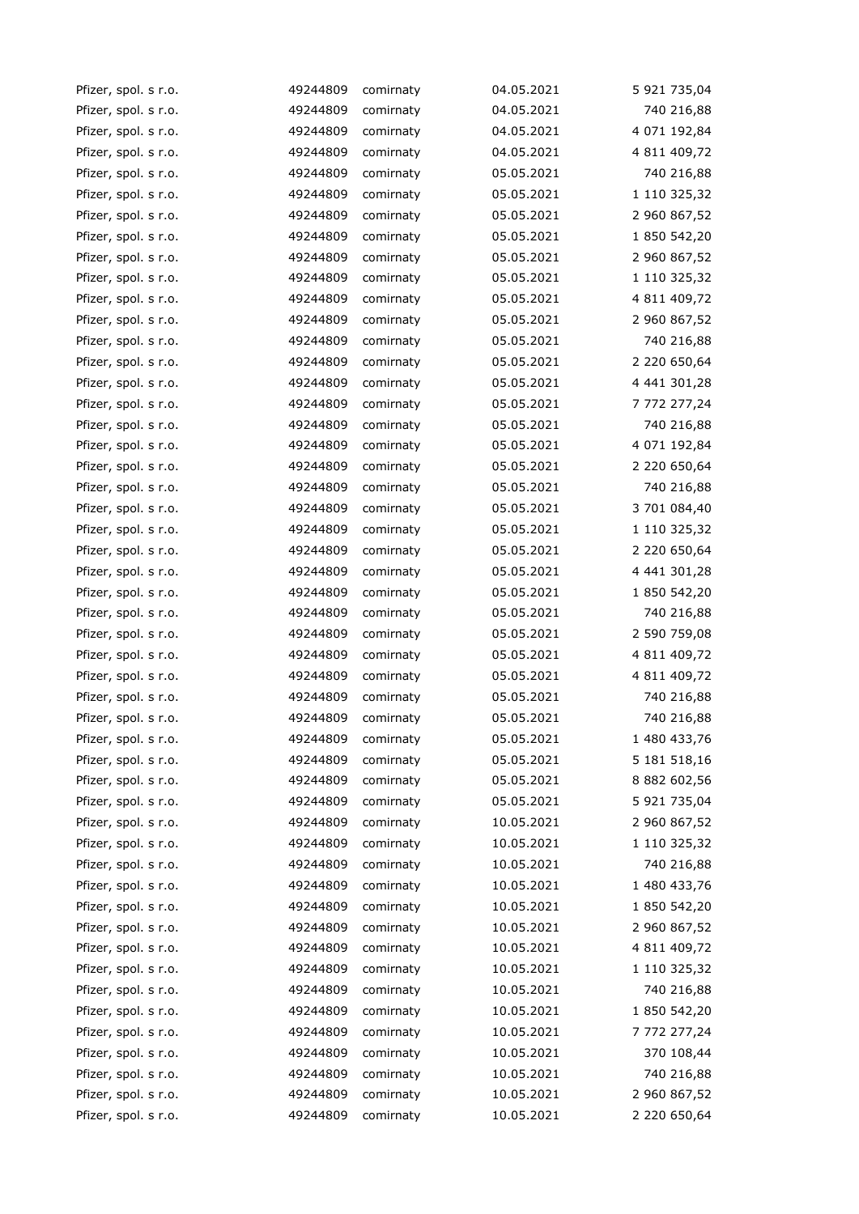| | | | | |
|---|---|---|---|---|
| Pfizer, spol. s r.o. | 49244809 | comirnaty | 04.05.2021 | 5 921 735,04 |
| Pfizer, spol. s r.o. | 49244809 | comirnaty | 04.05.2021 | 740 216,88 |
| Pfizer, spol. s r.o. | 49244809 | comirnaty | 04.05.2021 | 4 071 192,84 |
| Pfizer, spol. s r.o. | 49244809 | comirnaty | 04.05.2021 | 4 811 409,72 |
| Pfizer, spol. s r.o. | 49244809 | comirnaty | 05.05.2021 | 740 216,88 |
| Pfizer, spol. s r.o. | 49244809 | comirnaty | 05.05.2021 | 1 110 325,32 |
| Pfizer, spol. s r.o. | 49244809 | comirnaty | 05.05.2021 | 2 960 867,52 |
| Pfizer, spol. s r.o. | 49244809 | comirnaty | 05.05.2021 | 1 850 542,20 |
| Pfizer, spol. s r.o. | 49244809 | comirnaty | 05.05.2021 | 2 960 867,52 |
| Pfizer, spol. s r.o. | 49244809 | comirnaty | 05.05.2021 | 1 110 325,32 |
| Pfizer, spol. s r.o. | 49244809 | comirnaty | 05.05.2021 | 4 811 409,72 |
| Pfizer, spol. s r.o. | 49244809 | comirnaty | 05.05.2021 | 2 960 867,52 |
| Pfizer, spol. s r.o. | 49244809 | comirnaty | 05.05.2021 | 740 216,88 |
| Pfizer, spol. s r.o. | 49244809 | comirnaty | 05.05.2021 | 2 220 650,64 |
| Pfizer, spol. s r.o. | 49244809 | comirnaty | 05.05.2021 | 4 441 301,28 |
| Pfizer, spol. s r.o. | 49244809 | comirnaty | 05.05.2021 | 7 772 277,24 |
| Pfizer, spol. s r.o. | 49244809 | comirnaty | 05.05.2021 | 740 216,88 |
| Pfizer, spol. s r.o. | 49244809 | comirnaty | 05.05.2021 | 4 071 192,84 |
| Pfizer, spol. s r.o. | 49244809 | comirnaty | 05.05.2021 | 2 220 650,64 |
| Pfizer, spol. s r.o. | 49244809 | comirnaty | 05.05.2021 | 740 216,88 |
| Pfizer, spol. s r.o. | 49244809 | comirnaty | 05.05.2021 | 3 701 084,40 |
| Pfizer, spol. s r.o. | 49244809 | comirnaty | 05.05.2021 | 1 110 325,32 |
| Pfizer, spol. s r.o. | 49244809 | comirnaty | 05.05.2021 | 2 220 650,64 |
| Pfizer, spol. s r.o. | 49244809 | comirnaty | 05.05.2021 | 4 441 301,28 |
| Pfizer, spol. s r.o. | 49244809 | comirnaty | 05.05.2021 | 1 850 542,20 |
| Pfizer, spol. s r.o. | 49244809 | comirnaty | 05.05.2021 | 740 216,88 |
| Pfizer, spol. s r.o. | 49244809 | comirnaty | 05.05.2021 | 2 590 759,08 |
| Pfizer, spol. s r.o. | 49244809 | comirnaty | 05.05.2021 | 4 811 409,72 |
| Pfizer, spol. s r.o. | 49244809 | comirnaty | 05.05.2021 | 4 811 409,72 |
| Pfizer, spol. s r.o. | 49244809 | comirnaty | 05.05.2021 | 740 216,88 |
| Pfizer, spol. s r.o. | 49244809 | comirnaty | 05.05.2021 | 740 216,88 |
| Pfizer, spol. s r.o. | 49244809 | comirnaty | 05.05.2021 | 1 480 433,76 |
| Pfizer, spol. s r.o. | 49244809 | comirnaty | 05.05.2021 | 5 181 518,16 |
| Pfizer, spol. s r.o. | 49244809 | comirnaty | 05.05.2021 | 8 882 602,56 |
| Pfizer, spol. s r.o. | 49244809 | comirnaty | 05.05.2021 | 5 921 735,04 |
| Pfizer, spol. s r.o. | 49244809 | comirnaty | 10.05.2021 | 2 960 867,52 |
| Pfizer, spol. s r.o. | 49244809 | comirnaty | 10.05.2021 | 1 110 325,32 |
| Pfizer, spol. s r.o. | 49244809 | comirnaty | 10.05.2021 | 740 216,88 |
| Pfizer, spol. s r.o. | 49244809 | comirnaty | 10.05.2021 | 1 480 433,76 |
| Pfizer, spol. s r.o. | 49244809 | comirnaty | 10.05.2021 | 1 850 542,20 |
| Pfizer, spol. s r.o. | 49244809 | comirnaty | 10.05.2021 | 2 960 867,52 |
| Pfizer, spol. s r.o. | 49244809 | comirnaty | 10.05.2021 | 4 811 409,72 |
| Pfizer, spol. s r.o. | 49244809 | comirnaty | 10.05.2021 | 1 110 325,32 |
| Pfizer, spol. s r.o. | 49244809 | comirnaty | 10.05.2021 | 740 216,88 |
| Pfizer, spol. s r.o. | 49244809 | comirnaty | 10.05.2021 | 1 850 542,20 |
| Pfizer, spol. s r.o. | 49244809 | comirnaty | 10.05.2021 | 7 772 277,24 |
| Pfizer, spol. s r.o. | 49244809 | comirnaty | 10.05.2021 | 370 108,44 |
| Pfizer, spol. s r.o. | 49244809 | comirnaty | 10.05.2021 | 740 216,88 |
| Pfizer, spol. s r.o. | 49244809 | comirnaty | 10.05.2021 | 2 960 867,52 |
| Pfizer, spol. s r.o. | 49244809 | comirnaty | 10.05.2021 | 2 220 650,64 |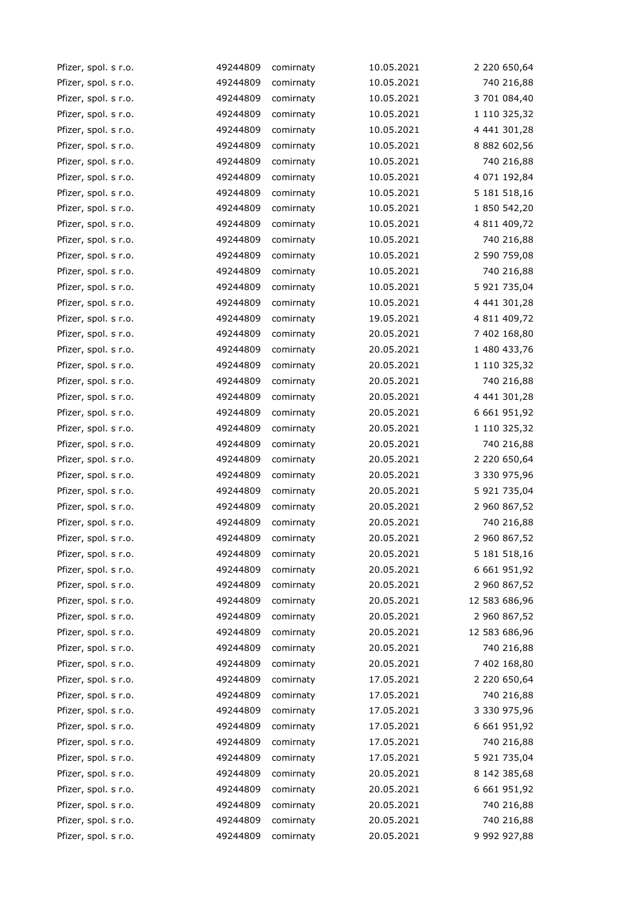| | | | | |
|---|---|---|---|---|
| Pfizer, spol. s r.o. | 49244809 | comirnaty | 10.05.2021 | 2 220 650,64 |
| Pfizer, spol. s r.o. | 49244809 | comirnaty | 10.05.2021 | 740 216,88 |
| Pfizer, spol. s r.o. | 49244809 | comirnaty | 10.05.2021 | 3 701 084,40 |
| Pfizer, spol. s r.o. | 49244809 | comirnaty | 10.05.2021 | 1 110 325,32 |
| Pfizer, spol. s r.o. | 49244809 | comirnaty | 10.05.2021 | 4 441 301,28 |
| Pfizer, spol. s r.o. | 49244809 | comirnaty | 10.05.2021 | 8 882 602,56 |
| Pfizer, spol. s r.o. | 49244809 | comirnaty | 10.05.2021 | 740 216,88 |
| Pfizer, spol. s r.o. | 49244809 | comirnaty | 10.05.2021 | 4 071 192,84 |
| Pfizer, spol. s r.o. | 49244809 | comirnaty | 10.05.2021 | 5 181 518,16 |
| Pfizer, spol. s r.o. | 49244809 | comirnaty | 10.05.2021 | 1 850 542,20 |
| Pfizer, spol. s r.o. | 49244809 | comirnaty | 10.05.2021 | 4 811 409,72 |
| Pfizer, spol. s r.o. | 49244809 | comirnaty | 10.05.2021 | 740 216,88 |
| Pfizer, spol. s r.o. | 49244809 | comirnaty | 10.05.2021 | 2 590 759,08 |
| Pfizer, spol. s r.o. | 49244809 | comirnaty | 10.05.2021 | 740 216,88 |
| Pfizer, spol. s r.o. | 49244809 | comirnaty | 10.05.2021 | 5 921 735,04 |
| Pfizer, spol. s r.o. | 49244809 | comirnaty | 10.05.2021 | 4 441 301,28 |
| Pfizer, spol. s r.o. | 49244809 | comirnaty | 19.05.2021 | 4 811 409,72 |
| Pfizer, spol. s r.o. | 49244809 | comirnaty | 20.05.2021 | 7 402 168,80 |
| Pfizer, spol. s r.o. | 49244809 | comirnaty | 20.05.2021 | 1 480 433,76 |
| Pfizer, spol. s r.o. | 49244809 | comirnaty | 20.05.2021 | 1 110 325,32 |
| Pfizer, spol. s r.o. | 49244809 | comirnaty | 20.05.2021 | 740 216,88 |
| Pfizer, spol. s r.o. | 49244809 | comirnaty | 20.05.2021 | 4 441 301,28 |
| Pfizer, spol. s r.o. | 49244809 | comirnaty | 20.05.2021 | 6 661 951,92 |
| Pfizer, spol. s r.o. | 49244809 | comirnaty | 20.05.2021 | 1 110 325,32 |
| Pfizer, spol. s r.o. | 49244809 | comirnaty | 20.05.2021 | 740 216,88 |
| Pfizer, spol. s r.o. | 49244809 | comirnaty | 20.05.2021 | 2 220 650,64 |
| Pfizer, spol. s r.o. | 49244809 | comirnaty | 20.05.2021 | 3 330 975,96 |
| Pfizer, spol. s r.o. | 49244809 | comirnaty | 20.05.2021 | 5 921 735,04 |
| Pfizer, spol. s r.o. | 49244809 | comirnaty | 20.05.2021 | 2 960 867,52 |
| Pfizer, spol. s r.o. | 49244809 | comirnaty | 20.05.2021 | 740 216,88 |
| Pfizer, spol. s r.o. | 49244809 | comirnaty | 20.05.2021 | 2 960 867,52 |
| Pfizer, spol. s r.o. | 49244809 | comirnaty | 20.05.2021 | 5 181 518,16 |
| Pfizer, spol. s r.o. | 49244809 | comirnaty | 20.05.2021 | 6 661 951,92 |
| Pfizer, spol. s r.o. | 49244809 | comirnaty | 20.05.2021 | 2 960 867,52 |
| Pfizer, spol. s r.o. | 49244809 | comirnaty | 20.05.2021 | 12 583 686,96 |
| Pfizer, spol. s r.o. | 49244809 | comirnaty | 20.05.2021 | 2 960 867,52 |
| Pfizer, spol. s r.o. | 49244809 | comirnaty | 20.05.2021 | 12 583 686,96 |
| Pfizer, spol. s r.o. | 49244809 | comirnaty | 20.05.2021 | 740 216,88 |
| Pfizer, spol. s r.o. | 49244809 | comirnaty | 20.05.2021 | 7 402 168,80 |
| Pfizer, spol. s r.o. | 49244809 | comirnaty | 17.05.2021 | 2 220 650,64 |
| Pfizer, spol. s r.o. | 49244809 | comirnaty | 17.05.2021 | 740 216,88 |
| Pfizer, spol. s r.o. | 49244809 | comirnaty | 17.05.2021 | 3 330 975,96 |
| Pfizer, spol. s r.o. | 49244809 | comirnaty | 17.05.2021 | 6 661 951,92 |
| Pfizer, spol. s r.o. | 49244809 | comirnaty | 17.05.2021 | 740 216,88 |
| Pfizer, spol. s r.o. | 49244809 | comirnaty | 17.05.2021 | 5 921 735,04 |
| Pfizer, spol. s r.o. | 49244809 | comirnaty | 20.05.2021 | 8 142 385,68 |
| Pfizer, spol. s r.o. | 49244809 | comirnaty | 20.05.2021 | 6 661 951,92 |
| Pfizer, spol. s r.o. | 49244809 | comirnaty | 20.05.2021 | 740 216,88 |
| Pfizer, spol. s r.o. | 49244809 | comirnaty | 20.05.2021 | 740 216,88 |
| Pfizer, spol. s r.o. | 49244809 | comirnaty | 20.05.2021 | 9 992 927,88 |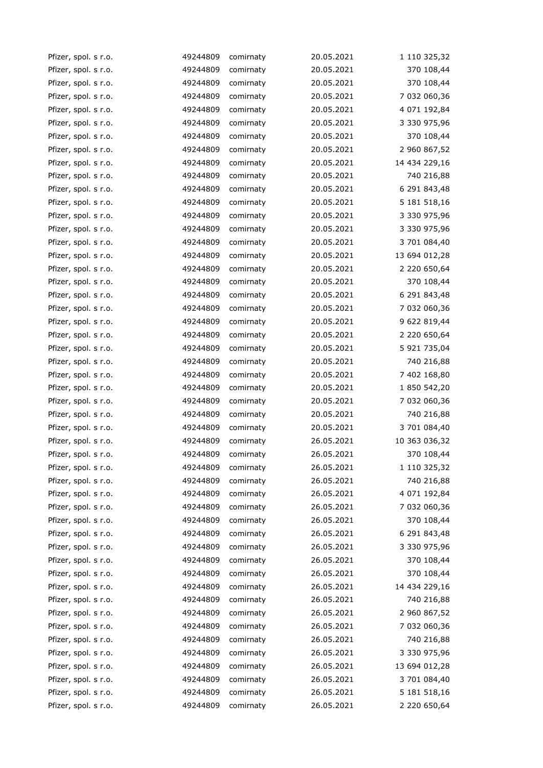| | | | | |
|---|---|---|---|---|
| Pfizer, spol. s r.o. | 49244809 | comirnaty | 20.05.2021 | 1 110 325,32 |
| Pfizer, spol. s r.o. | 49244809 | comirnaty | 20.05.2021 | 370 108,44 |
| Pfizer, spol. s r.o. | 49244809 | comirnaty | 20.05.2021 | 370 108,44 |
| Pfizer, spol. s r.o. | 49244809 | comirnaty | 20.05.2021 | 7 032 060,36 |
| Pfizer, spol. s r.o. | 49244809 | comirnaty | 20.05.2021 | 4 071 192,84 |
| Pfizer, spol. s r.o. | 49244809 | comirnaty | 20.05.2021 | 3 330 975,96 |
| Pfizer, spol. s r.o. | 49244809 | comirnaty | 20.05.2021 | 370 108,44 |
| Pfizer, spol. s r.o. | 49244809 | comirnaty | 20.05.2021 | 2 960 867,52 |
| Pfizer, spol. s r.o. | 49244809 | comirnaty | 20.05.2021 | 14 434 229,16 |
| Pfizer, spol. s r.o. | 49244809 | comirnaty | 20.05.2021 | 740 216,88 |
| Pfizer, spol. s r.o. | 49244809 | comirnaty | 20.05.2021 | 6 291 843,48 |
| Pfizer, spol. s r.o. | 49244809 | comirnaty | 20.05.2021 | 5 181 518,16 |
| Pfizer, spol. s r.o. | 49244809 | comirnaty | 20.05.2021 | 3 330 975,96 |
| Pfizer, spol. s r.o. | 49244809 | comirnaty | 20.05.2021 | 3 330 975,96 |
| Pfizer, spol. s r.o. | 49244809 | comirnaty | 20.05.2021 | 3 701 084,40 |
| Pfizer, spol. s r.o. | 49244809 | comirnaty | 20.05.2021 | 13 694 012,28 |
| Pfizer, spol. s r.o. | 49244809 | comirnaty | 20.05.2021 | 2 220 650,64 |
| Pfizer, spol. s r.o. | 49244809 | comirnaty | 20.05.2021 | 370 108,44 |
| Pfizer, spol. s r.o. | 49244809 | comirnaty | 20.05.2021 | 6 291 843,48 |
| Pfizer, spol. s r.o. | 49244809 | comirnaty | 20.05.2021 | 7 032 060,36 |
| Pfizer, spol. s r.o. | 49244809 | comirnaty | 20.05.2021 | 9 622 819,44 |
| Pfizer, spol. s r.o. | 49244809 | comirnaty | 20.05.2021 | 2 220 650,64 |
| Pfizer, spol. s r.o. | 49244809 | comirnaty | 20.05.2021 | 5 921 735,04 |
| Pfizer, spol. s r.o. | 49244809 | comirnaty | 20.05.2021 | 740 216,88 |
| Pfizer, spol. s r.o. | 49244809 | comirnaty | 20.05.2021 | 7 402 168,80 |
| Pfizer, spol. s r.o. | 49244809 | comirnaty | 20.05.2021 | 1 850 542,20 |
| Pfizer, spol. s r.o. | 49244809 | comirnaty | 20.05.2021 | 7 032 060,36 |
| Pfizer, spol. s r.o. | 49244809 | comirnaty | 20.05.2021 | 740 216,88 |
| Pfizer, spol. s r.o. | 49244809 | comirnaty | 20.05.2021 | 3 701 084,40 |
| Pfizer, spol. s r.o. | 49244809 | comirnaty | 26.05.2021 | 10 363 036,32 |
| Pfizer, spol. s r.o. | 49244809 | comirnaty | 26.05.2021 | 370 108,44 |
| Pfizer, spol. s r.o. | 49244809 | comirnaty | 26.05.2021 | 1 110 325,32 |
| Pfizer, spol. s r.o. | 49244809 | comirnaty | 26.05.2021 | 740 216,88 |
| Pfizer, spol. s r.o. | 49244809 | comirnaty | 26.05.2021 | 4 071 192,84 |
| Pfizer, spol. s r.o. | 49244809 | comirnaty | 26.05.2021 | 7 032 060,36 |
| Pfizer, spol. s r.o. | 49244809 | comirnaty | 26.05.2021 | 370 108,44 |
| Pfizer, spol. s r.o. | 49244809 | comirnaty | 26.05.2021 | 6 291 843,48 |
| Pfizer, spol. s r.o. | 49244809 | comirnaty | 26.05.2021 | 3 330 975,96 |
| Pfizer, spol. s r.o. | 49244809 | comirnaty | 26.05.2021 | 370 108,44 |
| Pfizer, spol. s r.o. | 49244809 | comirnaty | 26.05.2021 | 370 108,44 |
| Pfizer, spol. s r.o. | 49244809 | comirnaty | 26.05.2021 | 14 434 229,16 |
| Pfizer, spol. s r.o. | 49244809 | comirnaty | 26.05.2021 | 740 216,88 |
| Pfizer, spol. s r.o. | 49244809 | comirnaty | 26.05.2021 | 2 960 867,52 |
| Pfizer, spol. s r.o. | 49244809 | comirnaty | 26.05.2021 | 7 032 060,36 |
| Pfizer, spol. s r.o. | 49244809 | comirnaty | 26.05.2021 | 740 216,88 |
| Pfizer, spol. s r.o. | 49244809 | comirnaty | 26.05.2021 | 3 330 975,96 |
| Pfizer, spol. s r.o. | 49244809 | comirnaty | 26.05.2021 | 13 694 012,28 |
| Pfizer, spol. s r.o. | 49244809 | comirnaty | 26.05.2021 | 3 701 084,40 |
| Pfizer, spol. s r.o. | 49244809 | comirnaty | 26.05.2021 | 5 181 518,16 |
| Pfizer, spol. s r.o. | 49244809 | comirnaty | 26.05.2021 | 2 220 650,64 |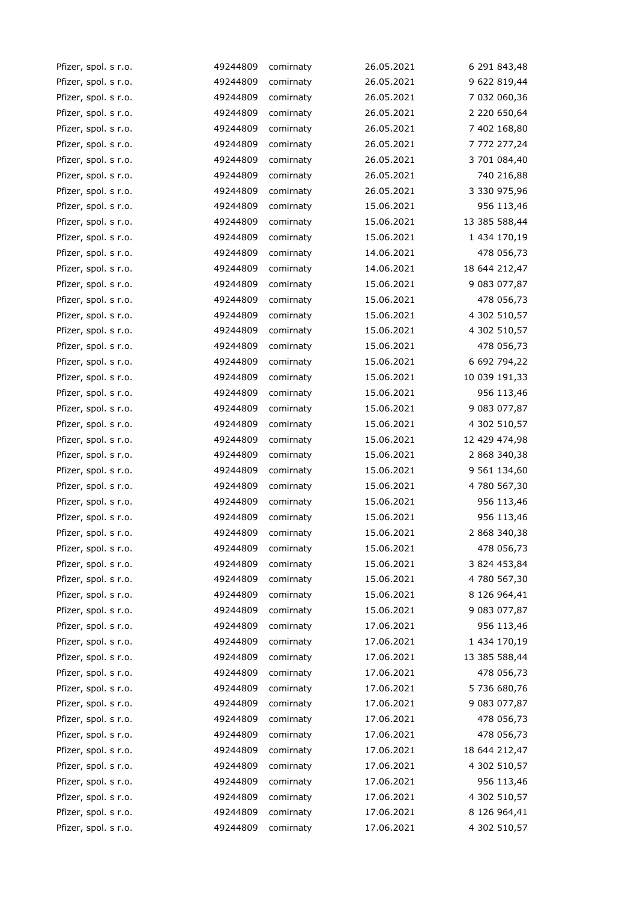| | | | | |
|---|---|---|---|---|
| Pfizer, spol. s r.o. | 49244809 | comirnaty | 26.05.2021 | 6 291 843,48 |
| Pfizer, spol. s r.o. | 49244809 | comirnaty | 26.05.2021 | 9 622 819,44 |
| Pfizer, spol. s r.o. | 49244809 | comirnaty | 26.05.2021 | 7 032 060,36 |
| Pfizer, spol. s r.o. | 49244809 | comirnaty | 26.05.2021 | 2 220 650,64 |
| Pfizer, spol. s r.o. | 49244809 | comirnaty | 26.05.2021 | 7 402 168,80 |
| Pfizer, spol. s r.o. | 49244809 | comirnaty | 26.05.2021 | 7 772 277,24 |
| Pfizer, spol. s r.o. | 49244809 | comirnaty | 26.05.2021 | 3 701 084,40 |
| Pfizer, spol. s r.o. | 49244809 | comirnaty | 26.05.2021 | 740 216,88 |
| Pfizer, spol. s r.o. | 49244809 | comirnaty | 26.05.2021 | 3 330 975,96 |
| Pfizer, spol. s r.o. | 49244809 | comirnaty | 15.06.2021 | 956 113,46 |
| Pfizer, spol. s r.o. | 49244809 | comirnaty | 15.06.2021 | 13 385 588,44 |
| Pfizer, spol. s r.o. | 49244809 | comirnaty | 15.06.2021 | 1 434 170,19 |
| Pfizer, spol. s r.o. | 49244809 | comirnaty | 14.06.2021 | 478 056,73 |
| Pfizer, spol. s r.o. | 49244809 | comirnaty | 14.06.2021 | 18 644 212,47 |
| Pfizer, spol. s r.o. | 49244809 | comirnaty | 15.06.2021 | 9 083 077,87 |
| Pfizer, spol. s r.o. | 49244809 | comirnaty | 15.06.2021 | 478 056,73 |
| Pfizer, spol. s r.o. | 49244809 | comirnaty | 15.06.2021 | 4 302 510,57 |
| Pfizer, spol. s r.o. | 49244809 | comirnaty | 15.06.2021 | 4 302 510,57 |
| Pfizer, spol. s r.o. | 49244809 | comirnaty | 15.06.2021 | 478 056,73 |
| Pfizer, spol. s r.o. | 49244809 | comirnaty | 15.06.2021 | 6 692 794,22 |
| Pfizer, spol. s r.o. | 49244809 | comirnaty | 15.06.2021 | 10 039 191,33 |
| Pfizer, spol. s r.o. | 49244809 | comirnaty | 15.06.2021 | 956 113,46 |
| Pfizer, spol. s r.o. | 49244809 | comirnaty | 15.06.2021 | 9 083 077,87 |
| Pfizer, spol. s r.o. | 49244809 | comirnaty | 15.06.2021 | 4 302 510,57 |
| Pfizer, spol. s r.o. | 49244809 | comirnaty | 15.06.2021 | 12 429 474,98 |
| Pfizer, spol. s r.o. | 49244809 | comirnaty | 15.06.2021 | 2 868 340,38 |
| Pfizer, spol. s r.o. | 49244809 | comirnaty | 15.06.2021 | 9 561 134,60 |
| Pfizer, spol. s r.o. | 49244809 | comirnaty | 15.06.2021 | 4 780 567,30 |
| Pfizer, spol. s r.o. | 49244809 | comirnaty | 15.06.2021 | 956 113,46 |
| Pfizer, spol. s r.o. | 49244809 | comirnaty | 15.06.2021 | 956 113,46 |
| Pfizer, spol. s r.o. | 49244809 | comirnaty | 15.06.2021 | 2 868 340,38 |
| Pfizer, spol. s r.o. | 49244809 | comirnaty | 15.06.2021 | 478 056,73 |
| Pfizer, spol. s r.o. | 49244809 | comirnaty | 15.06.2021 | 3 824 453,84 |
| Pfizer, spol. s r.o. | 49244809 | comirnaty | 15.06.2021 | 4 780 567,30 |
| Pfizer, spol. s r.o. | 49244809 | comirnaty | 15.06.2021 | 8 126 964,41 |
| Pfizer, spol. s r.o. | 49244809 | comirnaty | 15.06.2021 | 9 083 077,87 |
| Pfizer, spol. s r.o. | 49244809 | comirnaty | 17.06.2021 | 956 113,46 |
| Pfizer, spol. s r.o. | 49244809 | comirnaty | 17.06.2021 | 1 434 170,19 |
| Pfizer, spol. s r.o. | 49244809 | comirnaty | 17.06.2021 | 13 385 588,44 |
| Pfizer, spol. s r.o. | 49244809 | comirnaty | 17.06.2021 | 478 056,73 |
| Pfizer, spol. s r.o. | 49244809 | comirnaty | 17.06.2021 | 5 736 680,76 |
| Pfizer, spol. s r.o. | 49244809 | comirnaty | 17.06.2021 | 9 083 077,87 |
| Pfizer, spol. s r.o. | 49244809 | comirnaty | 17.06.2021 | 478 056,73 |
| Pfizer, spol. s r.o. | 49244809 | comirnaty | 17.06.2021 | 478 056,73 |
| Pfizer, spol. s r.o. | 49244809 | comirnaty | 17.06.2021 | 18 644 212,47 |
| Pfizer, spol. s r.o. | 49244809 | comirnaty | 17.06.2021 | 4 302 510,57 |
| Pfizer, spol. s r.o. | 49244809 | comirnaty | 17.06.2021 | 956 113,46 |
| Pfizer, spol. s r.o. | 49244809 | comirnaty | 17.06.2021 | 4 302 510,57 |
| Pfizer, spol. s r.o. | 49244809 | comirnaty | 17.06.2021 | 8 126 964,41 |
| Pfizer, spol. s r.o. | 49244809 | comirnaty | 17.06.2021 | 4 302 510,57 |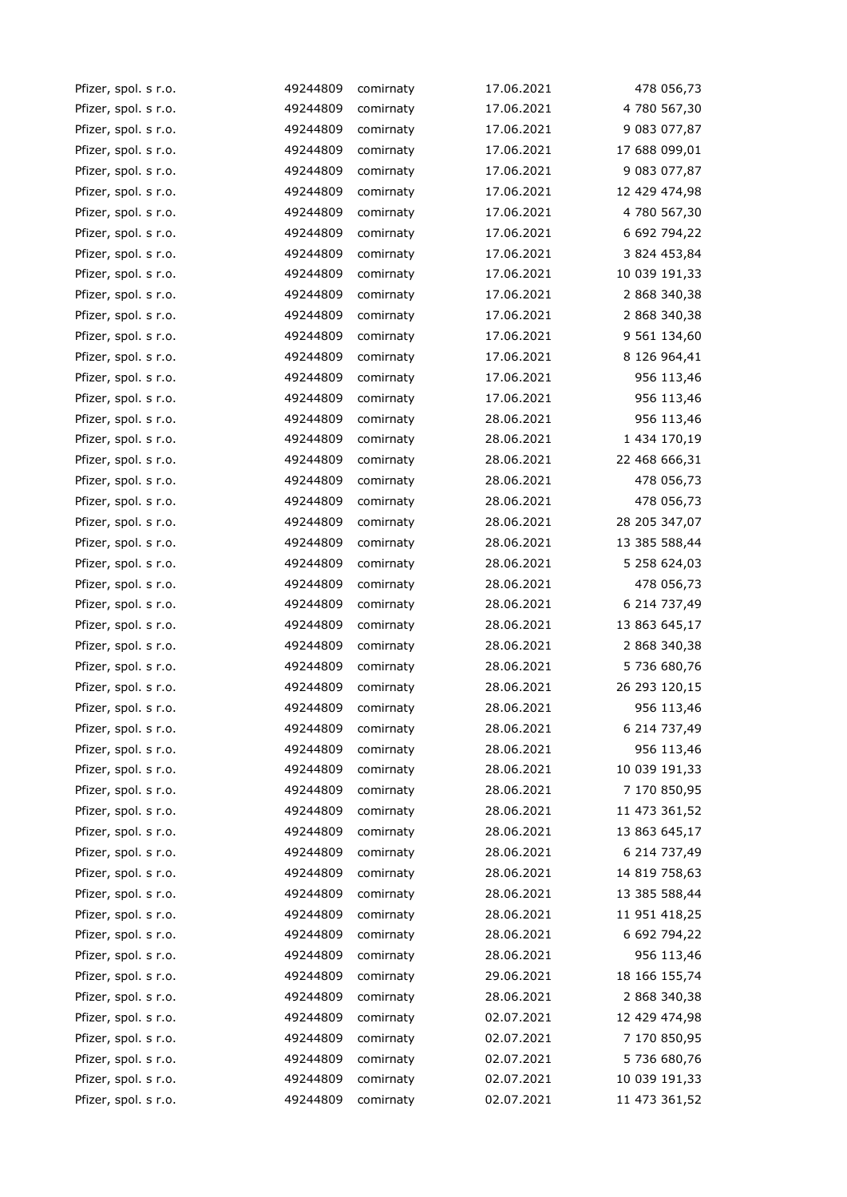| | | | | |
|---|---|---|---|---|
| Pfizer, spol. s r.o. | 49244809 | comirnaty | 17.06.2021 | 478 056,73 |
| Pfizer, spol. s r.o. | 49244809 | comirnaty | 17.06.2021 | 4 780 567,30 |
| Pfizer, spol. s r.o. | 49244809 | comirnaty | 17.06.2021 | 9 083 077,87 |
| Pfizer, spol. s r.o. | 49244809 | comirnaty | 17.06.2021 | 17 688 099,01 |
| Pfizer, spol. s r.o. | 49244809 | comirnaty | 17.06.2021 | 9 083 077,87 |
| Pfizer, spol. s r.o. | 49244809 | comirnaty | 17.06.2021 | 12 429 474,98 |
| Pfizer, spol. s r.o. | 49244809 | comirnaty | 17.06.2021 | 4 780 567,30 |
| Pfizer, spol. s r.o. | 49244809 | comirnaty | 17.06.2021 | 6 692 794,22 |
| Pfizer, spol. s r.o. | 49244809 | comirnaty | 17.06.2021 | 3 824 453,84 |
| Pfizer, spol. s r.o. | 49244809 | comirnaty | 17.06.2021 | 10 039 191,33 |
| Pfizer, spol. s r.o. | 49244809 | comirnaty | 17.06.2021 | 2 868 340,38 |
| Pfizer, spol. s r.o. | 49244809 | comirnaty | 17.06.2021 | 2 868 340,38 |
| Pfizer, spol. s r.o. | 49244809 | comirnaty | 17.06.2021 | 9 561 134,60 |
| Pfizer, spol. s r.o. | 49244809 | comirnaty | 17.06.2021 | 8 126 964,41 |
| Pfizer, spol. s r.o. | 49244809 | comirnaty | 17.06.2021 | 956 113,46 |
| Pfizer, spol. s r.o. | 49244809 | comirnaty | 17.06.2021 | 956 113,46 |
| Pfizer, spol. s r.o. | 49244809 | comirnaty | 28.06.2021 | 956 113,46 |
| Pfizer, spol. s r.o. | 49244809 | comirnaty | 28.06.2021 | 1 434 170,19 |
| Pfizer, spol. s r.o. | 49244809 | comirnaty | 28.06.2021 | 22 468 666,31 |
| Pfizer, spol. s r.o. | 49244809 | comirnaty | 28.06.2021 | 478 056,73 |
| Pfizer, spol. s r.o. | 49244809 | comirnaty | 28.06.2021 | 478 056,73 |
| Pfizer, spol. s r.o. | 49244809 | comirnaty | 28.06.2021 | 28 205 347,07 |
| Pfizer, spol. s r.o. | 49244809 | comirnaty | 28.06.2021 | 13 385 588,44 |
| Pfizer, spol. s r.o. | 49244809 | comirnaty | 28.06.2021 | 5 258 624,03 |
| Pfizer, spol. s r.o. | 49244809 | comirnaty | 28.06.2021 | 478 056,73 |
| Pfizer, spol. s r.o. | 49244809 | comirnaty | 28.06.2021 | 6 214 737,49 |
| Pfizer, spol. s r.o. | 49244809 | comirnaty | 28.06.2021 | 13 863 645,17 |
| Pfizer, spol. s r.o. | 49244809 | comirnaty | 28.06.2021 | 2 868 340,38 |
| Pfizer, spol. s r.o. | 49244809 | comirnaty | 28.06.2021 | 5 736 680,76 |
| Pfizer, spol. s r.o. | 49244809 | comirnaty | 28.06.2021 | 26 293 120,15 |
| Pfizer, spol. s r.o. | 49244809 | comirnaty | 28.06.2021 | 956 113,46 |
| Pfizer, spol. s r.o. | 49244809 | comirnaty | 28.06.2021 | 6 214 737,49 |
| Pfizer, spol. s r.o. | 49244809 | comirnaty | 28.06.2021 | 956 113,46 |
| Pfizer, spol. s r.o. | 49244809 | comirnaty | 28.06.2021 | 10 039 191,33 |
| Pfizer, spol. s r.o. | 49244809 | comirnaty | 28.06.2021 | 7 170 850,95 |
| Pfizer, spol. s r.o. | 49244809 | comirnaty | 28.06.2021 | 11 473 361,52 |
| Pfizer, spol. s r.o. | 49244809 | comirnaty | 28.06.2021 | 13 863 645,17 |
| Pfizer, spol. s r.o. | 49244809 | comirnaty | 28.06.2021 | 6 214 737,49 |
| Pfizer, spol. s r.o. | 49244809 | comirnaty | 28.06.2021 | 14 819 758,63 |
| Pfizer, spol. s r.o. | 49244809 | comirnaty | 28.06.2021 | 13 385 588,44 |
| Pfizer, spol. s r.o. | 49244809 | comirnaty | 28.06.2021 | 11 951 418,25 |
| Pfizer, spol. s r.o. | 49244809 | comirnaty | 28.06.2021 | 6 692 794,22 |
| Pfizer, spol. s r.o. | 49244809 | comirnaty | 28.06.2021 | 956 113,46 |
| Pfizer, spol. s r.o. | 49244809 | comirnaty | 29.06.2021 | 18 166 155,74 |
| Pfizer, spol. s r.o. | 49244809 | comirnaty | 28.06.2021 | 2 868 340,38 |
| Pfizer, spol. s r.o. | 49244809 | comirnaty | 02.07.2021 | 12 429 474,98 |
| Pfizer, spol. s r.o. | 49244809 | comirnaty | 02.07.2021 | 7 170 850,95 |
| Pfizer, spol. s r.o. | 49244809 | comirnaty | 02.07.2021 | 5 736 680,76 |
| Pfizer, spol. s r.o. | 49244809 | comirnaty | 02.07.2021 | 10 039 191,33 |
| Pfizer, spol. s r.o. | 49244809 | comirnaty | 02.07.2021 | 11 473 361,52 |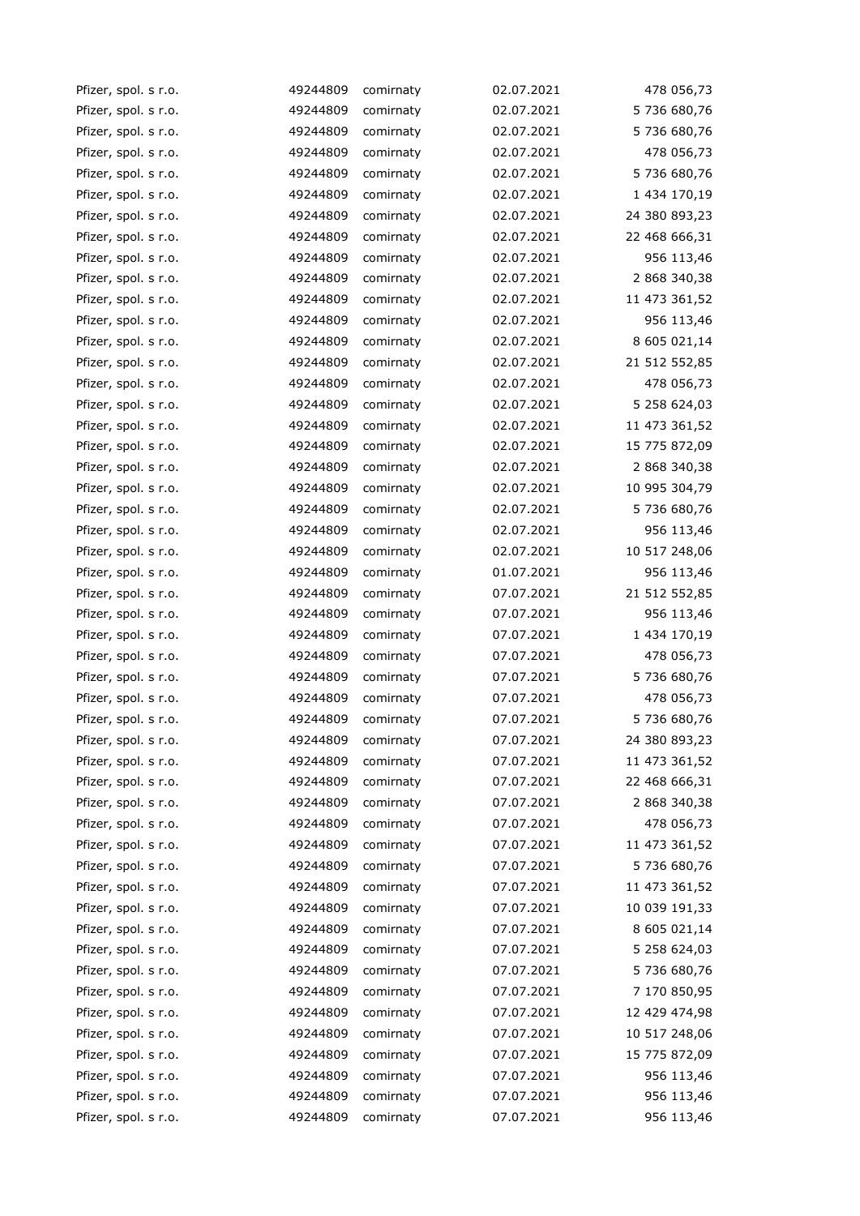| | | | | |
|---|---|---|---|---|
| Pfizer, spol. s r.o. | 49244809 | comirnaty | 02.07.2021 | 478 056,73 |
| Pfizer, spol. s r.o. | 49244809 | comirnaty | 02.07.2021 | 5 736 680,76 |
| Pfizer, spol. s r.o. | 49244809 | comirnaty | 02.07.2021 | 5 736 680,76 |
| Pfizer, spol. s r.o. | 49244809 | comirnaty | 02.07.2021 | 478 056,73 |
| Pfizer, spol. s r.o. | 49244809 | comirnaty | 02.07.2021 | 5 736 680,76 |
| Pfizer, spol. s r.o. | 49244809 | comirnaty | 02.07.2021 | 1 434 170,19 |
| Pfizer, spol. s r.o. | 49244809 | comirnaty | 02.07.2021 | 24 380 893,23 |
| Pfizer, spol. s r.o. | 49244809 | comirnaty | 02.07.2021 | 22 468 666,31 |
| Pfizer, spol. s r.o. | 49244809 | comirnaty | 02.07.2021 | 956 113,46 |
| Pfizer, spol. s r.o. | 49244809 | comirnaty | 02.07.2021 | 2 868 340,38 |
| Pfizer, spol. s r.o. | 49244809 | comirnaty | 02.07.2021 | 11 473 361,52 |
| Pfizer, spol. s r.o. | 49244809 | comirnaty | 02.07.2021 | 956 113,46 |
| Pfizer, spol. s r.o. | 49244809 | comirnaty | 02.07.2021 | 8 605 021,14 |
| Pfizer, spol. s r.o. | 49244809 | comirnaty | 02.07.2021 | 21 512 552,85 |
| Pfizer, spol. s r.o. | 49244809 | comirnaty | 02.07.2021 | 478 056,73 |
| Pfizer, spol. s r.o. | 49244809 | comirnaty | 02.07.2021 | 5 258 624,03 |
| Pfizer, spol. s r.o. | 49244809 | comirnaty | 02.07.2021 | 11 473 361,52 |
| Pfizer, spol. s r.o. | 49244809 | comirnaty | 02.07.2021 | 15 775 872,09 |
| Pfizer, spol. s r.o. | 49244809 | comirnaty | 02.07.2021 | 2 868 340,38 |
| Pfizer, spol. s r.o. | 49244809 | comirnaty | 02.07.2021 | 10 995 304,79 |
| Pfizer, spol. s r.o. | 49244809 | comirnaty | 02.07.2021 | 5 736 680,76 |
| Pfizer, spol. s r.o. | 49244809 | comirnaty | 02.07.2021 | 956 113,46 |
| Pfizer, spol. s r.o. | 49244809 | comirnaty | 02.07.2021 | 10 517 248,06 |
| Pfizer, spol. s r.o. | 49244809 | comirnaty | 01.07.2021 | 956 113,46 |
| Pfizer, spol. s r.o. | 49244809 | comirnaty | 07.07.2021 | 21 512 552,85 |
| Pfizer, spol. s r.o. | 49244809 | comirnaty | 07.07.2021 | 956 113,46 |
| Pfizer, spol. s r.o. | 49244809 | comirnaty | 07.07.2021 | 1 434 170,19 |
| Pfizer, spol. s r.o. | 49244809 | comirnaty | 07.07.2021 | 478 056,73 |
| Pfizer, spol. s r.o. | 49244809 | comirnaty | 07.07.2021 | 5 736 680,76 |
| Pfizer, spol. s r.o. | 49244809 | comirnaty | 07.07.2021 | 478 056,73 |
| Pfizer, spol. s r.o. | 49244809 | comirnaty | 07.07.2021 | 5 736 680,76 |
| Pfizer, spol. s r.o. | 49244809 | comirnaty | 07.07.2021 | 24 380 893,23 |
| Pfizer, spol. s r.o. | 49244809 | comirnaty | 07.07.2021 | 11 473 361,52 |
| Pfizer, spol. s r.o. | 49244809 | comirnaty | 07.07.2021 | 22 468 666,31 |
| Pfizer, spol. s r.o. | 49244809 | comirnaty | 07.07.2021 | 2 868 340,38 |
| Pfizer, spol. s r.o. | 49244809 | comirnaty | 07.07.2021 | 478 056,73 |
| Pfizer, spol. s r.o. | 49244809 | comirnaty | 07.07.2021 | 11 473 361,52 |
| Pfizer, spol. s r.o. | 49244809 | comirnaty | 07.07.2021 | 5 736 680,76 |
| Pfizer, spol. s r.o. | 49244809 | comirnaty | 07.07.2021 | 11 473 361,52 |
| Pfizer, spol. s r.o. | 49244809 | comirnaty | 07.07.2021 | 10 039 191,33 |
| Pfizer, spol. s r.o. | 49244809 | comirnaty | 07.07.2021 | 8 605 021,14 |
| Pfizer, spol. s r.o. | 49244809 | comirnaty | 07.07.2021 | 5 258 624,03 |
| Pfizer, spol. s r.o. | 49244809 | comirnaty | 07.07.2021 | 5 736 680,76 |
| Pfizer, spol. s r.o. | 49244809 | comirnaty | 07.07.2021 | 7 170 850,95 |
| Pfizer, spol. s r.o. | 49244809 | comirnaty | 07.07.2021 | 12 429 474,98 |
| Pfizer, spol. s r.o. | 49244809 | comirnaty | 07.07.2021 | 10 517 248,06 |
| Pfizer, spol. s r.o. | 49244809 | comirnaty | 07.07.2021 | 15 775 872,09 |
| Pfizer, spol. s r.o. | 49244809 | comirnaty | 07.07.2021 | 956 113,46 |
| Pfizer, spol. s r.o. | 49244809 | comirnaty | 07.07.2021 | 956 113,46 |
| Pfizer, spol. s r.o. | 49244809 | comirnaty | 07.07.2021 | 956 113,46 |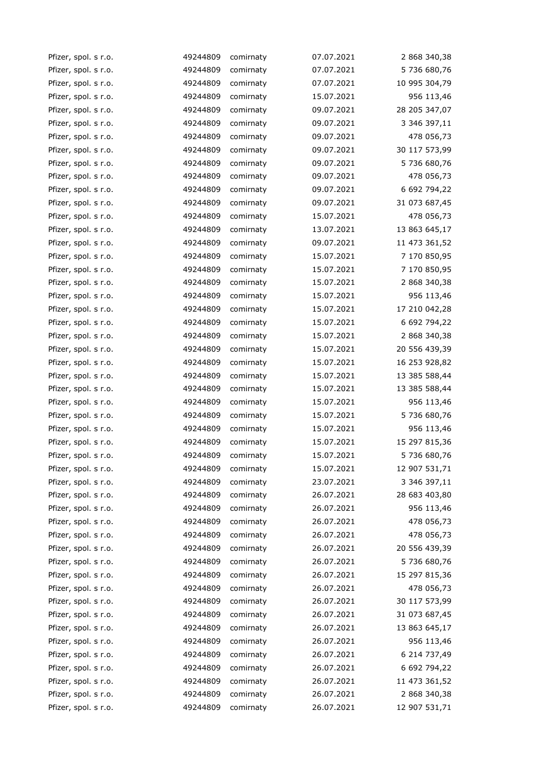| | | | | |
|---|---|---|---|---|
| Pfizer, spol. s r.o. | 49244809 | comirnaty | 07.07.2021 | 2 868 340,38 |
| Pfizer, spol. s r.o. | 49244809 | comirnaty | 07.07.2021 | 5 736 680,76 |
| Pfizer, spol. s r.o. | 49244809 | comirnaty | 07.07.2021 | 10 995 304,79 |
| Pfizer, spol. s r.o. | 49244809 | comirnaty | 15.07.2021 | 956 113,46 |
| Pfizer, spol. s r.o. | 49244809 | comirnaty | 09.07.2021 | 28 205 347,07 |
| Pfizer, spol. s r.o. | 49244809 | comirnaty | 09.07.2021 | 3 346 397,11 |
| Pfizer, spol. s r.o. | 49244809 | comirnaty | 09.07.2021 | 478 056,73 |
| Pfizer, spol. s r.o. | 49244809 | comirnaty | 09.07.2021 | 30 117 573,99 |
| Pfizer, spol. s r.o. | 49244809 | comirnaty | 09.07.2021 | 5 736 680,76 |
| Pfizer, spol. s r.o. | 49244809 | comirnaty | 09.07.2021 | 478 056,73 |
| Pfizer, spol. s r.o. | 49244809 | comirnaty | 09.07.2021 | 6 692 794,22 |
| Pfizer, spol. s r.o. | 49244809 | comirnaty | 09.07.2021 | 31 073 687,45 |
| Pfizer, spol. s r.o. | 49244809 | comirnaty | 15.07.2021 | 478 056,73 |
| Pfizer, spol. s r.o. | 49244809 | comirnaty | 13.07.2021 | 13 863 645,17 |
| Pfizer, spol. s r.o. | 49244809 | comirnaty | 09.07.2021 | 11 473 361,52 |
| Pfizer, spol. s r.o. | 49244809 | comirnaty | 15.07.2021 | 7 170 850,95 |
| Pfizer, spol. s r.o. | 49244809 | comirnaty | 15.07.2021 | 7 170 850,95 |
| Pfizer, spol. s r.o. | 49244809 | comirnaty | 15.07.2021 | 2 868 340,38 |
| Pfizer, spol. s r.o. | 49244809 | comirnaty | 15.07.2021 | 956 113,46 |
| Pfizer, spol. s r.o. | 49244809 | comirnaty | 15.07.2021 | 17 210 042,28 |
| Pfizer, spol. s r.o. | 49244809 | comirnaty | 15.07.2021 | 6 692 794,22 |
| Pfizer, spol. s r.o. | 49244809 | comirnaty | 15.07.2021 | 2 868 340,38 |
| Pfizer, spol. s r.o. | 49244809 | comirnaty | 15.07.2021 | 20 556 439,39 |
| Pfizer, spol. s r.o. | 49244809 | comirnaty | 15.07.2021 | 16 253 928,82 |
| Pfizer, spol. s r.o. | 49244809 | comirnaty | 15.07.2021 | 13 385 588,44 |
| Pfizer, spol. s r.o. | 49244809 | comirnaty | 15.07.2021 | 13 385 588,44 |
| Pfizer, spol. s r.o. | 49244809 | comirnaty | 15.07.2021 | 956 113,46 |
| Pfizer, spol. s r.o. | 49244809 | comirnaty | 15.07.2021 | 5 736 680,76 |
| Pfizer, spol. s r.o. | 49244809 | comirnaty | 15.07.2021 | 956 113,46 |
| Pfizer, spol. s r.o. | 49244809 | comirnaty | 15.07.2021 | 15 297 815,36 |
| Pfizer, spol. s r.o. | 49244809 | comirnaty | 15.07.2021 | 5 736 680,76 |
| Pfizer, spol. s r.o. | 49244809 | comirnaty | 15.07.2021 | 12 907 531,71 |
| Pfizer, spol. s r.o. | 49244809 | comirnaty | 23.07.2021 | 3 346 397,11 |
| Pfizer, spol. s r.o. | 49244809 | comirnaty | 26.07.2021 | 28 683 403,80 |
| Pfizer, spol. s r.o. | 49244809 | comirnaty | 26.07.2021 | 956 113,46 |
| Pfizer, spol. s r.o. | 49244809 | comirnaty | 26.07.2021 | 478 056,73 |
| Pfizer, spol. s r.o. | 49244809 | comirnaty | 26.07.2021 | 478 056,73 |
| Pfizer, spol. s r.o. | 49244809 | comirnaty | 26.07.2021 | 20 556 439,39 |
| Pfizer, spol. s r.o. | 49244809 | comirnaty | 26.07.2021 | 5 736 680,76 |
| Pfizer, spol. s r.o. | 49244809 | comirnaty | 26.07.2021 | 15 297 815,36 |
| Pfizer, spol. s r.o. | 49244809 | comirnaty | 26.07.2021 | 478 056,73 |
| Pfizer, spol. s r.o. | 49244809 | comirnaty | 26.07.2021 | 30 117 573,99 |
| Pfizer, spol. s r.o. | 49244809 | comirnaty | 26.07.2021 | 31 073 687,45 |
| Pfizer, spol. s r.o. | 49244809 | comirnaty | 26.07.2021 | 13 863 645,17 |
| Pfizer, spol. s r.o. | 49244809 | comirnaty | 26.07.2021 | 956 113,46 |
| Pfizer, spol. s r.o. | 49244809 | comirnaty | 26.07.2021 | 6 214 737,49 |
| Pfizer, spol. s r.o. | 49244809 | comirnaty | 26.07.2021 | 6 692 794,22 |
| Pfizer, spol. s r.o. | 49244809 | comirnaty | 26.07.2021 | 11 473 361,52 |
| Pfizer, spol. s r.o. | 49244809 | comirnaty | 26.07.2021 | 2 868 340,38 |
| Pfizer, spol. s r.o. | 49244809 | comirnaty | 26.07.2021 | 12 907 531,71 |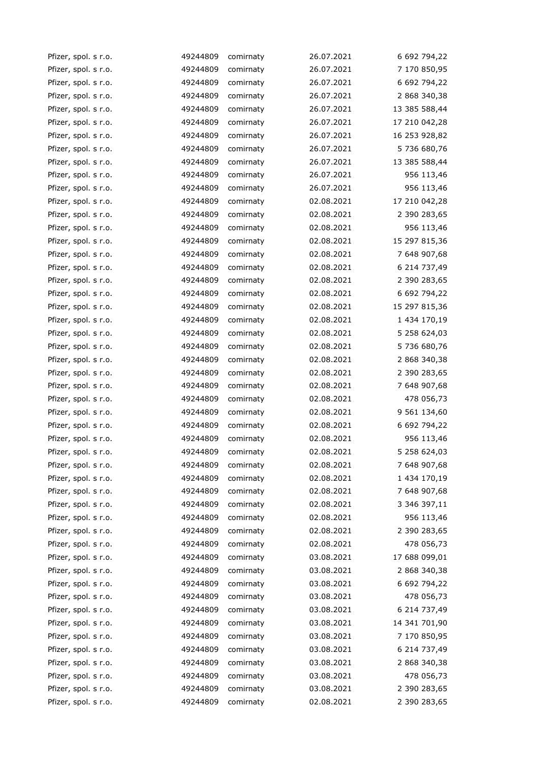| | | | | |
|---|---|---|---|---|
| Pfizer, spol. s r.o. | 49244809 | comirnaty | 26.07.2021 | 6 692 794,22 |
| Pfizer, spol. s r.o. | 49244809 | comirnaty | 26.07.2021 | 7 170 850,95 |
| Pfizer, spol. s r.o. | 49244809 | comirnaty | 26.07.2021 | 6 692 794,22 |
| Pfizer, spol. s r.o. | 49244809 | comirnaty | 26.07.2021 | 2 868 340,38 |
| Pfizer, spol. s r.o. | 49244809 | comirnaty | 26.07.2021 | 13 385 588,44 |
| Pfizer, spol. s r.o. | 49244809 | comirnaty | 26.07.2021 | 17 210 042,28 |
| Pfizer, spol. s r.o. | 49244809 | comirnaty | 26.07.2021 | 16 253 928,82 |
| Pfizer, spol. s r.o. | 49244809 | comirnaty | 26.07.2021 | 5 736 680,76 |
| Pfizer, spol. s r.o. | 49244809 | comirnaty | 26.07.2021 | 13 385 588,44 |
| Pfizer, spol. s r.o. | 49244809 | comirnaty | 26.07.2021 | 956 113,46 |
| Pfizer, spol. s r.o. | 49244809 | comirnaty | 26.07.2021 | 956 113,46 |
| Pfizer, spol. s r.o. | 49244809 | comirnaty | 02.08.2021 | 17 210 042,28 |
| Pfizer, spol. s r.o. | 49244809 | comirnaty | 02.08.2021 | 2 390 283,65 |
| Pfizer, spol. s r.o. | 49244809 | comirnaty | 02.08.2021 | 956 113,46 |
| Pfizer, spol. s r.o. | 49244809 | comirnaty | 02.08.2021 | 15 297 815,36 |
| Pfizer, spol. s r.o. | 49244809 | comirnaty | 02.08.2021 | 7 648 907,68 |
| Pfizer, spol. s r.o. | 49244809 | comirnaty | 02.08.2021 | 6 214 737,49 |
| Pfizer, spol. s r.o. | 49244809 | comirnaty | 02.08.2021 | 2 390 283,65 |
| Pfizer, spol. s r.o. | 49244809 | comirnaty | 02.08.2021 | 6 692 794,22 |
| Pfizer, spol. s r.o. | 49244809 | comirnaty | 02.08.2021 | 15 297 815,36 |
| Pfizer, spol. s r.o. | 49244809 | comirnaty | 02.08.2021 | 1 434 170,19 |
| Pfizer, spol. s r.o. | 49244809 | comirnaty | 02.08.2021 | 5 258 624,03 |
| Pfizer, spol. s r.o. | 49244809 | comirnaty | 02.08.2021 | 5 736 680,76 |
| Pfizer, spol. s r.o. | 49244809 | comirnaty | 02.08.2021 | 2 868 340,38 |
| Pfizer, spol. s r.o. | 49244809 | comirnaty | 02.08.2021 | 2 390 283,65 |
| Pfizer, spol. s r.o. | 49244809 | comirnaty | 02.08.2021 | 7 648 907,68 |
| Pfizer, spol. s r.o. | 49244809 | comirnaty | 02.08.2021 | 478 056,73 |
| Pfizer, spol. s r.o. | 49244809 | comirnaty | 02.08.2021 | 9 561 134,60 |
| Pfizer, spol. s r.o. | 49244809 | comirnaty | 02.08.2021 | 6 692 794,22 |
| Pfizer, spol. s r.o. | 49244809 | comirnaty | 02.08.2021 | 956 113,46 |
| Pfizer, spol. s r.o. | 49244809 | comirnaty | 02.08.2021 | 5 258 624,03 |
| Pfizer, spol. s r.o. | 49244809 | comirnaty | 02.08.2021 | 7 648 907,68 |
| Pfizer, spol. s r.o. | 49244809 | comirnaty | 02.08.2021 | 1 434 170,19 |
| Pfizer, spol. s r.o. | 49244809 | comirnaty | 02.08.2021 | 7 648 907,68 |
| Pfizer, spol. s r.o. | 49244809 | comirnaty | 02.08.2021 | 3 346 397,11 |
| Pfizer, spol. s r.o. | 49244809 | comirnaty | 02.08.2021 | 956 113,46 |
| Pfizer, spol. s r.o. | 49244809 | comirnaty | 02.08.2021 | 2 390 283,65 |
| Pfizer, spol. s r.o. | 49244809 | comirnaty | 02.08.2021 | 478 056,73 |
| Pfizer, spol. s r.o. | 49244809 | comirnaty | 03.08.2021 | 17 688 099,01 |
| Pfizer, spol. s r.o. | 49244809 | comirnaty | 03.08.2021 | 2 868 340,38 |
| Pfizer, spol. s r.o. | 49244809 | comirnaty | 03.08.2021 | 6 692 794,22 |
| Pfizer, spol. s r.o. | 49244809 | comirnaty | 03.08.2021 | 478 056,73 |
| Pfizer, spol. s r.o. | 49244809 | comirnaty | 03.08.2021 | 6 214 737,49 |
| Pfizer, spol. s r.o. | 49244809 | comirnaty | 03.08.2021 | 14 341 701,90 |
| Pfizer, spol. s r.o. | 49244809 | comirnaty | 03.08.2021 | 7 170 850,95 |
| Pfizer, spol. s r.o. | 49244809 | comirnaty | 03.08.2021 | 6 214 737,49 |
| Pfizer, spol. s r.o. | 49244809 | comirnaty | 03.08.2021 | 2 868 340,38 |
| Pfizer, spol. s r.o. | 49244809 | comirnaty | 03.08.2021 | 478 056,73 |
| Pfizer, spol. s r.o. | 49244809 | comirnaty | 03.08.2021 | 2 390 283,65 |
| Pfizer, spol. s r.o. | 49244809 | comirnaty | 02.08.2021 | 2 390 283,65 |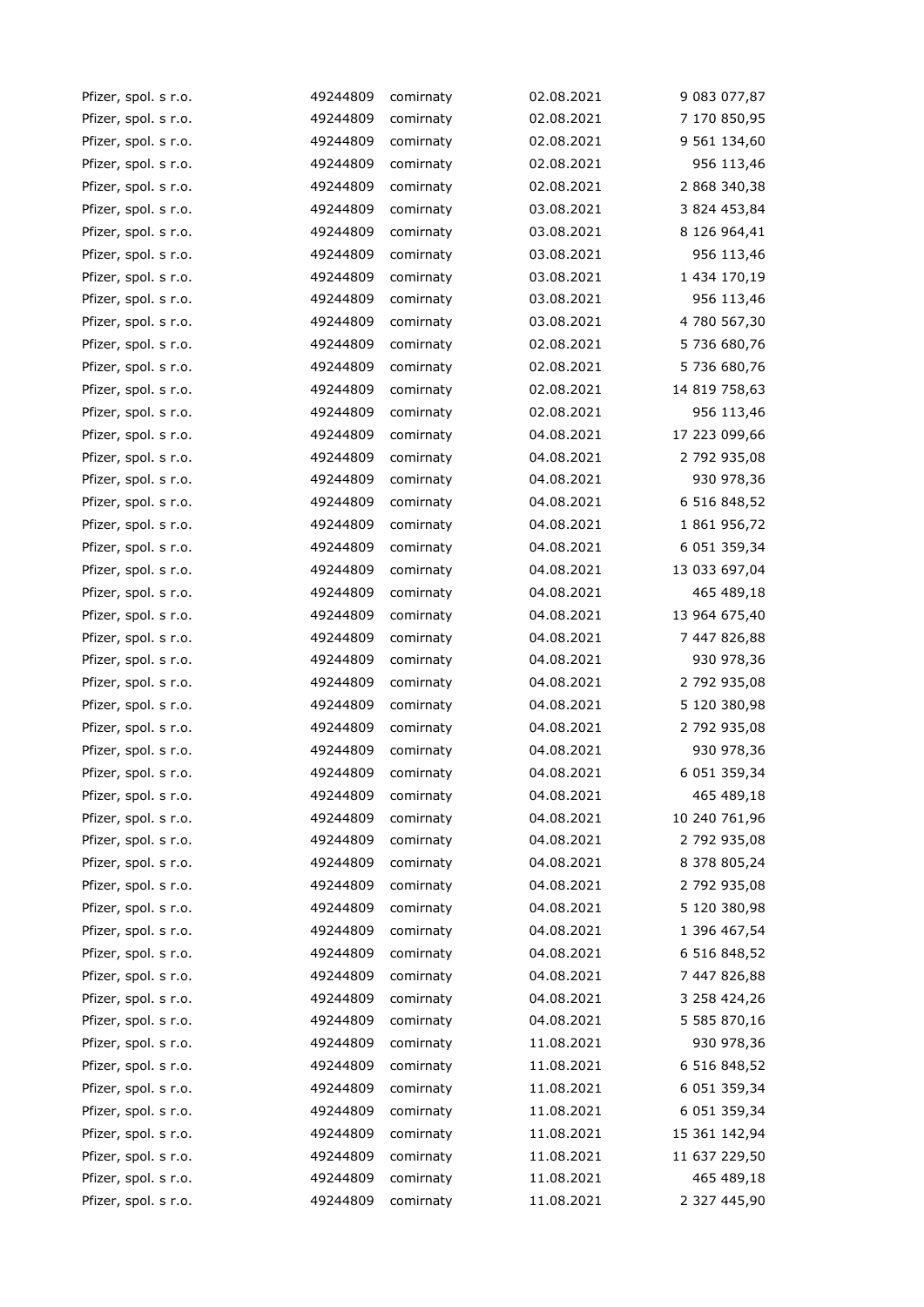| | | | | |
|---|---|---|---|---|
| Pfizer, spol. s r.o. | 49244809 | comirnaty | 02.08.2021 | 9 083 077,87 |
| Pfizer, spol. s r.o. | 49244809 | comirnaty | 02.08.2021 | 7 170 850,95 |
| Pfizer, spol. s r.o. | 49244809 | comirnaty | 02.08.2021 | 9 561 134,60 |
| Pfizer, spol. s r.o. | 49244809 | comirnaty | 02.08.2021 | 956 113,46 |
| Pfizer, spol. s r.o. | 49244809 | comirnaty | 02.08.2021 | 2 868 340,38 |
| Pfizer, spol. s r.o. | 49244809 | comirnaty | 03.08.2021 | 3 824 453,84 |
| Pfizer, spol. s r.o. | 49244809 | comirnaty | 03.08.2021 | 8 126 964,41 |
| Pfizer, spol. s r.o. | 49244809 | comirnaty | 03.08.2021 | 956 113,46 |
| Pfizer, spol. s r.o. | 49244809 | comirnaty | 03.08.2021 | 1 434 170,19 |
| Pfizer, spol. s r.o. | 49244809 | comirnaty | 03.08.2021 | 956 113,46 |
| Pfizer, spol. s r.o. | 49244809 | comirnaty | 03.08.2021 | 4 780 567,30 |
| Pfizer, spol. s r.o. | 49244809 | comirnaty | 02.08.2021 | 5 736 680,76 |
| Pfizer, spol. s r.o. | 49244809 | comirnaty | 02.08.2021 | 5 736 680,76 |
| Pfizer, spol. s r.o. | 49244809 | comirnaty | 02.08.2021 | 14 819 758,63 |
| Pfizer, spol. s r.o. | 49244809 | comirnaty | 02.08.2021 | 956 113,46 |
| Pfizer, spol. s r.o. | 49244809 | comirnaty | 04.08.2021 | 17 223 099,66 |
| Pfizer, spol. s r.o. | 49244809 | comirnaty | 04.08.2021 | 2 792 935,08 |
| Pfizer, spol. s r.o. | 49244809 | comirnaty | 04.08.2021 | 930 978,36 |
| Pfizer, spol. s r.o. | 49244809 | comirnaty | 04.08.2021 | 6 516 848,52 |
| Pfizer, spol. s r.o. | 49244809 | comirnaty | 04.08.2021 | 1 861 956,72 |
| Pfizer, spol. s r.o. | 49244809 | comirnaty | 04.08.2021 | 6 051 359,34 |
| Pfizer, spol. s r.o. | 49244809 | comirnaty | 04.08.2021 | 13 033 697,04 |
| Pfizer, spol. s r.o. | 49244809 | comirnaty | 04.08.2021 | 465 489,18 |
| Pfizer, spol. s r.o. | 49244809 | comirnaty | 04.08.2021 | 13 964 675,40 |
| Pfizer, spol. s r.o. | 49244809 | comirnaty | 04.08.2021 | 7 447 826,88 |
| Pfizer, spol. s r.o. | 49244809 | comirnaty | 04.08.2021 | 930 978,36 |
| Pfizer, spol. s r.o. | 49244809 | comirnaty | 04.08.2021 | 2 792 935,08 |
| Pfizer, spol. s r.o. | 49244809 | comirnaty | 04.08.2021 | 5 120 380,98 |
| Pfizer, spol. s r.o. | 49244809 | comirnaty | 04.08.2021 | 2 792 935,08 |
| Pfizer, spol. s r.o. | 49244809 | comirnaty | 04.08.2021 | 930 978,36 |
| Pfizer, spol. s r.o. | 49244809 | comirnaty | 04.08.2021 | 6 051 359,34 |
| Pfizer, spol. s r.o. | 49244809 | comirnaty | 04.08.2021 | 465 489,18 |
| Pfizer, spol. s r.o. | 49244809 | comirnaty | 04.08.2021 | 10 240 761,96 |
| Pfizer, spol. s r.o. | 49244809 | comirnaty | 04.08.2021 | 2 792 935,08 |
| Pfizer, spol. s r.o. | 49244809 | comirnaty | 04.08.2021 | 8 378 805,24 |
| Pfizer, spol. s r.o. | 49244809 | comirnaty | 04.08.2021 | 2 792 935,08 |
| Pfizer, spol. s r.o. | 49244809 | comirnaty | 04.08.2021 | 5 120 380,98 |
| Pfizer, spol. s r.o. | 49244809 | comirnaty | 04.08.2021 | 1 396 467,54 |
| Pfizer, spol. s r.o. | 49244809 | comirnaty | 04.08.2021 | 6 516 848,52 |
| Pfizer, spol. s r.o. | 49244809 | comirnaty | 04.08.2021 | 7 447 826,88 |
| Pfizer, spol. s r.o. | 49244809 | comirnaty | 04.08.2021 | 3 258 424,26 |
| Pfizer, spol. s r.o. | 49244809 | comirnaty | 04.08.2021 | 5 585 870,16 |
| Pfizer, spol. s r.o. | 49244809 | comirnaty | 11.08.2021 | 930 978,36 |
| Pfizer, spol. s r.o. | 49244809 | comirnaty | 11.08.2021 | 6 516 848,52 |
| Pfizer, spol. s r.o. | 49244809 | comirnaty | 11.08.2021 | 6 051 359,34 |
| Pfizer, spol. s r.o. | 49244809 | comirnaty | 11.08.2021 | 6 051 359,34 |
| Pfizer, spol. s r.o. | 49244809 | comirnaty | 11.08.2021 | 15 361 142,94 |
| Pfizer, spol. s r.o. | 49244809 | comirnaty | 11.08.2021 | 11 637 229,50 |
| Pfizer, spol. s r.o. | 49244809 | comirnaty | 11.08.2021 | 465 489,18 |
| Pfizer, spol. s r.o. | 49244809 | comirnaty | 11.08.2021 | 2 327 445,90 |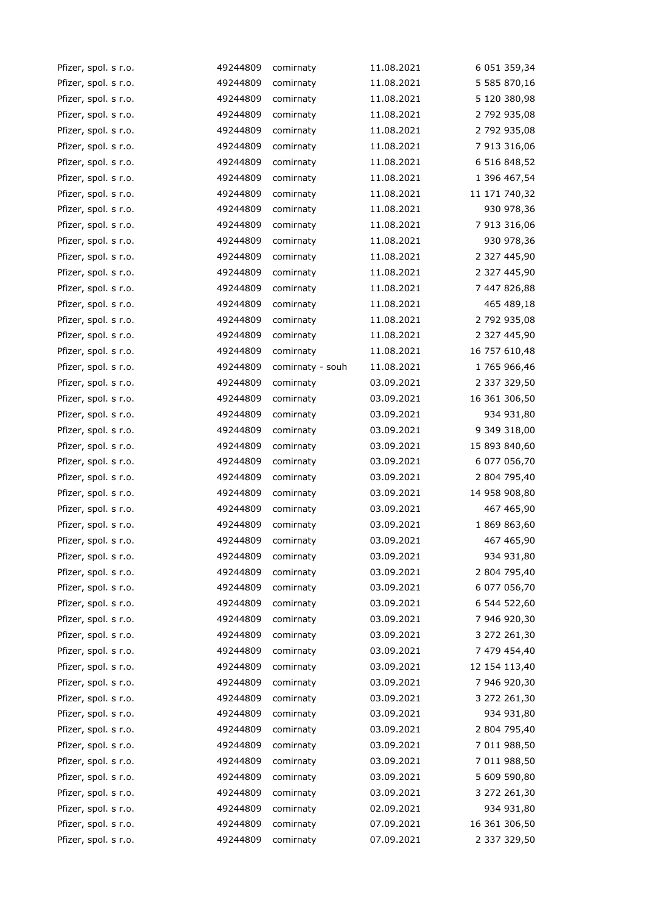| | | | | |
|---|---|---|---|---|
| Pfizer, spol. s r.o. | 49244809 | comirnaty | 11.08.2021 | 6 051 359,34 |
| Pfizer, spol. s r.o. | 49244809 | comirnaty | 11.08.2021 | 5 585 870,16 |
| Pfizer, spol. s r.o. | 49244809 | comirnaty | 11.08.2021 | 5 120 380,98 |
| Pfizer, spol. s r.o. | 49244809 | comirnaty | 11.08.2021 | 2 792 935,08 |
| Pfizer, spol. s r.o. | 49244809 | comirnaty | 11.08.2021 | 2 792 935,08 |
| Pfizer, spol. s r.o. | 49244809 | comirnaty | 11.08.2021 | 7 913 316,06 |
| Pfizer, spol. s r.o. | 49244809 | comirnaty | 11.08.2021 | 6 516 848,52 |
| Pfizer, spol. s r.o. | 49244809 | comirnaty | 11.08.2021 | 1 396 467,54 |
| Pfizer, spol. s r.o. | 49244809 | comirnaty | 11.08.2021 | 11 171 740,32 |
| Pfizer, spol. s r.o. | 49244809 | comirnaty | 11.08.2021 | 930 978,36 |
| Pfizer, spol. s r.o. | 49244809 | comirnaty | 11.08.2021 | 7 913 316,06 |
| Pfizer, spol. s r.o. | 49244809 | comirnaty | 11.08.2021 | 930 978,36 |
| Pfizer, spol. s r.o. | 49244809 | comirnaty | 11.08.2021 | 2 327 445,90 |
| Pfizer, spol. s r.o. | 49244809 | comirnaty | 11.08.2021 | 2 327 445,90 |
| Pfizer, spol. s r.o. | 49244809 | comirnaty | 11.08.2021 | 7 447 826,88 |
| Pfizer, spol. s r.o. | 49244809 | comirnaty | 11.08.2021 | 465 489,18 |
| Pfizer, spol. s r.o. | 49244809 | comirnaty | 11.08.2021 | 2 792 935,08 |
| Pfizer, spol. s r.o. | 49244809 | comirnaty | 11.08.2021 | 2 327 445,90 |
| Pfizer, spol. s r.o. | 49244809 | comirnaty | 11.08.2021 | 16 757 610,48 |
| Pfizer, spol. s r.o. | 49244809 | comirnaty - souh | 11.08.2021 | 1 765 966,46 |
| Pfizer, spol. s r.o. | 49244809 | comirnaty | 03.09.2021 | 2 337 329,50 |
| Pfizer, spol. s r.o. | 49244809 | comirnaty | 03.09.2021 | 16 361 306,50 |
| Pfizer, spol. s r.o. | 49244809 | comirnaty | 03.09.2021 | 934 931,80 |
| Pfizer, spol. s r.o. | 49244809 | comirnaty | 03.09.2021 | 9 349 318,00 |
| Pfizer, spol. s r.o. | 49244809 | comirnaty | 03.09.2021 | 15 893 840,60 |
| Pfizer, spol. s r.o. | 49244809 | comirnaty | 03.09.2021 | 6 077 056,70 |
| Pfizer, spol. s r.o. | 49244809 | comirnaty | 03.09.2021 | 2 804 795,40 |
| Pfizer, spol. s r.o. | 49244809 | comirnaty | 03.09.2021 | 14 958 908,80 |
| Pfizer, spol. s r.o. | 49244809 | comirnaty | 03.09.2021 | 467 465,90 |
| Pfizer, spol. s r.o. | 49244809 | comirnaty | 03.09.2021 | 1 869 863,60 |
| Pfizer, spol. s r.o. | 49244809 | comirnaty | 03.09.2021 | 467 465,90 |
| Pfizer, spol. s r.o. | 49244809 | comirnaty | 03.09.2021 | 934 931,80 |
| Pfizer, spol. s r.o. | 49244809 | comirnaty | 03.09.2021 | 2 804 795,40 |
| Pfizer, spol. s r.o. | 49244809 | comirnaty | 03.09.2021 | 6 077 056,70 |
| Pfizer, spol. s r.o. | 49244809 | comirnaty | 03.09.2021 | 6 544 522,60 |
| Pfizer, spol. s r.o. | 49244809 | comirnaty | 03.09.2021 | 7 946 920,30 |
| Pfizer, spol. s r.o. | 49244809 | comirnaty | 03.09.2021 | 3 272 261,30 |
| Pfizer, spol. s r.o. | 49244809 | comirnaty | 03.09.2021 | 7 479 454,40 |
| Pfizer, spol. s r.o. | 49244809 | comirnaty | 03.09.2021 | 12 154 113,40 |
| Pfizer, spol. s r.o. | 49244809 | comirnaty | 03.09.2021 | 7 946 920,30 |
| Pfizer, spol. s r.o. | 49244809 | comirnaty | 03.09.2021 | 3 272 261,30 |
| Pfizer, spol. s r.o. | 49244809 | comirnaty | 03.09.2021 | 934 931,80 |
| Pfizer, spol. s r.o. | 49244809 | comirnaty | 03.09.2021 | 2 804 795,40 |
| Pfizer, spol. s r.o. | 49244809 | comirnaty | 03.09.2021 | 7 011 988,50 |
| Pfizer, spol. s r.o. | 49244809 | comirnaty | 03.09.2021 | 7 011 988,50 |
| Pfizer, spol. s r.o. | 49244809 | comirnaty | 03.09.2021 | 5 609 590,80 |
| Pfizer, spol. s r.o. | 49244809 | comirnaty | 03.09.2021 | 3 272 261,30 |
| Pfizer, spol. s r.o. | 49244809 | comirnaty | 02.09.2021 | 934 931,80 |
| Pfizer, spol. s r.o. | 49244809 | comirnaty | 07.09.2021 | 16 361 306,50 |
| Pfizer, spol. s r.o. | 49244809 | comirnaty | 07.09.2021 | 2 337 329,50 |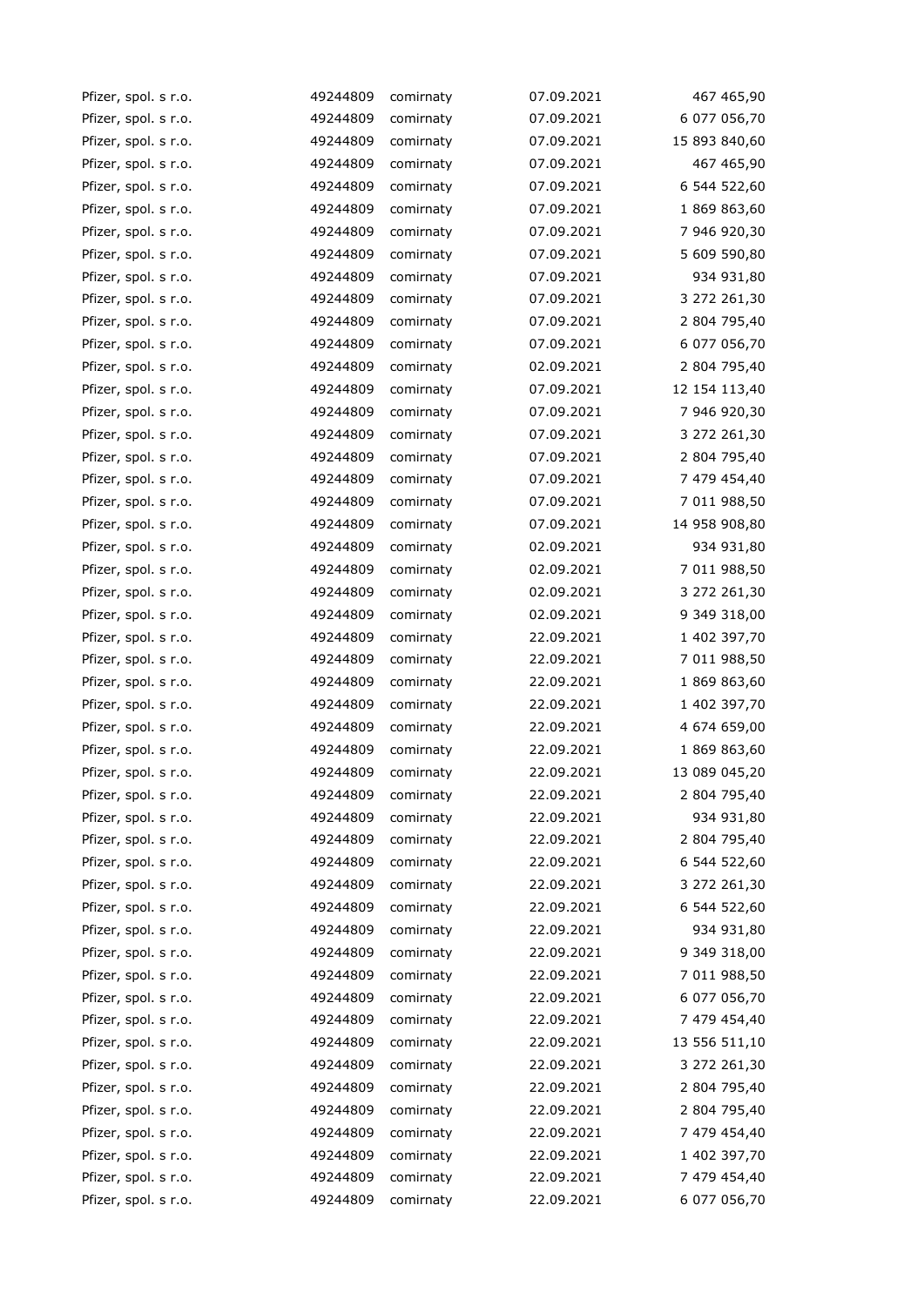| | | | | |
|---|---|---|---|---|
| Pfizer, spol. s r.o. | 49244809 | comirnaty | 07.09.2021 | 467 465,90 |
| Pfizer, spol. s r.o. | 49244809 | comirnaty | 07.09.2021 | 6 077 056,70 |
| Pfizer, spol. s r.o. | 49244809 | comirnaty | 07.09.2021 | 15 893 840,60 |
| Pfizer, spol. s r.o. | 49244809 | comirnaty | 07.09.2021 | 467 465,90 |
| Pfizer, spol. s r.o. | 49244809 | comirnaty | 07.09.2021 | 6 544 522,60 |
| Pfizer, spol. s r.o. | 49244809 | comirnaty | 07.09.2021 | 1 869 863,60 |
| Pfizer, spol. s r.o. | 49244809 | comirnaty | 07.09.2021 | 7 946 920,30 |
| Pfizer, spol. s r.o. | 49244809 | comirnaty | 07.09.2021 | 5 609 590,80 |
| Pfizer, spol. s r.o. | 49244809 | comirnaty | 07.09.2021 | 934 931,80 |
| Pfizer, spol. s r.o. | 49244809 | comirnaty | 07.09.2021 | 3 272 261,30 |
| Pfizer, spol. s r.o. | 49244809 | comirnaty | 07.09.2021 | 2 804 795,40 |
| Pfizer, spol. s r.o. | 49244809 | comirnaty | 07.09.2021 | 6 077 056,70 |
| Pfizer, spol. s r.o. | 49244809 | comirnaty | 02.09.2021 | 2 804 795,40 |
| Pfizer, spol. s r.o. | 49244809 | comirnaty | 07.09.2021 | 12 154 113,40 |
| Pfizer, spol. s r.o. | 49244809 | comirnaty | 07.09.2021 | 7 946 920,30 |
| Pfizer, spol. s r.o. | 49244809 | comirnaty | 07.09.2021 | 3 272 261,30 |
| Pfizer, spol. s r.o. | 49244809 | comirnaty | 07.09.2021 | 2 804 795,40 |
| Pfizer, spol. s r.o. | 49244809 | comirnaty | 07.09.2021 | 7 479 454,40 |
| Pfizer, spol. s r.o. | 49244809 | comirnaty | 07.09.2021 | 7 011 988,50 |
| Pfizer, spol. s r.o. | 49244809 | comirnaty | 07.09.2021 | 14 958 908,80 |
| Pfizer, spol. s r.o. | 49244809 | comirnaty | 02.09.2021 | 934 931,80 |
| Pfizer, spol. s r.o. | 49244809 | comirnaty | 02.09.2021 | 7 011 988,50 |
| Pfizer, spol. s r.o. | 49244809 | comirnaty | 02.09.2021 | 3 272 261,30 |
| Pfizer, spol. s r.o. | 49244809 | comirnaty | 02.09.2021 | 9 349 318,00 |
| Pfizer, spol. s r.o. | 49244809 | comirnaty | 22.09.2021 | 1 402 397,70 |
| Pfizer, spol. s r.o. | 49244809 | comirnaty | 22.09.2021 | 7 011 988,50 |
| Pfizer, spol. s r.o. | 49244809 | comirnaty | 22.09.2021 | 1 869 863,60 |
| Pfizer, spol. s r.o. | 49244809 | comirnaty | 22.09.2021 | 1 402 397,70 |
| Pfizer, spol. s r.o. | 49244809 | comirnaty | 22.09.2021 | 4 674 659,00 |
| Pfizer, spol. s r.o. | 49244809 | comirnaty | 22.09.2021 | 1 869 863,60 |
| Pfizer, spol. s r.o. | 49244809 | comirnaty | 22.09.2021 | 13 089 045,20 |
| Pfizer, spol. s r.o. | 49244809 | comirnaty | 22.09.2021 | 2 804 795,40 |
| Pfizer, spol. s r.o. | 49244809 | comirnaty | 22.09.2021 | 934 931,80 |
| Pfizer, spol. s r.o. | 49244809 | comirnaty | 22.09.2021 | 2 804 795,40 |
| Pfizer, spol. s r.o. | 49244809 | comirnaty | 22.09.2021 | 6 544 522,60 |
| Pfizer, spol. s r.o. | 49244809 | comirnaty | 22.09.2021 | 3 272 261,30 |
| Pfizer, spol. s r.o. | 49244809 | comirnaty | 22.09.2021 | 6 544 522,60 |
| Pfizer, spol. s r.o. | 49244809 | comirnaty | 22.09.2021 | 934 931,80 |
| Pfizer, spol. s r.o. | 49244809 | comirnaty | 22.09.2021 | 9 349 318,00 |
| Pfizer, spol. s r.o. | 49244809 | comirnaty | 22.09.2021 | 7 011 988,50 |
| Pfizer, spol. s r.o. | 49244809 | comirnaty | 22.09.2021 | 6 077 056,70 |
| Pfizer, spol. s r.o. | 49244809 | comirnaty | 22.09.2021 | 7 479 454,40 |
| Pfizer, spol. s r.o. | 49244809 | comirnaty | 22.09.2021 | 13 556 511,10 |
| Pfizer, spol. s r.o. | 49244809 | comirnaty | 22.09.2021 | 3 272 261,30 |
| Pfizer, spol. s r.o. | 49244809 | comirnaty | 22.09.2021 | 2 804 795,40 |
| Pfizer, spol. s r.o. | 49244809 | comirnaty | 22.09.2021 | 2 804 795,40 |
| Pfizer, spol. s r.o. | 49244809 | comirnaty | 22.09.2021 | 7 479 454,40 |
| Pfizer, spol. s r.o. | 49244809 | comirnaty | 22.09.2021 | 1 402 397,70 |
| Pfizer, spol. s r.o. | 49244809 | comirnaty | 22.09.2021 | 7 479 454,40 |
| Pfizer, spol. s r.o. | 49244809 | comirnaty | 22.09.2021 | 6 077 056,70 |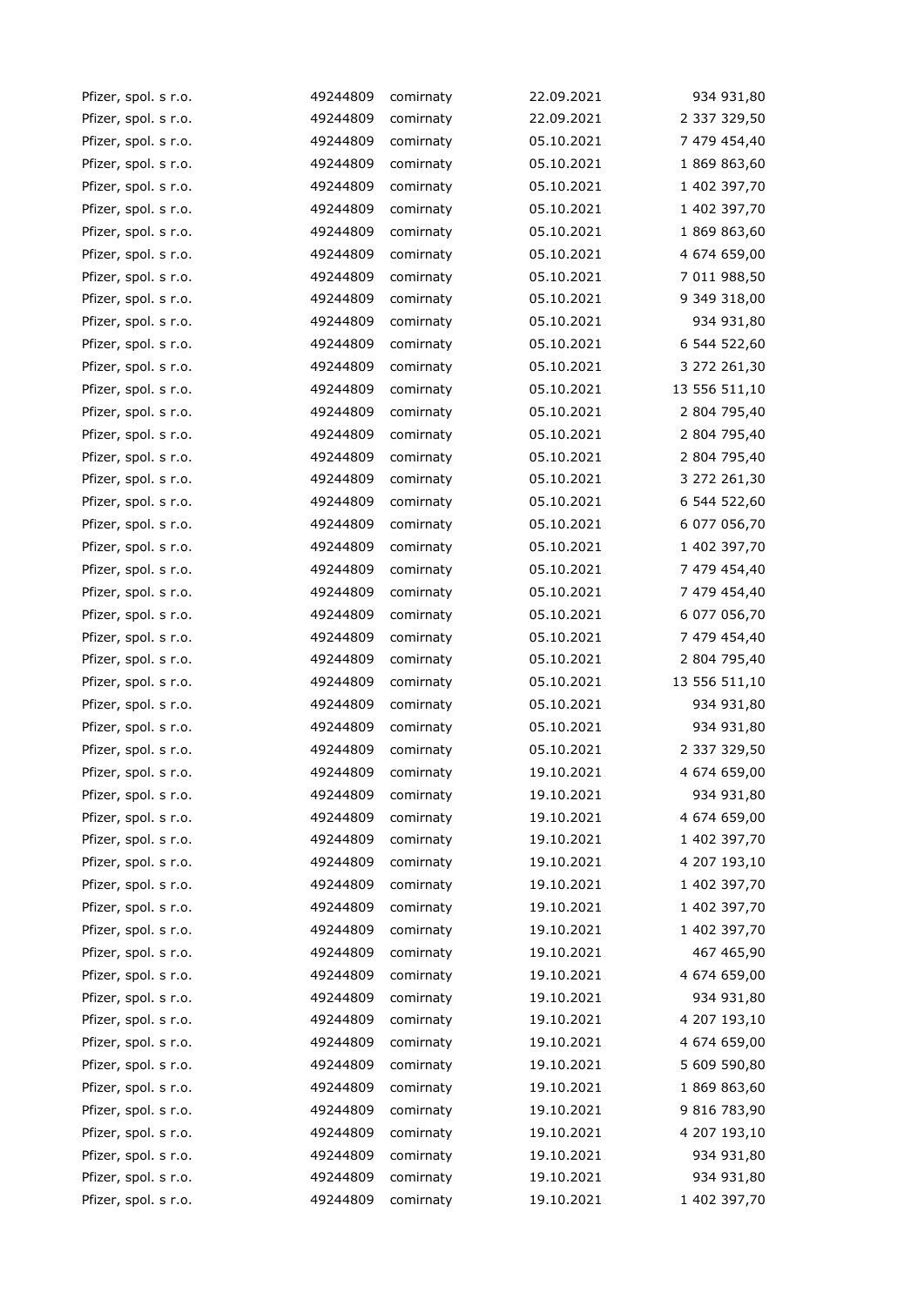| | | | | |
|---|---|---|---|---|
| Pfizer, spol. s r.o. | 49244809 | comirnaty | 22.09.2021 | 934 931,80 |
| Pfizer, spol. s r.o. | 49244809 | comirnaty | 22.09.2021 | 2 337 329,50 |
| Pfizer, spol. s r.o. | 49244809 | comirnaty | 05.10.2021 | 7 479 454,40 |
| Pfizer, spol. s r.o. | 49244809 | comirnaty | 05.10.2021 | 1 869 863,60 |
| Pfizer, spol. s r.o. | 49244809 | comirnaty | 05.10.2021 | 1 402 397,70 |
| Pfizer, spol. s r.o. | 49244809 | comirnaty | 05.10.2021 | 1 402 397,70 |
| Pfizer, spol. s r.o. | 49244809 | comirnaty | 05.10.2021 | 1 869 863,60 |
| Pfizer, spol. s r.o. | 49244809 | comirnaty | 05.10.2021 | 4 674 659,00 |
| Pfizer, spol. s r.o. | 49244809 | comirnaty | 05.10.2021 | 7 011 988,50 |
| Pfizer, spol. s r.o. | 49244809 | comirnaty | 05.10.2021 | 9 349 318,00 |
| Pfizer, spol. s r.o. | 49244809 | comirnaty | 05.10.2021 | 934 931,80 |
| Pfizer, spol. s r.o. | 49244809 | comirnaty | 05.10.2021 | 6 544 522,60 |
| Pfizer, spol. s r.o. | 49244809 | comirnaty | 05.10.2021 | 3 272 261,30 |
| Pfizer, spol. s r.o. | 49244809 | comirnaty | 05.10.2021 | 13 556 511,10 |
| Pfizer, spol. s r.o. | 49244809 | comirnaty | 05.10.2021 | 2 804 795,40 |
| Pfizer, spol. s r.o. | 49244809 | comirnaty | 05.10.2021 | 2 804 795,40 |
| Pfizer, spol. s r.o. | 49244809 | comirnaty | 05.10.2021 | 2 804 795,40 |
| Pfizer, spol. s r.o. | 49244809 | comirnaty | 05.10.2021 | 3 272 261,30 |
| Pfizer, spol. s r.o. | 49244809 | comirnaty | 05.10.2021 | 6 544 522,60 |
| Pfizer, spol. s r.o. | 49244809 | comirnaty | 05.10.2021 | 6 077 056,70 |
| Pfizer, spol. s r.o. | 49244809 | comirnaty | 05.10.2021 | 1 402 397,70 |
| Pfizer, spol. s r.o. | 49244809 | comirnaty | 05.10.2021 | 7 479 454,40 |
| Pfizer, spol. s r.o. | 49244809 | comirnaty | 05.10.2021 | 7 479 454,40 |
| Pfizer, spol. s r.o. | 49244809 | comirnaty | 05.10.2021 | 6 077 056,70 |
| Pfizer, spol. s r.o. | 49244809 | comirnaty | 05.10.2021 | 7 479 454,40 |
| Pfizer, spol. s r.o. | 49244809 | comirnaty | 05.10.2021 | 2 804 795,40 |
| Pfizer, spol. s r.o. | 49244809 | comirnaty | 05.10.2021 | 13 556 511,10 |
| Pfizer, spol. s r.o. | 49244809 | comirnaty | 05.10.2021 | 934 931,80 |
| Pfizer, spol. s r.o. | 49244809 | comirnaty | 05.10.2021 | 934 931,80 |
| Pfizer, spol. s r.o. | 49244809 | comirnaty | 05.10.2021 | 2 337 329,50 |
| Pfizer, spol. s r.o. | 49244809 | comirnaty | 19.10.2021 | 4 674 659,00 |
| Pfizer, spol. s r.o. | 49244809 | comirnaty | 19.10.2021 | 934 931,80 |
| Pfizer, spol. s r.o. | 49244809 | comirnaty | 19.10.2021 | 4 674 659,00 |
| Pfizer, spol. s r.o. | 49244809 | comirnaty | 19.10.2021 | 1 402 397,70 |
| Pfizer, spol. s r.o. | 49244809 | comirnaty | 19.10.2021 | 4 207 193,10 |
| Pfizer, spol. s r.o. | 49244809 | comirnaty | 19.10.2021 | 1 402 397,70 |
| Pfizer, spol. s r.o. | 49244809 | comirnaty | 19.10.2021 | 1 402 397,70 |
| Pfizer, spol. s r.o. | 49244809 | comirnaty | 19.10.2021 | 1 402 397,70 |
| Pfizer, spol. s r.o. | 49244809 | comirnaty | 19.10.2021 | 467 465,90 |
| Pfizer, spol. s r.o. | 49244809 | comirnaty | 19.10.2021 | 4 674 659,00 |
| Pfizer, spol. s r.o. | 49244809 | comirnaty | 19.10.2021 | 934 931,80 |
| Pfizer, spol. s r.o. | 49244809 | comirnaty | 19.10.2021 | 4 207 193,10 |
| Pfizer, spol. s r.o. | 49244809 | comirnaty | 19.10.2021 | 4 674 659,00 |
| Pfizer, spol. s r.o. | 49244809 | comirnaty | 19.10.2021 | 5 609 590,80 |
| Pfizer, spol. s r.o. | 49244809 | comirnaty | 19.10.2021 | 1 869 863,60 |
| Pfizer, spol. s r.o. | 49244809 | comirnaty | 19.10.2021 | 9 816 783,90 |
| Pfizer, spol. s r.o. | 49244809 | comirnaty | 19.10.2021 | 4 207 193,10 |
| Pfizer, spol. s r.o. | 49244809 | comirnaty | 19.10.2021 | 934 931,80 |
| Pfizer, spol. s r.o. | 49244809 | comirnaty | 19.10.2021 | 934 931,80 |
| Pfizer, spol. s r.o. | 49244809 | comirnaty | 19.10.2021 | 1 402 397,70 |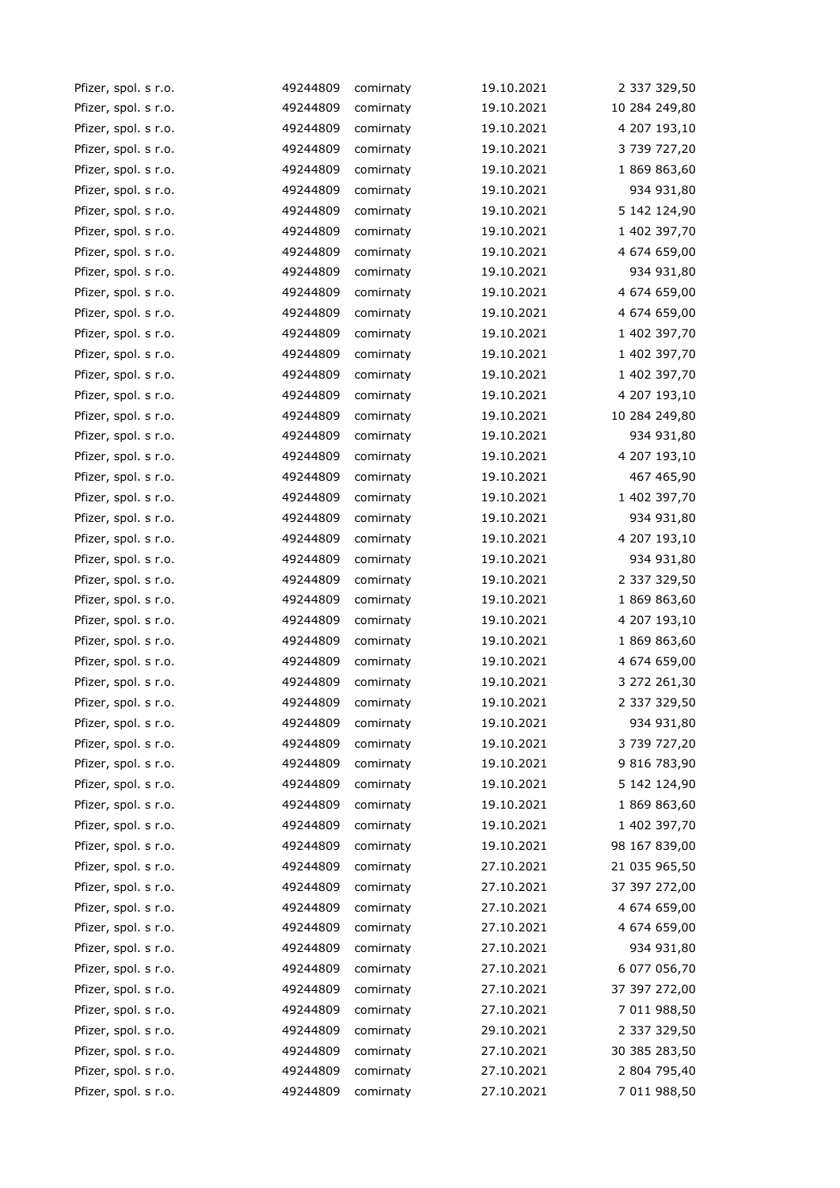| | | | | |
|---|---|---|---|---|
| Pfizer, spol. s r.o. | 49244809 | comirnaty | 19.10.2021 | 2 337 329,50 |
| Pfizer, spol. s r.o. | 49244809 | comirnaty | 19.10.2021 | 10 284 249,80 |
| Pfizer, spol. s r.o. | 49244809 | comirnaty | 19.10.2021 | 4 207 193,10 |
| Pfizer, spol. s r.o. | 49244809 | comirnaty | 19.10.2021 | 3 739 727,20 |
| Pfizer, spol. s r.o. | 49244809 | comirnaty | 19.10.2021 | 1 869 863,60 |
| Pfizer, spol. s r.o. | 49244809 | comirnaty | 19.10.2021 | 934 931,80 |
| Pfizer, spol. s r.o. | 49244809 | comirnaty | 19.10.2021 | 5 142 124,90 |
| Pfizer, spol. s r.o. | 49244809 | comirnaty | 19.10.2021 | 1 402 397,70 |
| Pfizer, spol. s r.o. | 49244809 | comirnaty | 19.10.2021 | 4 674 659,00 |
| Pfizer, spol. s r.o. | 49244809 | comirnaty | 19.10.2021 | 934 931,80 |
| Pfizer, spol. s r.o. | 49244809 | comirnaty | 19.10.2021 | 4 674 659,00 |
| Pfizer, spol. s r.o. | 49244809 | comirnaty | 19.10.2021 | 4 674 659,00 |
| Pfizer, spol. s r.o. | 49244809 | comirnaty | 19.10.2021 | 1 402 397,70 |
| Pfizer, spol. s r.o. | 49244809 | comirnaty | 19.10.2021 | 1 402 397,70 |
| Pfizer, spol. s r.o. | 49244809 | comirnaty | 19.10.2021 | 1 402 397,70 |
| Pfizer, spol. s r.o. | 49244809 | comirnaty | 19.10.2021 | 4 207 193,10 |
| Pfizer, spol. s r.o. | 49244809 | comirnaty | 19.10.2021 | 10 284 249,80 |
| Pfizer, spol. s r.o. | 49244809 | comirnaty | 19.10.2021 | 934 931,80 |
| Pfizer, spol. s r.o. | 49244809 | comirnaty | 19.10.2021 | 4 207 193,10 |
| Pfizer, spol. s r.o. | 49244809 | comirnaty | 19.10.2021 | 467 465,90 |
| Pfizer, spol. s r.o. | 49244809 | comirnaty | 19.10.2021 | 1 402 397,70 |
| Pfizer, spol. s r.o. | 49244809 | comirnaty | 19.10.2021 | 934 931,80 |
| Pfizer, spol. s r.o. | 49244809 | comirnaty | 19.10.2021 | 4 207 193,10 |
| Pfizer, spol. s r.o. | 49244809 | comirnaty | 19.10.2021 | 934 931,80 |
| Pfizer, spol. s r.o. | 49244809 | comirnaty | 19.10.2021 | 2 337 329,50 |
| Pfizer, spol. s r.o. | 49244809 | comirnaty | 19.10.2021 | 1 869 863,60 |
| Pfizer, spol. s r.o. | 49244809 | comirnaty | 19.10.2021 | 4 207 193,10 |
| Pfizer, spol. s r.o. | 49244809 | comirnaty | 19.10.2021 | 1 869 863,60 |
| Pfizer, spol. s r.o. | 49244809 | comirnaty | 19.10.2021 | 4 674 659,00 |
| Pfizer, spol. s r.o. | 49244809 | comirnaty | 19.10.2021 | 3 272 261,30 |
| Pfizer, spol. s r.o. | 49244809 | comirnaty | 19.10.2021 | 2 337 329,50 |
| Pfizer, spol. s r.o. | 49244809 | comirnaty | 19.10.2021 | 934 931,80 |
| Pfizer, spol. s r.o. | 49244809 | comirnaty | 19.10.2021 | 3 739 727,20 |
| Pfizer, spol. s r.o. | 49244809 | comirnaty | 19.10.2021 | 9 816 783,90 |
| Pfizer, spol. s r.o. | 49244809 | comirnaty | 19.10.2021 | 5 142 124,90 |
| Pfizer, spol. s r.o. | 49244809 | comirnaty | 19.10.2021 | 1 869 863,60 |
| Pfizer, spol. s r.o. | 49244809 | comirnaty | 19.10.2021 | 1 402 397,70 |
| Pfizer, spol. s r.o. | 49244809 | comirnaty | 19.10.2021 | 98 167 839,00 |
| Pfizer, spol. s r.o. | 49244809 | comirnaty | 27.10.2021 | 21 035 965,50 |
| Pfizer, spol. s r.o. | 49244809 | comirnaty | 27.10.2021 | 37 397 272,00 |
| Pfizer, spol. s r.o. | 49244809 | comirnaty | 27.10.2021 | 4 674 659,00 |
| Pfizer, spol. s r.o. | 49244809 | comirnaty | 27.10.2021 | 4 674 659,00 |
| Pfizer, spol. s r.o. | 49244809 | comirnaty | 27.10.2021 | 934 931,80 |
| Pfizer, spol. s r.o. | 49244809 | comirnaty | 27.10.2021 | 6 077 056,70 |
| Pfizer, spol. s r.o. | 49244809 | comirnaty | 27.10.2021 | 37 397 272,00 |
| Pfizer, spol. s r.o. | 49244809 | comirnaty | 27.10.2021 | 7 011 988,50 |
| Pfizer, spol. s r.o. | 49244809 | comirnaty | 29.10.2021 | 2 337 329,50 |
| Pfizer, spol. s r.o. | 49244809 | comirnaty | 27.10.2021 | 30 385 283,50 |
| Pfizer, spol. s r.o. | 49244809 | comirnaty | 27.10.2021 | 2 804 795,40 |
| Pfizer, spol. s r.o. | 49244809 | comirnaty | 27.10.2021 | 7 011 988,50 |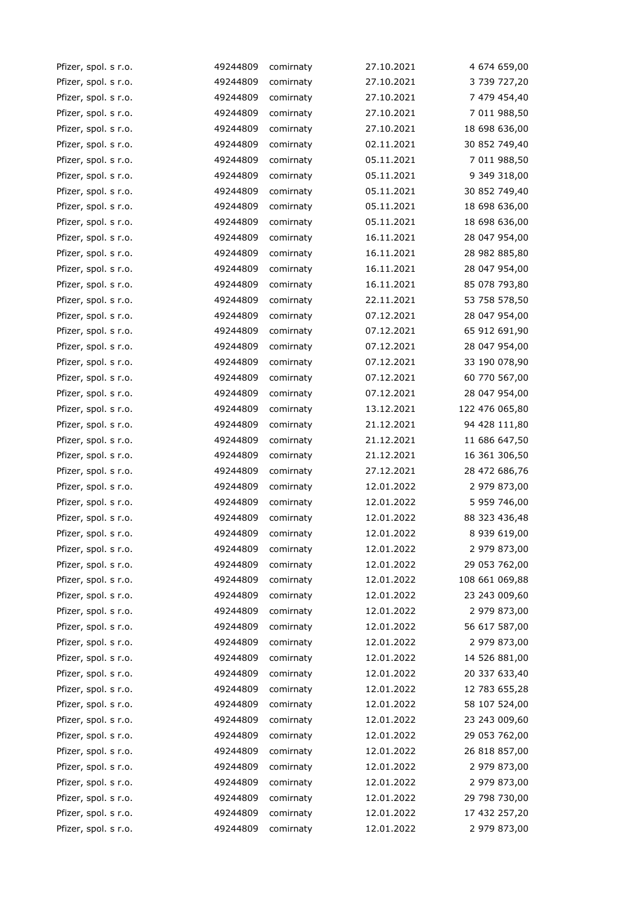| | | | | |
|---|---|---|---|---|
| Pfizer, spol. s r.o. | 49244809 | comirnaty | 27.10.2021 | 4 674 659,00 |
| Pfizer, spol. s r.o. | 49244809 | comirnaty | 27.10.2021 | 3 739 727,20 |
| Pfizer, spol. s r.o. | 49244809 | comirnaty | 27.10.2021 | 7 479 454,40 |
| Pfizer, spol. s r.o. | 49244809 | comirnaty | 27.10.2021 | 7 011 988,50 |
| Pfizer, spol. s r.o. | 49244809 | comirnaty | 27.10.2021 | 18 698 636,00 |
| Pfizer, spol. s r.o. | 49244809 | comirnaty | 02.11.2021 | 30 852 749,40 |
| Pfizer, spol. s r.o. | 49244809 | comirnaty | 05.11.2021 | 7 011 988,50 |
| Pfizer, spol. s r.o. | 49244809 | comirnaty | 05.11.2021 | 9 349 318,00 |
| Pfizer, spol. s r.o. | 49244809 | comirnaty | 05.11.2021 | 30 852 749,40 |
| Pfizer, spol. s r.o. | 49244809 | comirnaty | 05.11.2021 | 18 698 636,00 |
| Pfizer, spol. s r.o. | 49244809 | comirnaty | 05.11.2021 | 18 698 636,00 |
| Pfizer, spol. s r.o. | 49244809 | comirnaty | 16.11.2021 | 28 047 954,00 |
| Pfizer, spol. s r.o. | 49244809 | comirnaty | 16.11.2021 | 28 982 885,80 |
| Pfizer, spol. s r.o. | 49244809 | comirnaty | 16.11.2021 | 28 047 954,00 |
| Pfizer, spol. s r.o. | 49244809 | comirnaty | 16.11.2021 | 85 078 793,80 |
| Pfizer, spol. s r.o. | 49244809 | comirnaty | 22.11.2021 | 53 758 578,50 |
| Pfizer, spol. s r.o. | 49244809 | comirnaty | 07.12.2021 | 28 047 954,00 |
| Pfizer, spol. s r.o. | 49244809 | comirnaty | 07.12.2021 | 65 912 691,90 |
| Pfizer, spol. s r.o. | 49244809 | comirnaty | 07.12.2021 | 28 047 954,00 |
| Pfizer, spol. s r.o. | 49244809 | comirnaty | 07.12.2021 | 33 190 078,90 |
| Pfizer, spol. s r.o. | 49244809 | comirnaty | 07.12.2021 | 60 770 567,00 |
| Pfizer, spol. s r.o. | 49244809 | comirnaty | 07.12.2021 | 28 047 954,00 |
| Pfizer, spol. s r.o. | 49244809 | comirnaty | 13.12.2021 | 122 476 065,80 |
| Pfizer, spol. s r.o. | 49244809 | comirnaty | 21.12.2021 | 94 428 111,80 |
| Pfizer, spol. s r.o. | 49244809 | comirnaty | 21.12.2021 | 11 686 647,50 |
| Pfizer, spol. s r.o. | 49244809 | comirnaty | 21.12.2021 | 16 361 306,50 |
| Pfizer, spol. s r.o. | 49244809 | comirnaty | 27.12.2021 | 28 472 686,76 |
| Pfizer, spol. s r.o. | 49244809 | comirnaty | 12.01.2022 | 2 979 873,00 |
| Pfizer, spol. s r.o. | 49244809 | comirnaty | 12.01.2022 | 5 959 746,00 |
| Pfizer, spol. s r.o. | 49244809 | comirnaty | 12.01.2022 | 88 323 436,48 |
| Pfizer, spol. s r.o. | 49244809 | comirnaty | 12.01.2022 | 8 939 619,00 |
| Pfizer, spol. s r.o. | 49244809 | comirnaty | 12.01.2022 | 2 979 873,00 |
| Pfizer, spol. s r.o. | 49244809 | comirnaty | 12.01.2022 | 29 053 762,00 |
| Pfizer, spol. s r.o. | 49244809 | comirnaty | 12.01.2022 | 108 661 069,88 |
| Pfizer, spol. s r.o. | 49244809 | comirnaty | 12.01.2022 | 23 243 009,60 |
| Pfizer, spol. s r.o. | 49244809 | comirnaty | 12.01.2022 | 2 979 873,00 |
| Pfizer, spol. s r.o. | 49244809 | comirnaty | 12.01.2022 | 56 617 587,00 |
| Pfizer, spol. s r.o. | 49244809 | comirnaty | 12.01.2022 | 2 979 873,00 |
| Pfizer, spol. s r.o. | 49244809 | comirnaty | 12.01.2022 | 14 526 881,00 |
| Pfizer, spol. s r.o. | 49244809 | comirnaty | 12.01.2022 | 20 337 633,40 |
| Pfizer, spol. s r.o. | 49244809 | comirnaty | 12.01.2022 | 12 783 655,28 |
| Pfizer, spol. s r.o. | 49244809 | comirnaty | 12.01.2022 | 58 107 524,00 |
| Pfizer, spol. s r.o. | 49244809 | comirnaty | 12.01.2022 | 23 243 009,60 |
| Pfizer, spol. s r.o. | 49244809 | comirnaty | 12.01.2022 | 29 053 762,00 |
| Pfizer, spol. s r.o. | 49244809 | comirnaty | 12.01.2022 | 26 818 857,00 |
| Pfizer, spol. s r.o. | 49244809 | comirnaty | 12.01.2022 | 2 979 873,00 |
| Pfizer, spol. s r.o. | 49244809 | comirnaty | 12.01.2022 | 2 979 873,00 |
| Pfizer, spol. s r.o. | 49244809 | comirnaty | 12.01.2022 | 29 798 730,00 |
| Pfizer, spol. s r.o. | 49244809 | comirnaty | 12.01.2022 | 17 432 257,20 |
| Pfizer, spol. s r.o. | 49244809 | comirnaty | 12.01.2022 | 2 979 873,00 |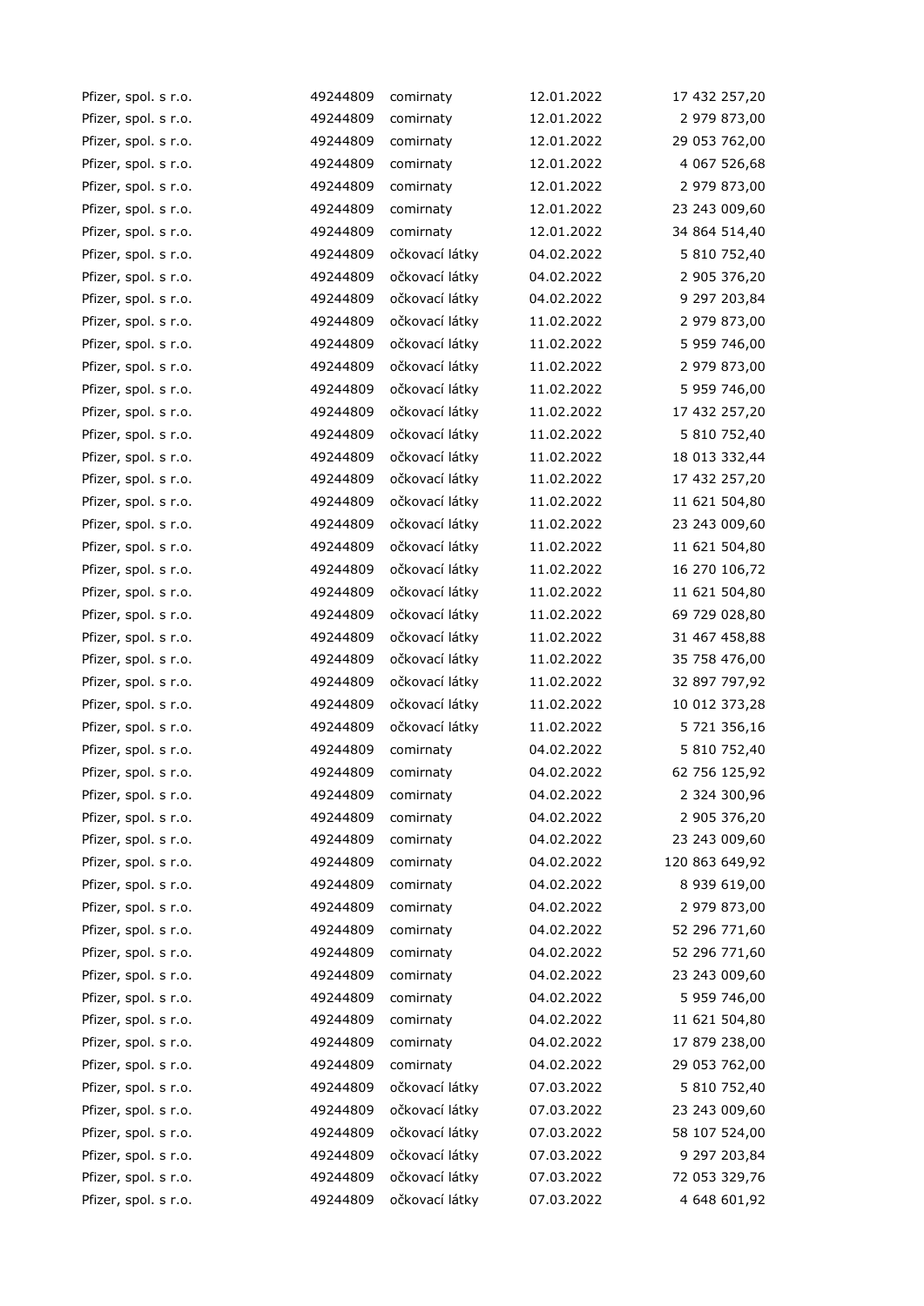| | | | | |
|---|---|---|---|---|
| Pfizer, spol. s r.o. | 49244809 | comirnaty | 12.01.2022 | 17 432 257,20 |
| Pfizer, spol. s r.o. | 49244809 | comirnaty | 12.01.2022 | 2 979 873,00 |
| Pfizer, spol. s r.o. | 49244809 | comirnaty | 12.01.2022 | 29 053 762,00 |
| Pfizer, spol. s r.o. | 49244809 | comirnaty | 12.01.2022 | 4 067 526,68 |
| Pfizer, spol. s r.o. | 49244809 | comirnaty | 12.01.2022 | 2 979 873,00 |
| Pfizer, spol. s r.o. | 49244809 | comirnaty | 12.01.2022 | 23 243 009,60 |
| Pfizer, spol. s r.o. | 49244809 | comirnaty | 12.01.2022 | 34 864 514,40 |
| Pfizer, spol. s r.o. | 49244809 | očkovací látky | 04.02.2022 | 5 810 752,40 |
| Pfizer, spol. s r.o. | 49244809 | očkovací látky | 04.02.2022 | 2 905 376,20 |
| Pfizer, spol. s r.o. | 49244809 | očkovací látky | 04.02.2022 | 9 297 203,84 |
| Pfizer, spol. s r.o. | 49244809 | očkovací látky | 11.02.2022 | 2 979 873,00 |
| Pfizer, spol. s r.o. | 49244809 | očkovací látky | 11.02.2022 | 5 959 746,00 |
| Pfizer, spol. s r.o. | 49244809 | očkovací látky | 11.02.2022 | 2 979 873,00 |
| Pfizer, spol. s r.o. | 49244809 | očkovací látky | 11.02.2022 | 5 959 746,00 |
| Pfizer, spol. s r.o. | 49244809 | očkovací látky | 11.02.2022 | 17 432 257,20 |
| Pfizer, spol. s r.o. | 49244809 | očkovací látky | 11.02.2022 | 5 810 752,40 |
| Pfizer, spol. s r.o. | 49244809 | očkovací látky | 11.02.2022 | 18 013 332,44 |
| Pfizer, spol. s r.o. | 49244809 | očkovací látky | 11.02.2022 | 17 432 257,20 |
| Pfizer, spol. s r.o. | 49244809 | očkovací látky | 11.02.2022 | 11 621 504,80 |
| Pfizer, spol. s r.o. | 49244809 | očkovací látky | 11.02.2022 | 23 243 009,60 |
| Pfizer, spol. s r.o. | 49244809 | očkovací látky | 11.02.2022 | 11 621 504,80 |
| Pfizer, spol. s r.o. | 49244809 | očkovací látky | 11.02.2022 | 16 270 106,72 |
| Pfizer, spol. s r.o. | 49244809 | očkovací látky | 11.02.2022 | 11 621 504,80 |
| Pfizer, spol. s r.o. | 49244809 | očkovací látky | 11.02.2022 | 69 729 028,80 |
| Pfizer, spol. s r.o. | 49244809 | očkovací látky | 11.02.2022 | 31 467 458,88 |
| Pfizer, spol. s r.o. | 49244809 | očkovací látky | 11.02.2022 | 35 758 476,00 |
| Pfizer, spol. s r.o. | 49244809 | očkovací látky | 11.02.2022 | 32 897 797,92 |
| Pfizer, spol. s r.o. | 49244809 | očkovací látky | 11.02.2022 | 10 012 373,28 |
| Pfizer, spol. s r.o. | 49244809 | očkovací látky | 11.02.2022 | 5 721 356,16 |
| Pfizer, spol. s r.o. | 49244809 | comirnaty | 04.02.2022 | 5 810 752,40 |
| Pfizer, spol. s r.o. | 49244809 | comirnaty | 04.02.2022 | 62 756 125,92 |
| Pfizer, spol. s r.o. | 49244809 | comirnaty | 04.02.2022 | 2 324 300,96 |
| Pfizer, spol. s r.o. | 49244809 | comirnaty | 04.02.2022 | 2 905 376,20 |
| Pfizer, spol. s r.o. | 49244809 | comirnaty | 04.02.2022 | 23 243 009,60 |
| Pfizer, spol. s r.o. | 49244809 | comirnaty | 04.02.2022 | 120 863 649,92 |
| Pfizer, spol. s r.o. | 49244809 | comirnaty | 04.02.2022 | 8 939 619,00 |
| Pfizer, spol. s r.o. | 49244809 | comirnaty | 04.02.2022 | 2 979 873,00 |
| Pfizer, spol. s r.o. | 49244809 | comirnaty | 04.02.2022 | 52 296 771,60 |
| Pfizer, spol. s r.o. | 49244809 | comirnaty | 04.02.2022 | 52 296 771,60 |
| Pfizer, spol. s r.o. | 49244809 | comirnaty | 04.02.2022 | 23 243 009,60 |
| Pfizer, spol. s r.o. | 49244809 | comirnaty | 04.02.2022 | 5 959 746,00 |
| Pfizer, spol. s r.o. | 49244809 | comirnaty | 04.02.2022 | 11 621 504,80 |
| Pfizer, spol. s r.o. | 49244809 | comirnaty | 04.02.2022 | 17 879 238,00 |
| Pfizer, spol. s r.o. | 49244809 | comirnaty | 04.02.2022 | 29 053 762,00 |
| Pfizer, spol. s r.o. | 49244809 | očkovací látky | 07.03.2022 | 5 810 752,40 |
| Pfizer, spol. s r.o. | 49244809 | očkovací látky | 07.03.2022 | 23 243 009,60 |
| Pfizer, spol. s r.o. | 49244809 | očkovací látky | 07.03.2022 | 58 107 524,00 |
| Pfizer, spol. s r.o. | 49244809 | očkovací látky | 07.03.2022 | 9 297 203,84 |
| Pfizer, spol. s r.o. | 49244809 | očkovací látky | 07.03.2022 | 72 053 329,76 |
| Pfizer, spol. s r.o. | 49244809 | očkovací látky | 07.03.2022 | 4 648 601,92 |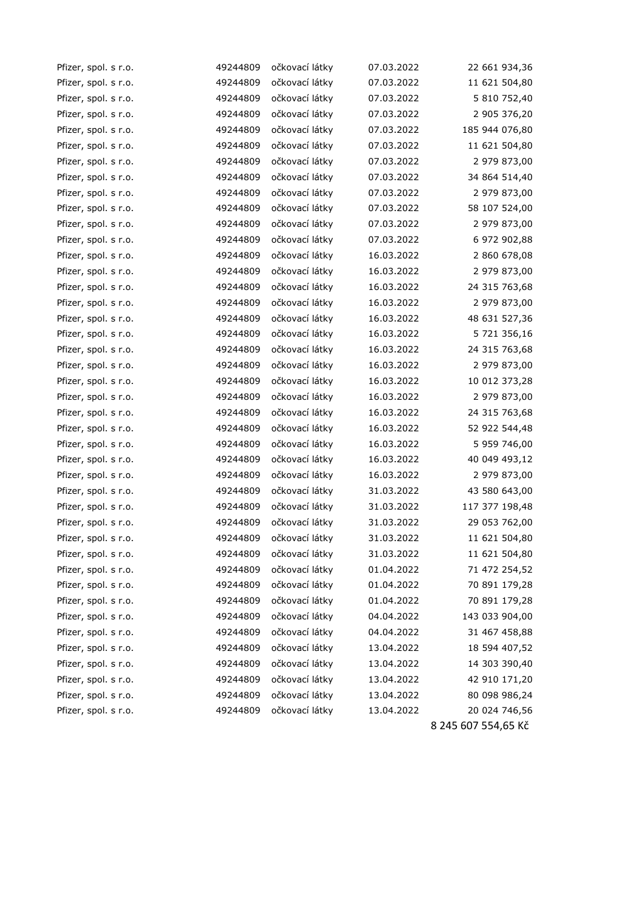| | | | | |
|---|---|---|---|---|
| Pfizer, spol. s r.o. | 49244809 | očkovací látky | 07.03.2022 | 22 661 934,36 |
| Pfizer, spol. s r.o. | 49244809 | očkovací látky | 07.03.2022 | 11 621 504,80 |
| Pfizer, spol. s r.o. | 49244809 | očkovací látky | 07.03.2022 | 5 810 752,40 |
| Pfizer, spol. s r.o. | 49244809 | očkovací látky | 07.03.2022 | 2 905 376,20 |
| Pfizer, spol. s r.o. | 49244809 | očkovací látky | 07.03.2022 | 185 944 076,80 |
| Pfizer, spol. s r.o. | 49244809 | očkovací látky | 07.03.2022 | 11 621 504,80 |
| Pfizer, spol. s r.o. | 49244809 | očkovací látky | 07.03.2022 | 2 979 873,00 |
| Pfizer, spol. s r.o. | 49244809 | očkovací látky | 07.03.2022 | 34 864 514,40 |
| Pfizer, spol. s r.o. | 49244809 | očkovací látky | 07.03.2022 | 2 979 873,00 |
| Pfizer, spol. s r.o. | 49244809 | očkovací látky | 07.03.2022 | 58 107 524,00 |
| Pfizer, spol. s r.o. | 49244809 | očkovací látky | 07.03.2022 | 2 979 873,00 |
| Pfizer, spol. s r.o. | 49244809 | očkovací látky | 07.03.2022 | 6 972 902,88 |
| Pfizer, spol. s r.o. | 49244809 | očkovací látky | 16.03.2022 | 2 860 678,08 |
| Pfizer, spol. s r.o. | 49244809 | očkovací látky | 16.03.2022 | 2 979 873,00 |
| Pfizer, spol. s r.o. | 49244809 | očkovací látky | 16.03.2022 | 24 315 763,68 |
| Pfizer, spol. s r.o. | 49244809 | očkovací látky | 16.03.2022 | 2 979 873,00 |
| Pfizer, spol. s r.o. | 49244809 | očkovací látky | 16.03.2022 | 48 631 527,36 |
| Pfizer, spol. s r.o. | 49244809 | očkovací látky | 16.03.2022 | 5 721 356,16 |
| Pfizer, spol. s r.o. | 49244809 | očkovací látky | 16.03.2022 | 24 315 763,68 |
| Pfizer, spol. s r.o. | 49244809 | očkovací látky | 16.03.2022 | 2 979 873,00 |
| Pfizer, spol. s r.o. | 49244809 | očkovací látky | 16.03.2022 | 10 012 373,28 |
| Pfizer, spol. s r.o. | 49244809 | očkovací látky | 16.03.2022 | 2 979 873,00 |
| Pfizer, spol. s r.o. | 49244809 | očkovací látky | 16.03.2022 | 24 315 763,68 |
| Pfizer, spol. s r.o. | 49244809 | očkovací látky | 16.03.2022 | 52 922 544,48 |
| Pfizer, spol. s r.o. | 49244809 | očkovací látky | 16.03.2022 | 5 959 746,00 |
| Pfizer, spol. s r.o. | 49244809 | očkovací látky | 16.03.2022 | 40 049 493,12 |
| Pfizer, spol. s r.o. | 49244809 | očkovací látky | 16.03.2022 | 2 979 873,00 |
| Pfizer, spol. s r.o. | 49244809 | očkovací látky | 31.03.2022 | 43 580 643,00 |
| Pfizer, spol. s r.o. | 49244809 | očkovací látky | 31.03.2022 | 117 377 198,48 |
| Pfizer, spol. s r.o. | 49244809 | očkovací látky | 31.03.2022 | 29 053 762,00 |
| Pfizer, spol. s r.o. | 49244809 | očkovací látky | 31.03.2022 | 11 621 504,80 |
| Pfizer, spol. s r.o. | 49244809 | očkovací látky | 31.03.2022 | 11 621 504,80 |
| Pfizer, spol. s r.o. | 49244809 | očkovací látky | 01.04.2022 | 71 472 254,52 |
| Pfizer, spol. s r.o. | 49244809 | očkovací látky | 01.04.2022 | 70 891 179,28 |
| Pfizer, spol. s r.o. | 49244809 | očkovací látky | 01.04.2022 | 70 891 179,28 |
| Pfizer, spol. s r.o. | 49244809 | očkovací látky | 04.04.2022 | 143 033 904,00 |
| Pfizer, spol. s r.o. | 49244809 | očkovací látky | 04.04.2022 | 31 467 458,88 |
| Pfizer, spol. s r.o. | 49244809 | očkovací látky | 13.04.2022 | 18 594 407,52 |
| Pfizer, spol. s r.o. | 49244809 | očkovací látky | 13.04.2022 | 14 303 390,40 |
| Pfizer, spol. s r.o. | 49244809 | očkovací látky | 13.04.2022 | 42 910 171,20 |
| Pfizer, spol. s r.o. | 49244809 | očkovací látky | 13.04.2022 | 80 098 986,24 |
| Pfizer, spol. s r.o. | 49244809 | očkovací látky | 13.04.2022 | 20 024 746,56 |
| | | | | 8 245 607 554,65 Kč |